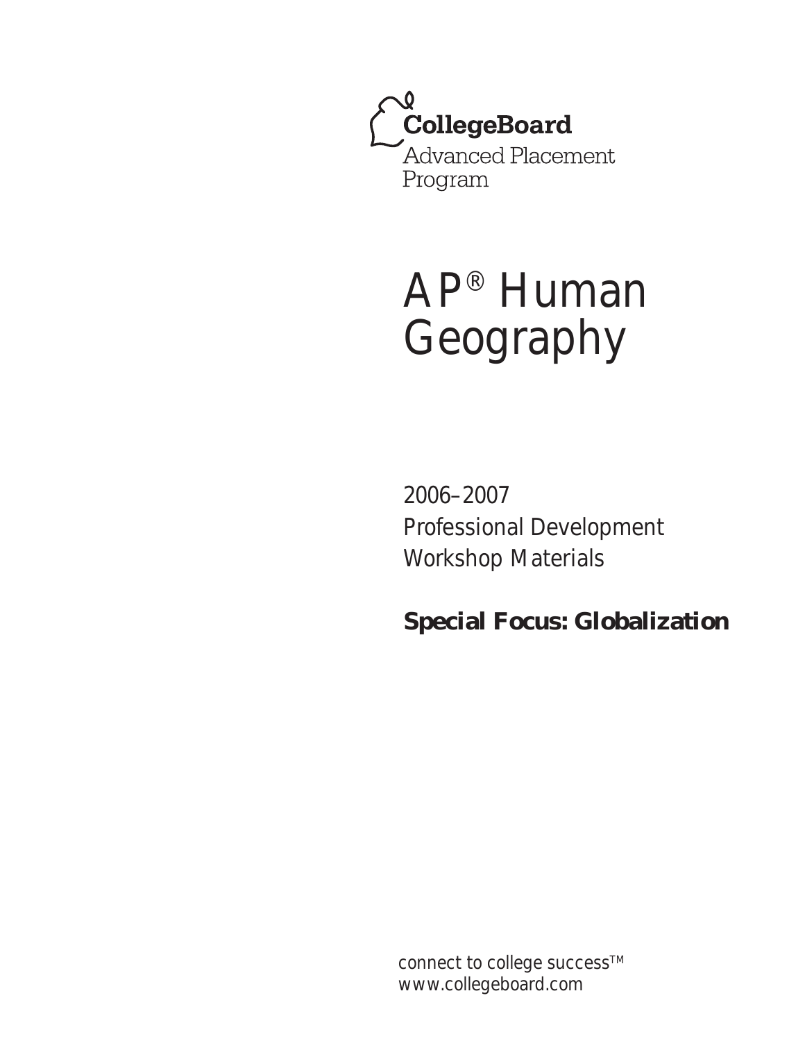CollegeBoard

Advanced Placement Program

# AP® Human Geography

2006–2007
Professional Development
Workshop Materials

**Special Focus: Globalization**

connect to college success™
www.collegeboard.com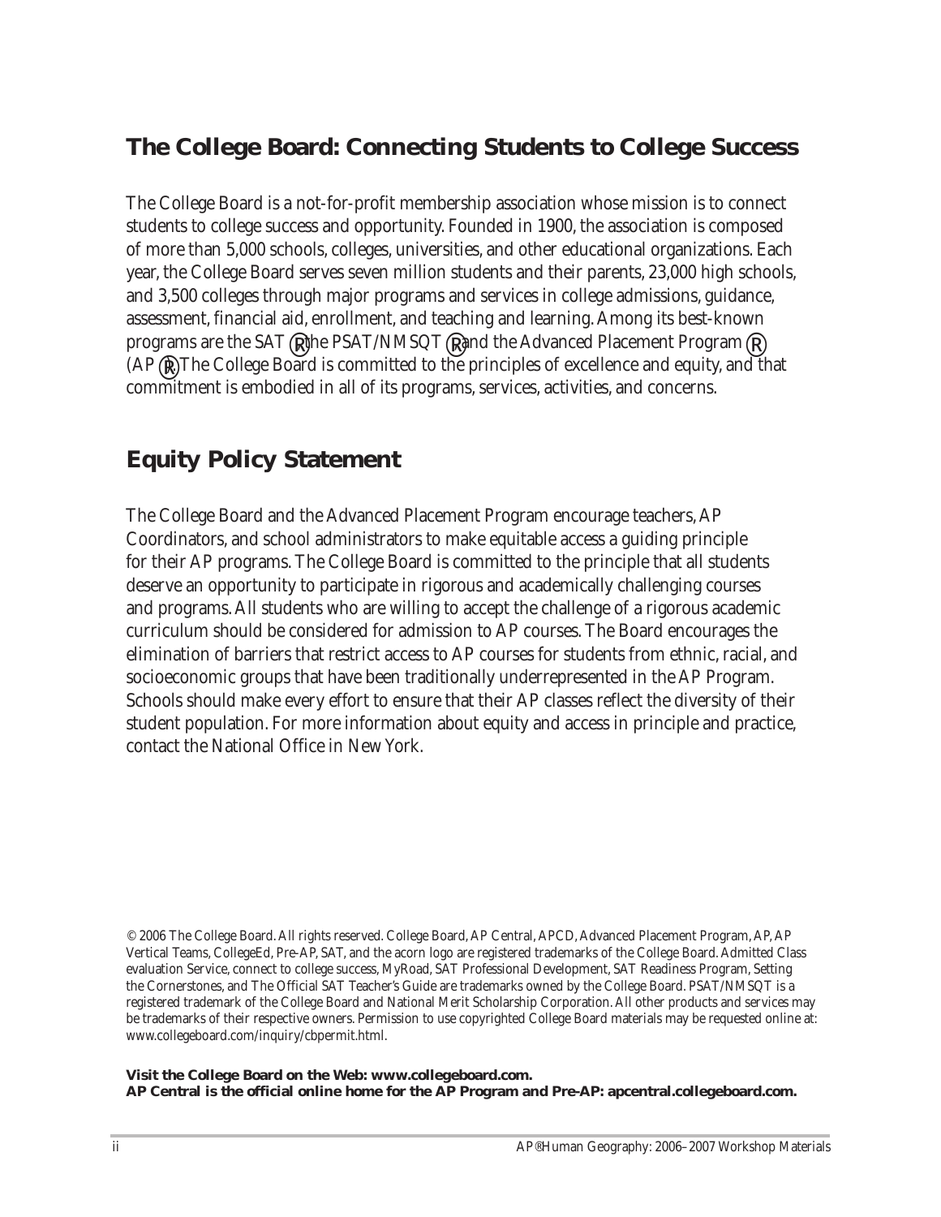## The College Board: Connecting Students to College Success

The College Board is a not-for-profit membership association whose mission is to connect students to college success and opportunity. Founded in 1900, the association is composed of more than 5,000 schools, colleges, universities, and other educational organizations. Each year, the College Board serves seven million students and their parents, 23,000 high schools, and 3,500 colleges through major programs and services in college admissions, guidance, assessment, financial aid, enrollment, and teaching and learning. Among its best-known programs are the SAT®, the PSAT/NMSQT®, and the Advanced Placement Program® (AP®). The College Board is committed to the principles of excellence and equity, and that commitment is embodied in all of its programs, services, activities, and concerns.

## Equity Policy Statement

The College Board and the Advanced Placement Program encourage teachers, AP Coordinators, and school administrators to make equitable access a guiding principle for their AP programs. The College Board is committed to the principle that all students deserve an opportunity to participate in rigorous and academically challenging courses and programs. All students who are willing to accept the challenge of a rigorous academic curriculum should be considered for admission to AP courses. The Board encourages the elimination of barriers that restrict access to AP courses for students from ethnic, racial, and socioeconomic groups that have been traditionally underrepresented in the AP Program. Schools should make every effort to ensure that their AP classes reflect the diversity of their student population. For more information about equity and access in principle and practice, contact the National Office in New York.

© 2006 The College Board. All rights reserved. College Board, AP Central, APCD, Advanced Placement Program, AP, AP Vertical Teams, CollegeEd, Pre-AP, SAT, and the acorn logo are registered trademarks of the College Board. Admitted Class evaluation Service, connect to college success, MyRoad, SAT Professional Development, SAT Readiness Program, Setting the Cornerstones, and The Official SAT Teacher's Guide are trademarks owned by the College Board. PSAT/NMSQT is a registered trademark of the College Board and National Merit Scholarship Corporation. All other products and services may be trademarks of their respective owners. Permission to use copyrighted College Board materials may be requested online at: www.collegeboard.com/inquiry/cbpermit.html.

**Visit the College Board on the Web: www.collegeboard.com.**
**AP Central is the official online home for the AP Program and Pre-AP: apcentral.collegeboard.com.**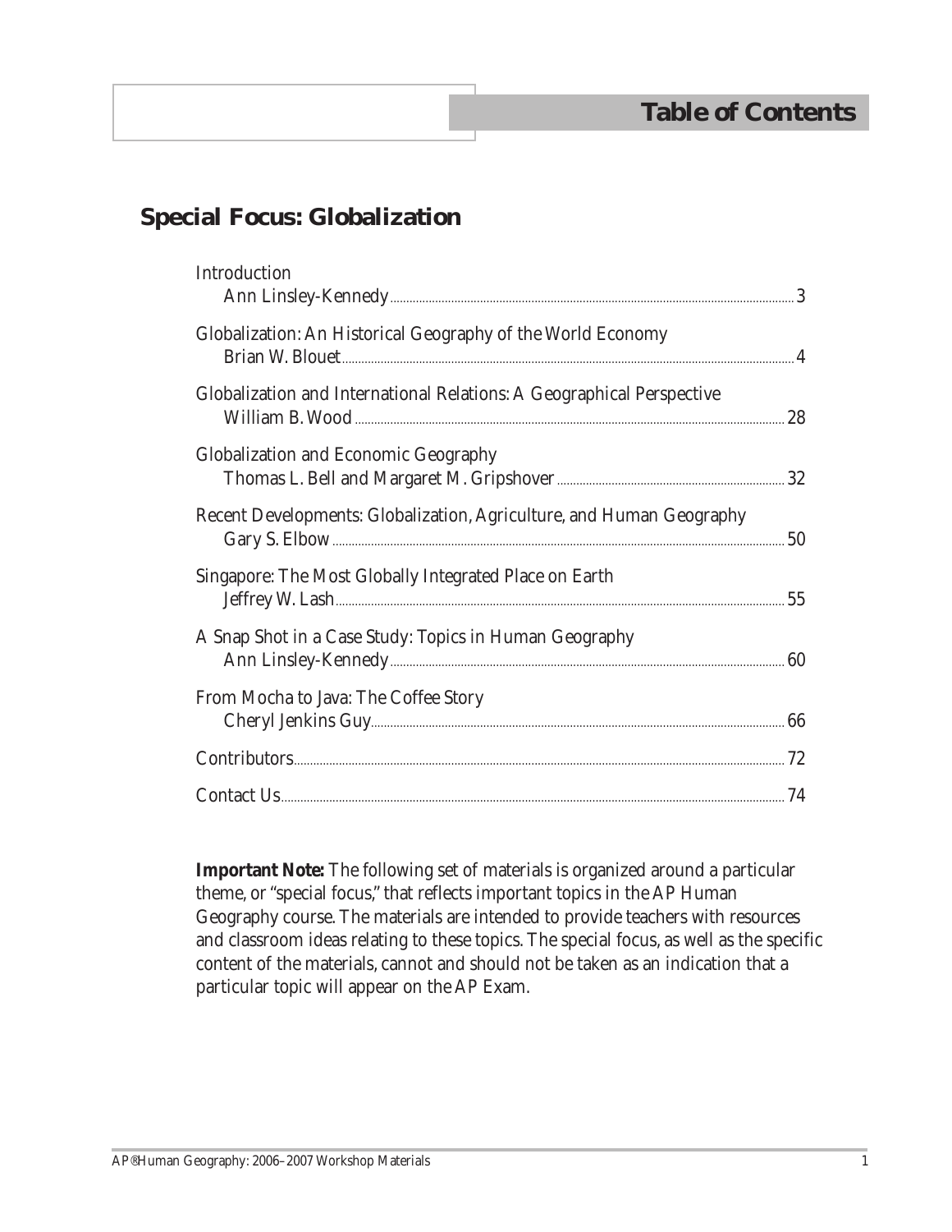# Table of Contents

## Special Focus: Globalization

| | |
|---|---|
| Introduction<br>Ann Linsley-Kennedy | 3 |
| Globalization: An Historical Geography of the World Economy<br>Brian W. Blouet | 4 |
| Globalization and International Relations: A Geographical Perspective<br>William B. Wood | 28 |
| Globalization and Economic Geography<br>Thomas L. Bell and Margaret M. Gripshover | 32 |
| Recent Developments: Globalization, Agriculture, and Human Geography<br>Gary S. Elbow | 50 |
| Singapore: The Most Globally Integrated Place on Earth<br>Jeffrey W. Lash | 55 |
| A Snap Shot in a Case Study: Topics in Human Geography<br>Ann Linsley-Kennedy | 60 |
| From Mocha to Java: The Coffee Story<br>Cheryl Jenkins Guy | 66 |
| Contributors | 72 |
| Contact Us | 74 |

**Important Note:** The following set of materials is organized around a particular theme, or "special focus," that reflects important topics in the AP Human Geography course. The materials are intended to provide teachers with resources and classroom ideas relating to these topics. The special focus, as well as the specific content of the materials, cannot and should not be taken as an indication that a particular topic will appear on the AP Exam.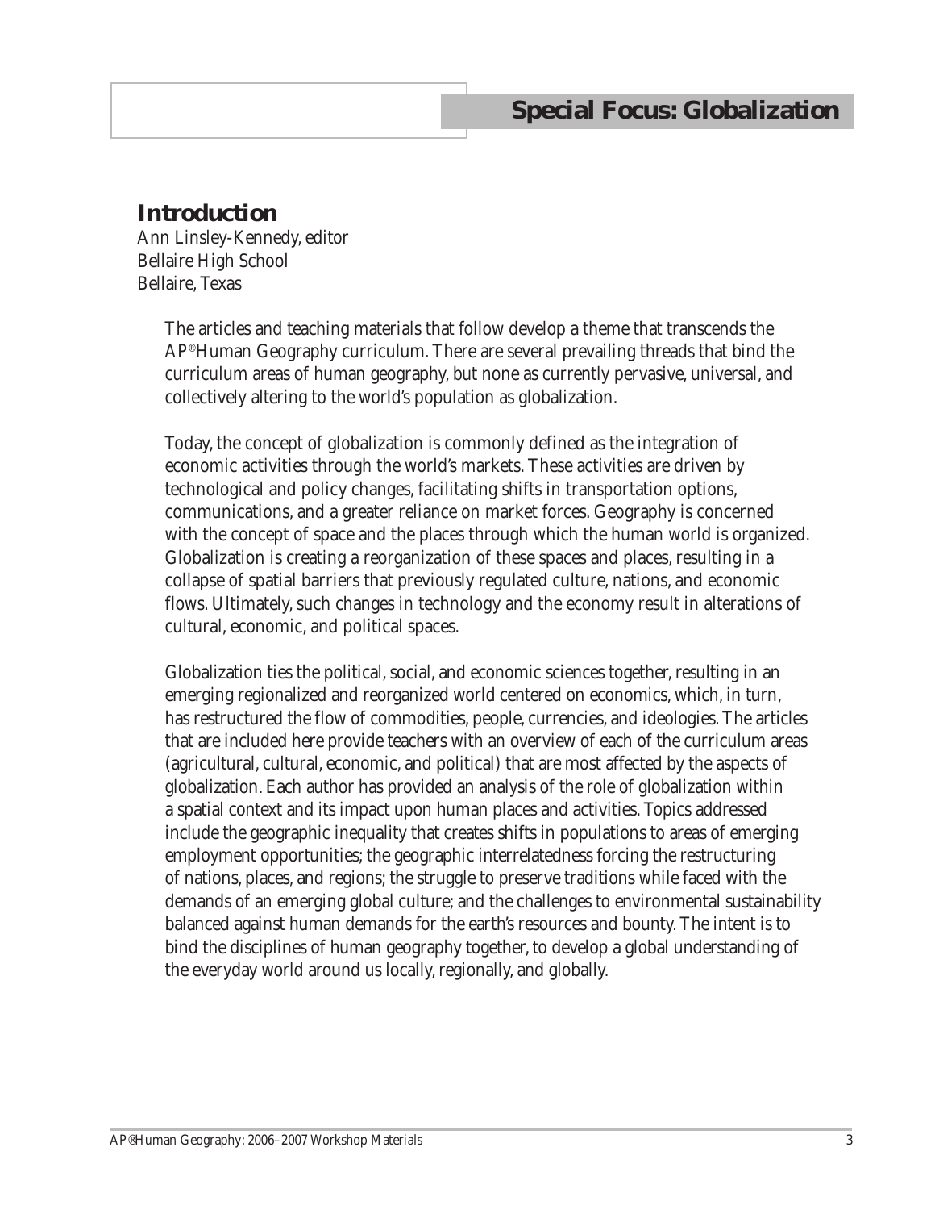# Special Focus: Globalization

## Introduction

Ann Linsley-Kennedy, editor
Bellaire High School
Bellaire, Texas

The articles and teaching materials that follow develop a theme that transcends the AP® Human Geography curriculum. There are several prevailing threads that bind the curriculum areas of human geography, but none as currently pervasive, universal, and collectively altering to the world's population as globalization.

Today, the concept of globalization is commonly defined as the integration of economic activities through the world's markets. These activities are driven by technological and policy changes, facilitating shifts in transportation options, communications, and a greater reliance on market forces. Geography is concerned with the concept of space and the places through which the human world is organized. Globalization is creating a reorganization of these spaces and places, resulting in a collapse of spatial barriers that previously regulated culture, nations, and economic flows. Ultimately, such changes in technology and the economy result in alterations of cultural, economic, and political spaces.

Globalization ties the political, social, and economic sciences together, resulting in an emerging regionalized and reorganized world centered on economics, which, in turn, has restructured the flow of commodities, people, currencies, and ideologies. The articles that are included here provide teachers with an overview of each of the curriculum areas (agricultural, cultural, economic, and political) that are most affected by the aspects of globalization. Each author has provided an analysis of the role of globalization within a spatial context and its impact upon human places and activities. Topics addressed include the geographic inequality that creates shifts in populations to areas of emerging employment opportunities; the geographic interrelatedness forcing the restructuring of nations, places, and regions; the struggle to preserve traditions while faced with the demands of an emerging global culture; and the challenges to environmental sustainability balanced against human demands for the earth's resources and bounty. The intent is to bind the disciplines of human geography together, to develop a global understanding of the everyday world around us locally, regionally, and globally.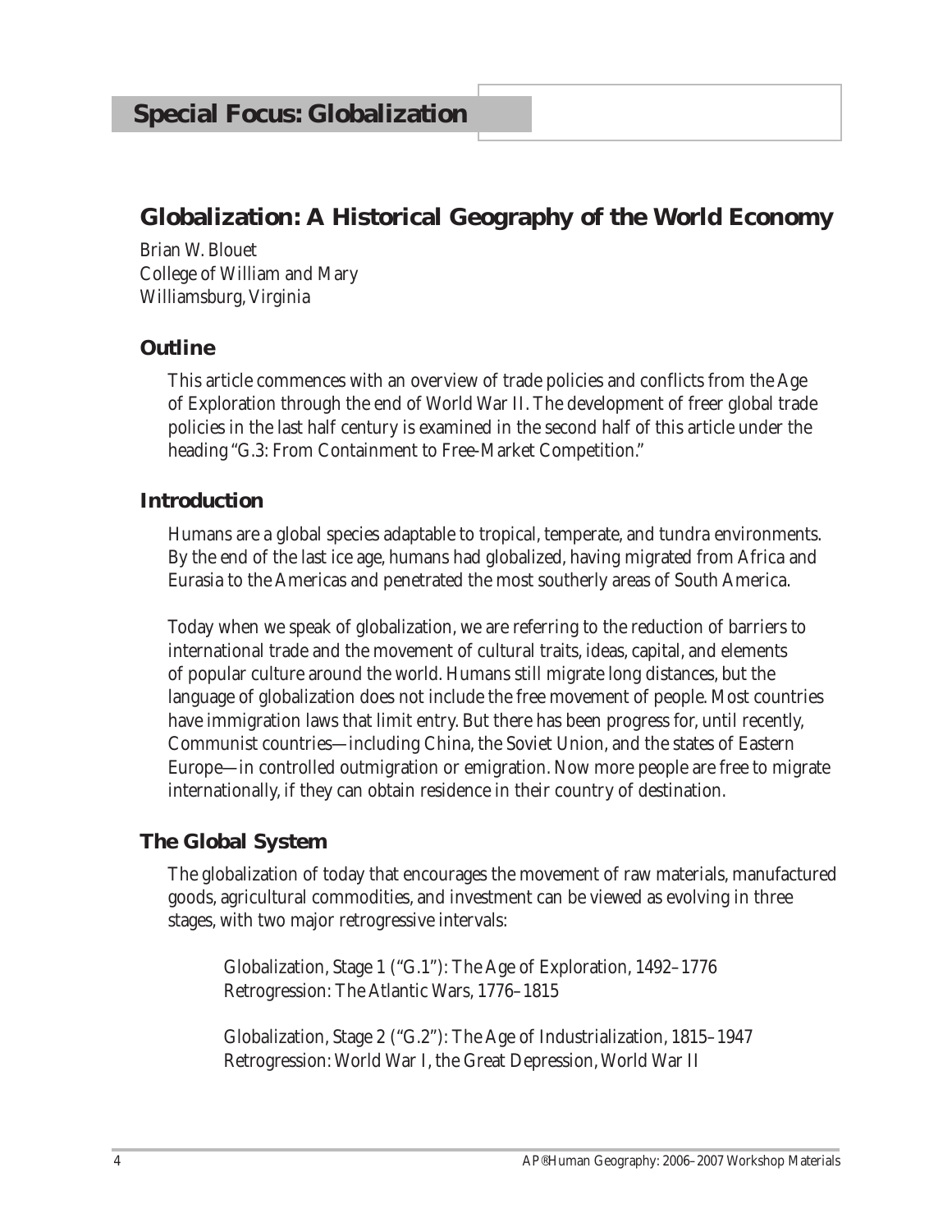## Special Focus: Globalization

# Globalization: A Historical Geography of the World Economy

Brian W. Blouet
College of William and Mary
Williamsburg, Virginia

### Outline

This article commences with an overview of trade policies and conflicts from the Age of Exploration through the end of World War II. The development of freer global trade policies in the last half century is examined in the second half of this article under the heading "G.3: From Containment to Free-Market Competition."

### Introduction

Humans are a global species adaptable to tropical, temperate, and tundra environments. By the end of the last ice age, humans had globalized, having migrated from Africa and Eurasia to the Americas and penetrated the most southerly areas of South America.

Today when we speak of globalization, we are referring to the reduction of barriers to international trade and the movement of cultural traits, ideas, capital, and elements of popular culture around the world. Humans still migrate long distances, but the language of globalization does not include the free movement of people. Most countries have immigration laws that limit entry. But there has been progress for, until recently, Communist countries—including China, the Soviet Union, and the states of Eastern Europe—in controlled outmigration or emigration. Now more people are free to migrate internationally, if they can obtain residence in their country of destination.

### The Global System

The globalization of today that encourages the movement of raw materials, manufactured goods, agricultural commodities, and investment can be viewed as evolving in three stages, with two major retrogressive intervals:

Globalization, Stage 1 ("G.1"): The Age of Exploration, 1492–1776
Retrogression: The Atlantic Wars, 1776–1815

Globalization, Stage 2 ("G.2"): The Age of Industrialization, 1815–1947
Retrogression: World War I, the Great Depression, World War II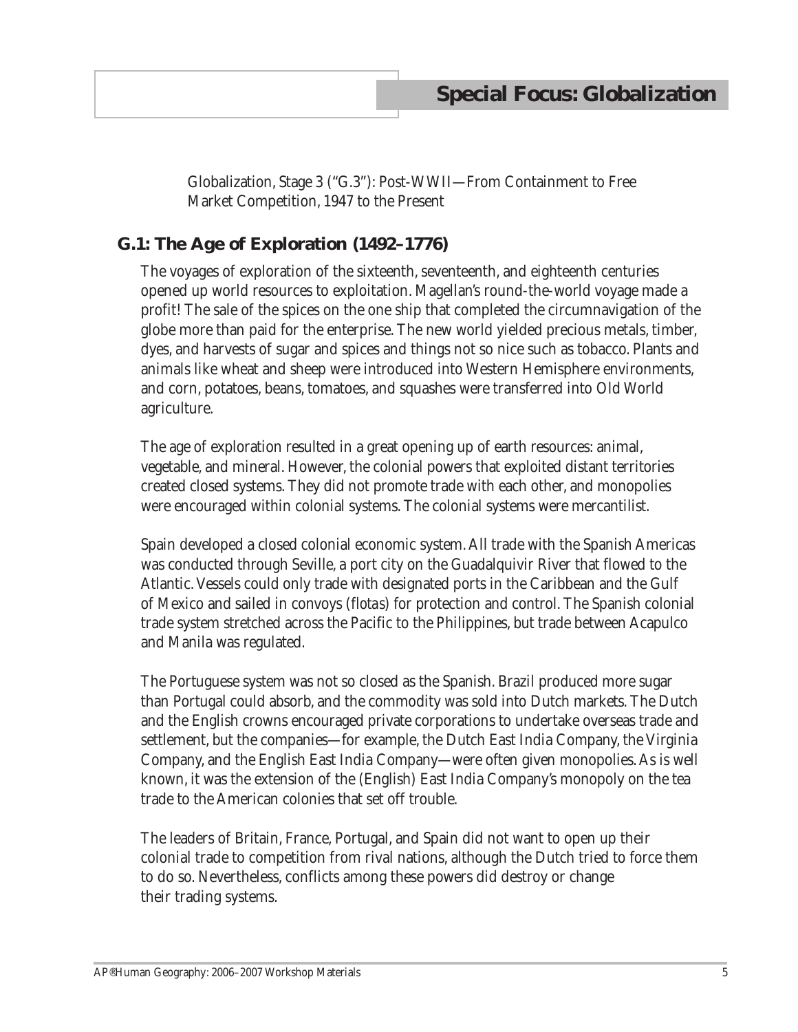Globalization, Stage 3 (“G.3”): Post-WWII—From Containment to Free Market Competition, 1947 to the Present

## G.1: The Age of Exploration (1492–1776)

The voyages of exploration of the sixteenth, seventeenth, and eighteenth centuries opened up world resources to exploitation. Magellan’s round-the-world voyage made a profit! The sale of the spices on the one ship that completed the circumnavigation of the globe more than paid for the enterprise. The new world yielded precious metals, timber, dyes, and harvests of sugar and spices and things not so nice such as tobacco. Plants and animals like wheat and sheep were introduced into Western Hemisphere environments, and corn, potatoes, beans, tomatoes, and squashes were transferred into Old World agriculture.

The age of exploration resulted in a great opening up of earth resources: animal, vegetable, and mineral. However, the colonial powers that exploited distant territories created closed systems. They did not promote trade with each other, and monopolies were encouraged within colonial systems. The colonial systems were mercantilist.

Spain developed a closed colonial economic system. All trade with the Spanish Americas was conducted through Seville, a port city on the Guadalquivir River that flowed to the Atlantic. Vessels could only trade with designated ports in the Caribbean and the Gulf of Mexico and sailed in convoys (*flotas*) for protection and control. The Spanish colonial trade system stretched across the Pacific to the Philippines, but trade between Acapulco and Manila was regulated.

The Portuguese system was not so closed as the Spanish. Brazil produced more sugar than Portugal could absorb, and the commodity was sold into Dutch markets. The Dutch and the English crowns encouraged private corporations to undertake overseas trade and settlement, but the companies—for example, the Dutch East India Company, the Virginia Company, and the English East India Company—were often given monopolies. As is well known, it was the extension of the (English) East India Company’s monopoly on the tea trade to the American colonies that set off trouble.

The leaders of Britain, France, Portugal, and Spain did not want to open up their colonial trade to competition from rival nations, although the Dutch tried to force them to do so. Nevertheless, conflicts among these powers did destroy or change their trading systems.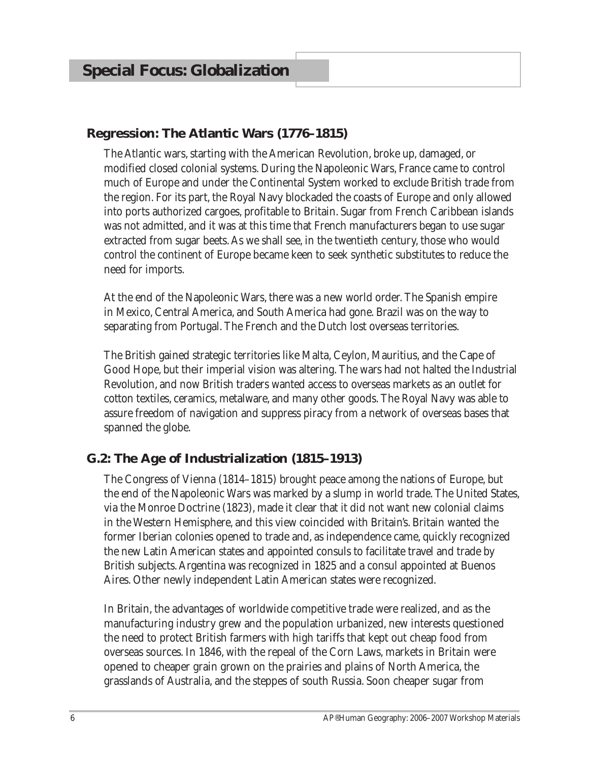# Special Focus: Globalization

## Regression: The Atlantic Wars (1776–1815)

The Atlantic wars, starting with the American Revolution, broke up, damaged, or modified closed colonial systems. During the Napoleonic Wars, France came to control much of Europe and under the Continental System worked to exclude British trade from the region. For its part, the Royal Navy blockaded the coasts of Europe and only allowed into ports authorized cargoes, profitable to Britain. Sugar from French Caribbean islands was not admitted, and it was at this time that French manufacturers began to use sugar extracted from sugar beets. As we shall see, in the twentieth century, those who would control the continent of Europe became keen to seek synthetic substitutes to reduce the need for imports.

At the end of the Napoleonic Wars, there was a new world order. The Spanish empire in Mexico, Central America, and South America had gone. Brazil was on the way to separating from Portugal. The French and the Dutch lost overseas territories.

The British gained strategic territories like Malta, Ceylon, Mauritius, and the Cape of Good Hope, but their imperial vision was altering. The wars had not halted the Industrial Revolution, and now British traders wanted access to overseas markets as an outlet for cotton textiles, ceramics, metalware, and many other goods. The Royal Navy was able to assure freedom of navigation and suppress piracy from a network of overseas bases that spanned the globe.

## G.2: The Age of Industrialization (1815–1913)

The Congress of Vienna (1814–1815) brought peace among the nations of Europe, but the end of the Napoleonic Wars was marked by a slump in world trade. The United States, via the Monroe Doctrine (1823), made it clear that it did not want new colonial claims in the Western Hemisphere, and this view coincided with Britain's. Britain wanted the former Iberian colonies opened to trade and, as independence came, quickly recognized the new Latin American states and appointed consuls to facilitate travel and trade by British subjects. Argentina was recognized in 1825 and a consul appointed at Buenos Aires. Other newly independent Latin American states were recognized.

In Britain, the advantages of worldwide competitive trade were realized, and as the manufacturing industry grew and the population urbanized, new interests questioned the need to protect British farmers with high tariffs that kept out cheap food from overseas sources. In 1846, with the repeal of the Corn Laws, markets in Britain were opened to cheaper grain grown on the prairies and plains of North America, the grasslands of Australia, and the steppes of south Russia. Soon cheaper sugar from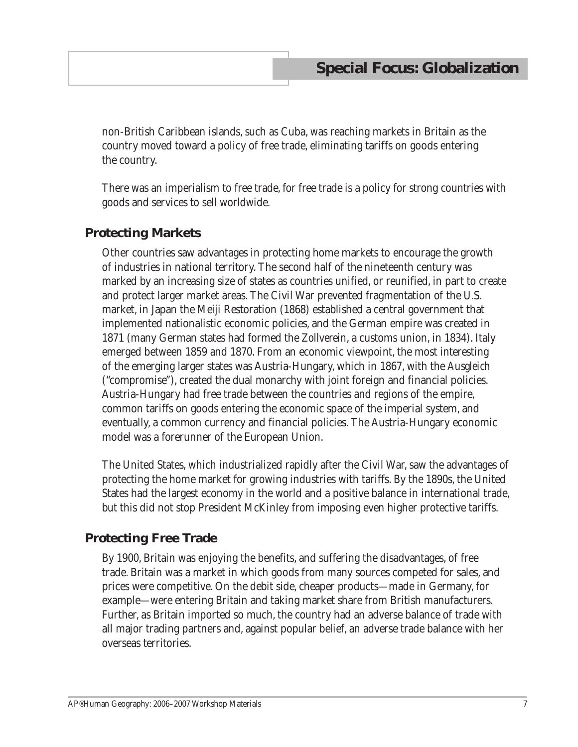non-British Caribbean islands, such as Cuba, was reaching markets in Britain as the country moved toward a policy of free trade, eliminating tariffs on goods entering the country.

There was an imperialism to free trade, for free trade is a policy for strong countries with goods and services to sell worldwide.

## Protecting Markets

Other countries saw advantages in protecting home markets to encourage the growth of industries in national territory. The second half of the nineteenth century was marked by an increasing size of states as countries unified, or reunified, in part to create and protect larger market areas. The Civil War prevented fragmentation of the U.S. market, in Japan the Meiji Restoration (1868) established a central government that implemented nationalistic economic policies, and the German empire was created in 1871 (many German states had formed the Zollverein, a customs union, in 1834). Italy emerged between 1859 and 1870. From an economic viewpoint, the most interesting of the emerging larger states was Austria-Hungary, which in 1867, with the *Ausgleich* ("compromise"), created the dual monarchy with joint foreign and financial policies. Austria-Hungary had free trade between the countries and regions of the empire, common tariffs on goods entering the economic space of the imperial system, and eventually, a common currency and financial policies. The Austria-Hungary economic model was a forerunner of the European Union.

The United States, which industrialized rapidly after the Civil War, saw the advantages of protecting the home market for growing industries with tariffs. By the 1890s, the United States had the largest economy in the world and a positive balance in international trade, but this did not stop President McKinley from imposing even higher protective tariffs.

## Protecting Free Trade

By 1900, Britain was enjoying the benefits, and suffering the disadvantages, of free trade. Britain was a market in which goods from many sources competed for sales, and prices were competitive. On the debit side, cheaper products—made in Germany, for example—were entering Britain and taking market share from British manufacturers. Further, as Britain imported so much, the country had an adverse balance of trade with all major trading partners and, against popular belief, an adverse trade balance with her overseas territories.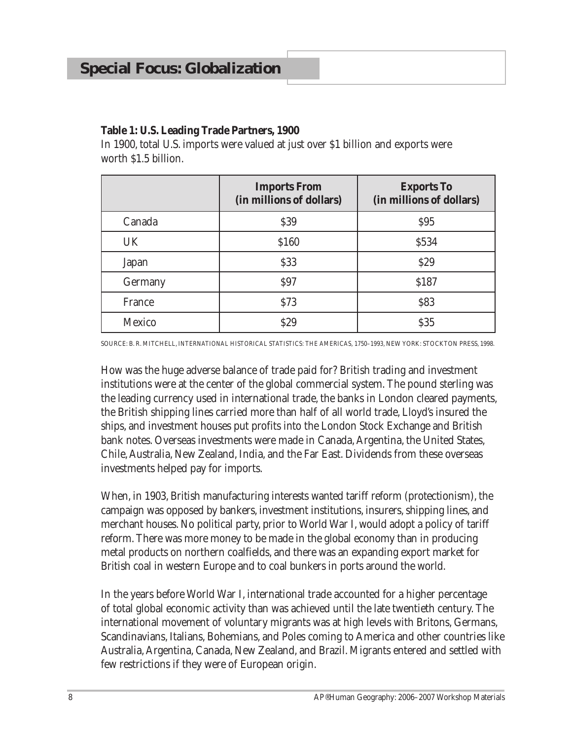## Special Focus: Globalization

**Table 1: U.S. Leading Trade Partners, 1900**

In 1900, total U.S. imports were valued at just over $1 billion and exports were worth $1.5 billion.

| | Imports From (in millions of dollars) | Exports To (in millions of dollars) |
|---|---|---|
| Canada | $39 | $95 |
| UK | $160 | $534 |
| Japan | $33 | $29 |
| Germany | $97 | $187 |
| France | $73 | $83 |
| Mexico | $29 | $35 |

SOURCE: B. R. MITCHELL, INTERNATIONAL HISTORICAL STATISTICS: THE AMERICAS, 1750–1993, NEW YORK: STOCKTON PRESS, 1998.

How was the huge adverse balance of trade paid for? British trading and investment institutions were at the center of the global commercial system. The pound sterling was the leading currency used in international trade, the banks in London cleared payments, the British shipping lines carried more than half of all world trade, Lloyd's insured the ships, and investment houses put profits into the London Stock Exchange and British bank notes. Overseas investments were made in Canada, Argentina, the United States, Chile, Australia, New Zealand, India, and the Far East. Dividends from these overseas investments helped pay for imports.

When, in 1903, British manufacturing interests wanted tariff reform (protectionism), the campaign was opposed by bankers, investment institutions, insurers, shipping lines, and merchant houses. No political party, prior to World War I, would adopt a policy of tariff reform. There was more money to be made in the global economy than in producing metal products on northern coalfields, and there was an expanding export market for British coal in western Europe and to coal bunkers in ports around the world.

In the years before World War I, international trade accounted for a higher percentage of total global economic activity than was achieved until the late twentieth century. The international movement of voluntary migrants was at high levels with Britons, Germans, Scandinavians, Italians, Bohemians, and Poles coming to America and other countries like Australia, Argentina, Canada, New Zealand, and Brazil. Migrants entered and settled with few restrictions if they were of European origin.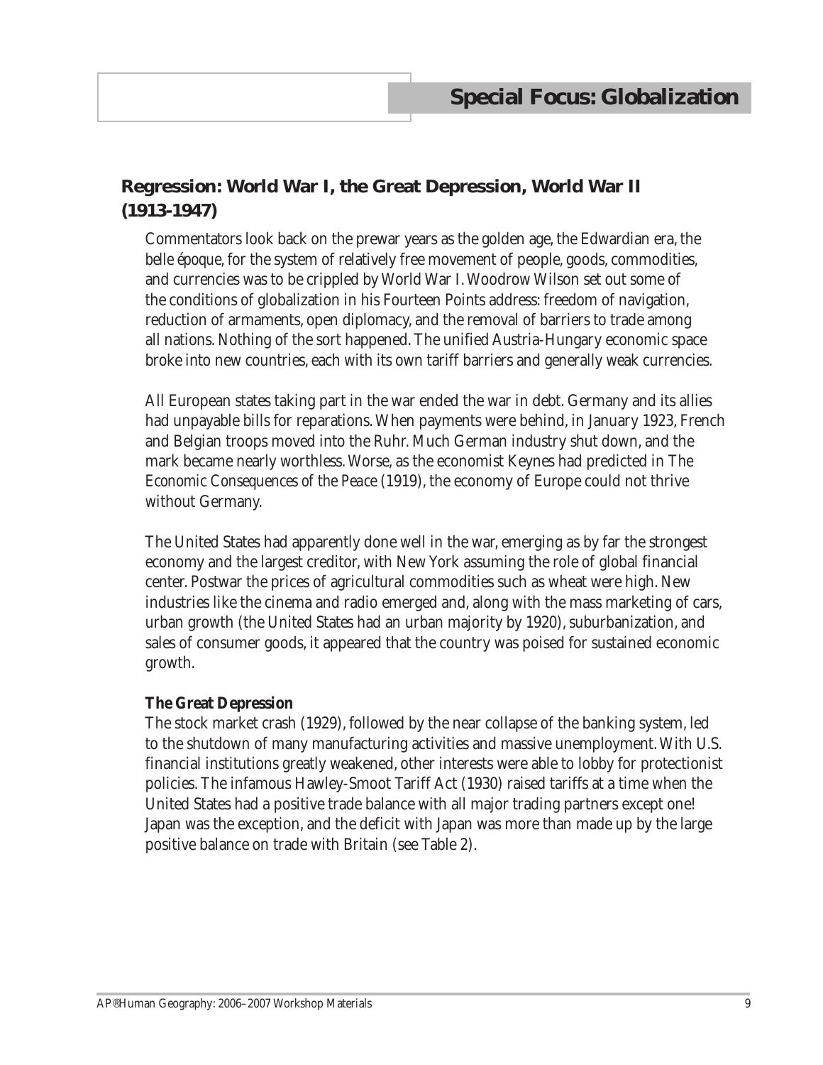## Regression: World War I, the Great Depression, World War II (1913-1947)

Commentators look back on the prewar years as the golden age, the Edwardian era, the *belle époque*, for the system of relatively free movement of people, goods, commodities, and currencies was to be crippled by World War I. Woodrow Wilson set out some of the conditions of globalization in his Fourteen Points address: freedom of navigation, reduction of armaments, open diplomacy, and the removal of barriers to trade among all nations. Nothing of the sort happened. The unified Austria-Hungary economic space broke into new countries, each with its own tariff barriers and generally weak currencies.

All European states taking part in the war ended the war in debt. Germany and its allies had unpayable bills for reparations. When payments were behind, in January 1923, French and Belgian troops moved into the Ruhr. Much German industry shut down, and the mark became nearly worthless. Worse, as the economist Keynes had predicted in *The Economic Consequences of the Peace* (1919), the economy of Europe could not thrive without Germany.

The United States had apparently done well in the war, emerging as by far the strongest economy and the largest creditor, with New York assuming the role of global financial center. Postwar the prices of agricultural commodities such as wheat were high. New industries like the cinema and radio emerged and, along with the mass marketing of cars, urban growth (the United States had an urban majority by 1920), suburbanization, and sales of consumer goods, it appeared that the country was poised for sustained economic growth.

**The Great Depression**

The stock market crash (1929), followed by the near collapse of the banking system, led to the shutdown of many manufacturing activities and massive unemployment. With U.S. financial institutions greatly weakened, other interests were able to lobby for protectionist policies. The infamous Hawley-Smoot Tariff Act (1930) raised tariffs at a time when the United States had a positive trade balance with all major trading partners except one! Japan was the exception, and the deficit with Japan was more than made up by the large positive balance on trade with Britain (see Table 2).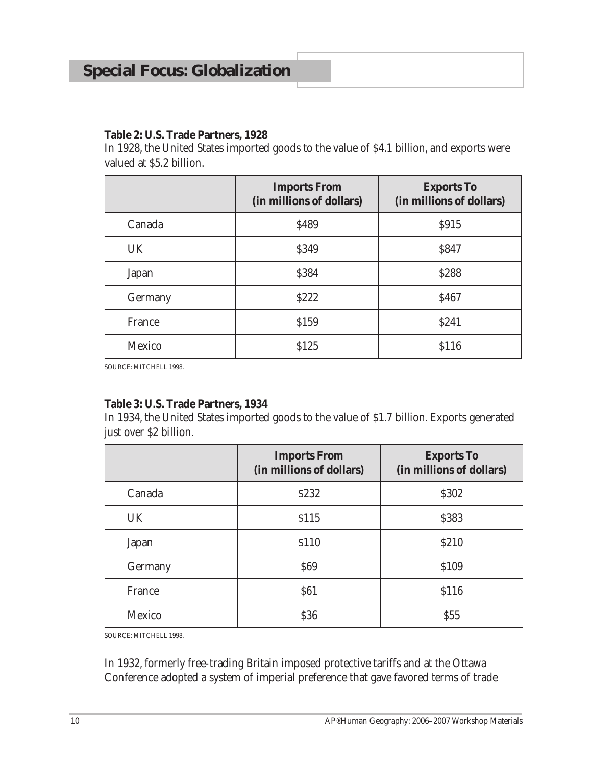**Table 2: U.S. Trade Partners, 1928**

In 1928, the United States imported goods to the value of $4.1 billion, and exports were valued at $5.2 billion.

| | Imports From (in millions of dollars) | Exports To (in millions of dollars) |
|---|---|---|
| Canada | $489 | $915 |
| UK | $349 | $847 |
| Japan | $384 | $288 |
| Germany | $222 | $467 |
| France | $159 | $241 |
| Mexico | $125 | $116 |

SOURCE: MITCHELL 1998.

**Table 3: U.S. Trade Partners, 1934**

In 1934, the United States imported goods to the value of $1.7 billion. Exports generated just over $2 billion.

| | Imports From (in millions of dollars) | Exports To (in millions of dollars) |
|---|---|---|
| Canada | $232 | $302 |
| UK | $115 | $383 |
| Japan | $110 | $210 |
| Germany | $69 | $109 |
| France | $61 | $116 |
| Mexico | $36 | $55 |

SOURCE: MITCHELL 1998.

In 1932, formerly free-trading Britain imposed protective tariffs and at the Ottawa Conference adopted a system of imperial preference that gave favored terms of trade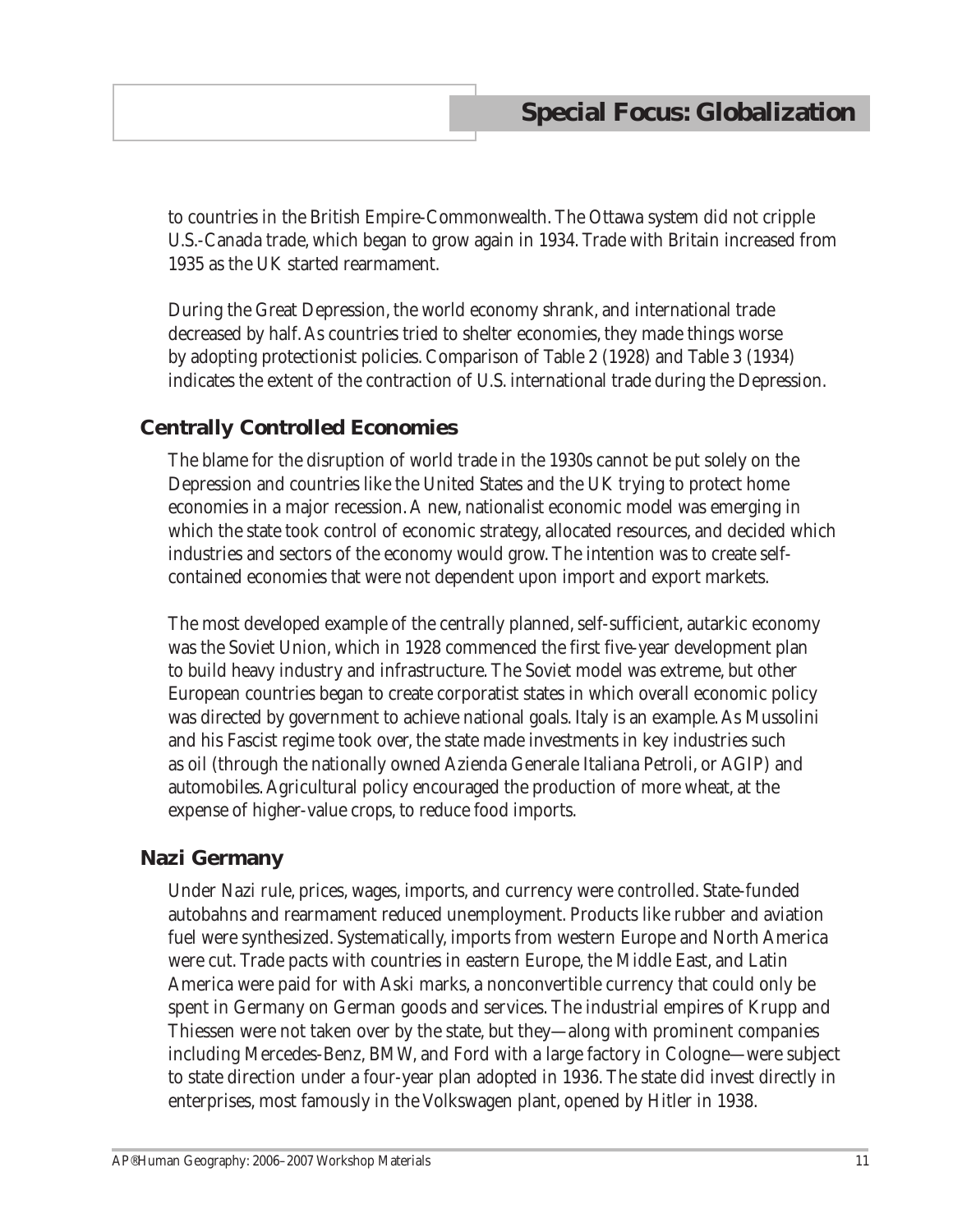to countries in the British Empire-Commonwealth. The Ottawa system did not cripple U.S.-Canada trade, which began to grow again in 1934. Trade with Britain increased from 1935 as the UK started rearmament.

During the Great Depression, the world economy shrank, and international trade decreased by half. As countries tried to shelter economies, they made things worse by adopting protectionist policies. Comparison of Table 2 (1928) and Table 3 (1934) indicates the extent of the contraction of U.S. international trade during the Depression.

## Centrally Controlled Economies

The blame for the disruption of world trade in the 1930s cannot be put solely on the Depression and countries like the United States and the UK trying to protect home economies in a major recession. A new, nationalist economic model was emerging in which the state took control of economic strategy, allocated resources, and decided which industries and sectors of the economy would grow. The intention was to create self-contained economies that were not dependent upon import and export markets.

The most developed example of the centrally planned, self-sufficient, autarkic economy was the Soviet Union, which in 1928 commenced the first five-year development plan to build heavy industry and infrastructure. The Soviet model was extreme, but other European countries began to create corporatist states in which overall economic policy was directed by government to achieve national goals. Italy is an example. As Mussolini and his Fascist regime took over, the state made investments in key industries such as oil (through the nationally owned Azienda Generale Italiana Petroli, or AGIP) and automobiles. Agricultural policy encouraged the production of more wheat, at the expense of higher-value crops, to reduce food imports.

## Nazi Germany

Under Nazi rule, prices, wages, imports, and currency were controlled. State-funded autobahns and rearmament reduced unemployment. Products like rubber and aviation fuel were synthesized. Systematically, imports from western Europe and North America were cut. Trade pacts with countries in eastern Europe, the Middle East, and Latin America were paid for with Aski marks, a nonconvertible currency that could only be spent in Germany on German goods and services. The industrial empires of Krupp and Thiessen were not taken over by the state, but they—along with prominent companies including Mercedes-Benz, BMW, and Ford with a large factory in Cologne—were subject to state direction under a four-year plan adopted in 1936. The state did invest directly in enterprises, most famously in the Volkswagen plant, opened by Hitler in 1938.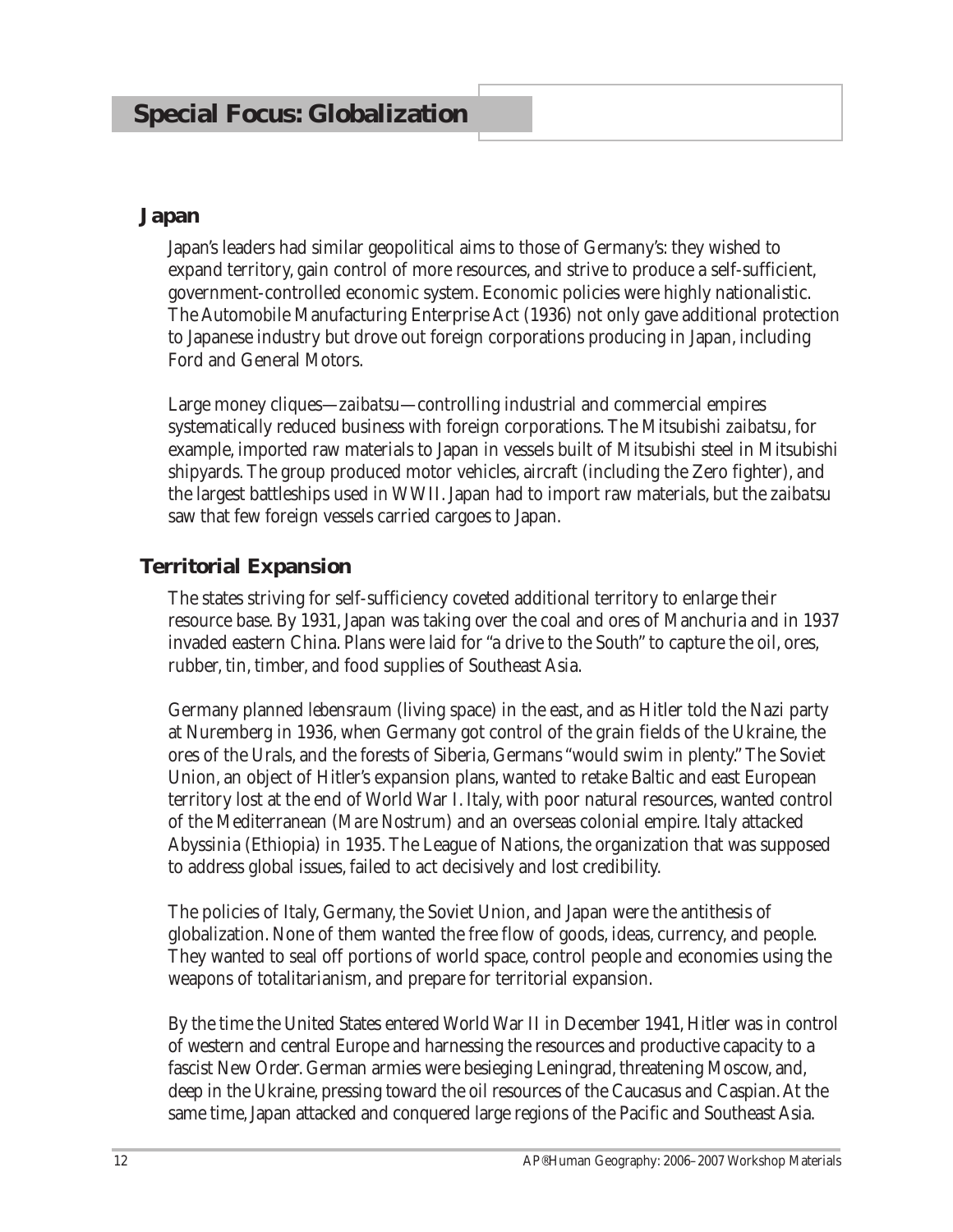# Special Focus: Globalization

## Japan

Japan's leaders had similar geopolitical aims to those of Germany's: they wished to expand territory, gain control of more resources, and strive to produce a self-sufficient, government-controlled economic system. Economic policies were highly nationalistic. The Automobile Manufacturing Enterprise Act (1936) not only gave additional protection to Japanese industry but drove out foreign corporations producing in Japan, including Ford and General Motors.

Large money cliques—*zaibatsu*—controlling industrial and commercial empires systematically reduced business with foreign corporations. The Mitsubishi *zaibatsu*, for example, imported raw materials to Japan in vessels built of Mitsubishi steel in Mitsubishi shipyards. The group produced motor vehicles, aircraft (including the Zero fighter), and the largest battleships used in WWII. Japan had to import raw materials, but the *zaibatsu* saw that few foreign vessels carried cargoes to Japan.

## Territorial Expansion

The states striving for self-sufficiency coveted additional territory to enlarge their resource base. By 1931, Japan was taking over the coal and ores of Manchuria and in 1937 invaded eastern China. Plans were laid for "a drive to the South" to capture the oil, ores, rubber, tin, timber, and food supplies of Southeast Asia.

Germany planned *lebensraum* (living space) in the east, and as Hitler told the Nazi party at Nuremberg in 1936, when Germany got control of the grain fields of the Ukraine, the ores of the Urals, and the forests of Siberia, Germans "would swim in plenty." The Soviet Union, an object of Hitler's expansion plans, wanted to retake Baltic and east European territory lost at the end of World War I. Italy, with poor natural resources, wanted control of the Mediterranean (*Mare Nostrum*) and an overseas colonial empire. Italy attacked Abyssinia (Ethiopia) in 1935. The League of Nations, the organization that was supposed to address global issues, failed to act decisively and lost credibility.

The policies of Italy, Germany, the Soviet Union, and Japan were the antithesis of globalization. None of them wanted the free flow of goods, ideas, currency, and people. They wanted to seal off portions of world space, control people and economies using the weapons of totalitarianism, and prepare for territorial expansion.

By the time the United States entered World War II in December 1941, Hitler was in control of western and central Europe and harnessing the resources and productive capacity to a fascist New Order. German armies were besieging Leningrad, threatening Moscow, and, deep in the Ukraine, pressing toward the oil resources of the Caucasus and Caspian. At the same time, Japan attacked and conquered large regions of the Pacific and Southeast Asia.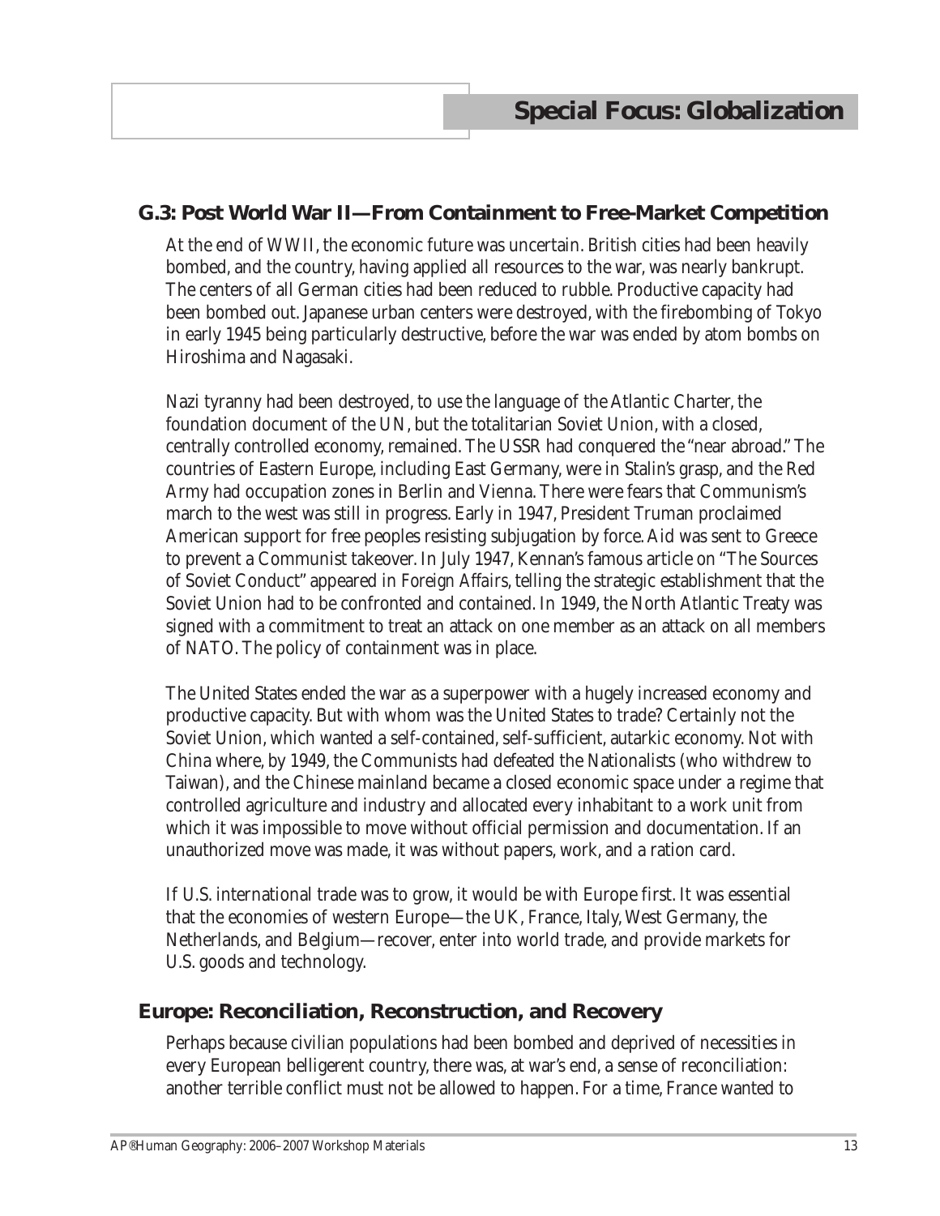# Special Focus: Globalization

## G.3: Post World War II—From Containment to Free-Market Competition

At the end of WWII, the economic future was uncertain. British cities had been heavily bombed, and the country, having applied all resources to the war, was nearly bankrupt. The centers of all German cities had been reduced to rubble. Productive capacity had been bombed out. Japanese urban centers were destroyed, with the firebombing of Tokyo in early 1945 being particularly destructive, before the war was ended by atom bombs on Hiroshima and Nagasaki.

Nazi tyranny had been destroyed, to use the language of the Atlantic Charter, the foundation document of the UN, but the totalitarian Soviet Union, with a closed, centrally controlled economy, remained. The USSR had conquered the "near abroad." The countries of Eastern Europe, including East Germany, were in Stalin's grasp, and the Red Army had occupation zones in Berlin and Vienna. There were fears that Communism's march to the west was still in progress. Early in 1947, President Truman proclaimed American support for free peoples resisting subjugation by force. Aid was sent to Greece to prevent a Communist takeover. In July 1947, Kennan's famous article on "The Sources of Soviet Conduct" appeared in *Foreign Affairs*, telling the strategic establishment that the Soviet Union had to be confronted and contained. In 1949, the North Atlantic Treaty was signed with a commitment to treat an attack on one member as an attack on all members of NATO. The policy of containment was in place.

The United States ended the war as a superpower with a hugely increased economy and productive capacity. But with whom was the United States to trade? Certainly not the Soviet Union, which wanted a self-contained, self-sufficient, autarkic economy. Not with China where, by 1949, the Communists had defeated the Nationalists (who withdrew to Taiwan), and the Chinese mainland became a closed economic space under a regime that controlled agriculture and industry and allocated every inhabitant to a work unit from which it was impossible to move without official permission and documentation. If an unauthorized move was made, it was without papers, work, and a ration card.

If U.S. international trade was to grow, it would be with Europe first. It was essential that the economies of western Europe—the UK, France, Italy, West Germany, the Netherlands, and Belgium—recover, enter into world trade, and provide markets for U.S. goods and technology.

### Europe: Reconciliation, Reconstruction, and Recovery

Perhaps because civilian populations had been bombed and deprived of necessities in every European belligerent country, there was, at war's end, a sense of reconciliation: another terrible conflict must not be allowed to happen. For a time, France wanted to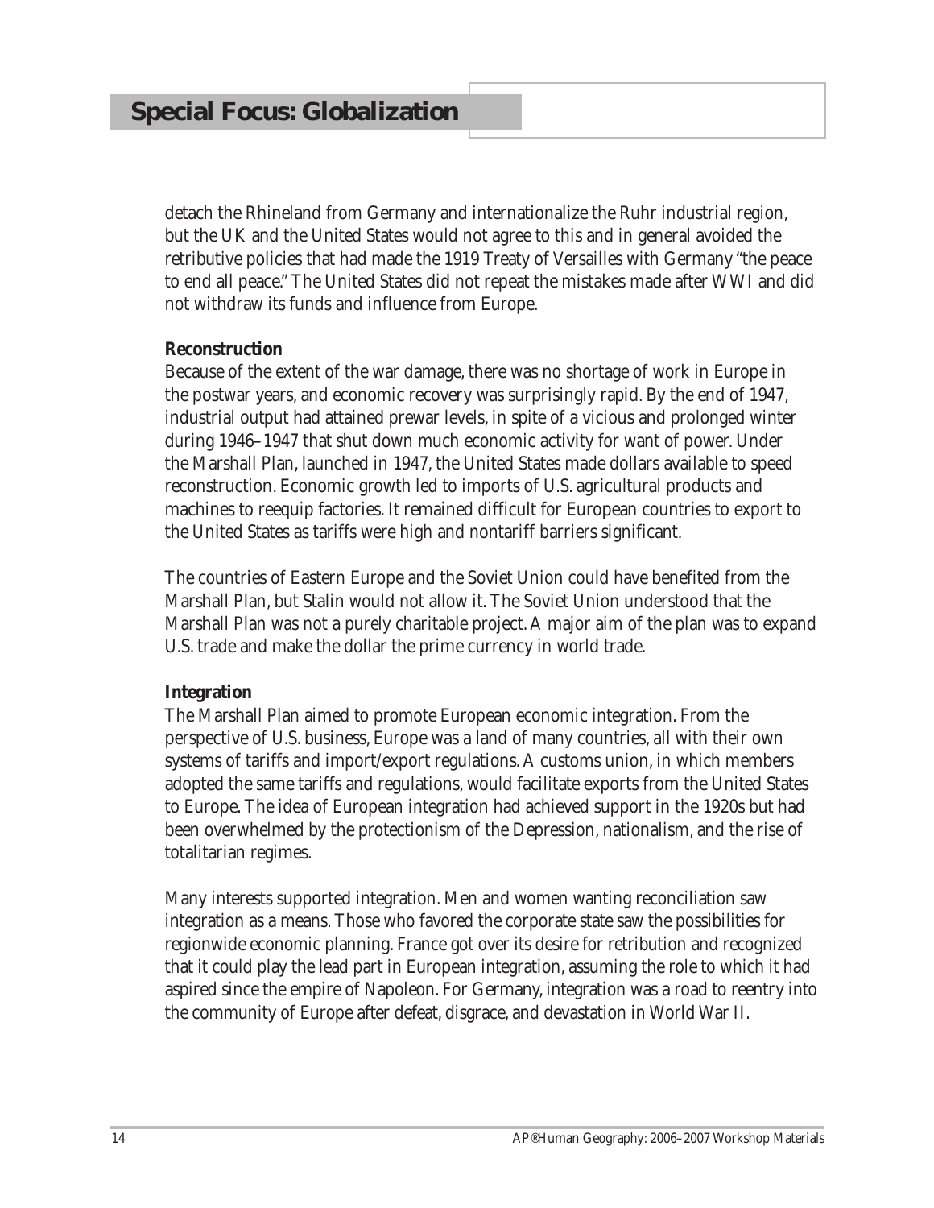detach the Rhineland from Germany and internationalize the Ruhr industrial region, but the UK and the United States would not agree to this and in general avoided the retributive policies that had made the 1919 Treaty of Versailles with Germany "the peace to end all peace." The United States did not repeat the mistakes made after WWI and did not withdraw its funds and influence from Europe.

**Reconstruction**

Because of the extent of the war damage, there was no shortage of work in Europe in the postwar years, and economic recovery was surprisingly rapid. By the end of 1947, industrial output had attained prewar levels, in spite of a vicious and prolonged winter during 1946–1947 that shut down much economic activity for want of power. Under the Marshall Plan, launched in 1947, the United States made dollars available to speed reconstruction. Economic growth led to imports of U.S. agricultural products and machines to reequip factories. It remained difficult for European countries to export to the United States as tariffs were high and nontariff barriers significant.

The countries of Eastern Europe and the Soviet Union could have benefited from the Marshall Plan, but Stalin would not allow it. The Soviet Union understood that the Marshall Plan was not a purely charitable project. A major aim of the plan was to expand U.S. trade and make the dollar the prime currency in world trade.

**Integration**

The Marshall Plan aimed to promote European economic integration. From the perspective of U.S. business, Europe was a land of many countries, all with their own systems of tariffs and import/export regulations. A customs union, in which members adopted the same tariffs and regulations, would facilitate exports from the United States to Europe. The idea of European integration had achieved support in the 1920s but had been overwhelmed by the protectionism of the Depression, nationalism, and the rise of totalitarian regimes.

Many interests supported integration. Men and women wanting reconciliation saw integration as a means. Those who favored the corporate state saw the possibilities for regionwide economic planning. France got over its desire for retribution and recognized that it could play the lead part in European integration, assuming the role to which it had aspired since the empire of Napoleon. For Germany, integration was a road to reentry into the community of Europe after defeat, disgrace, and devastation in World War II.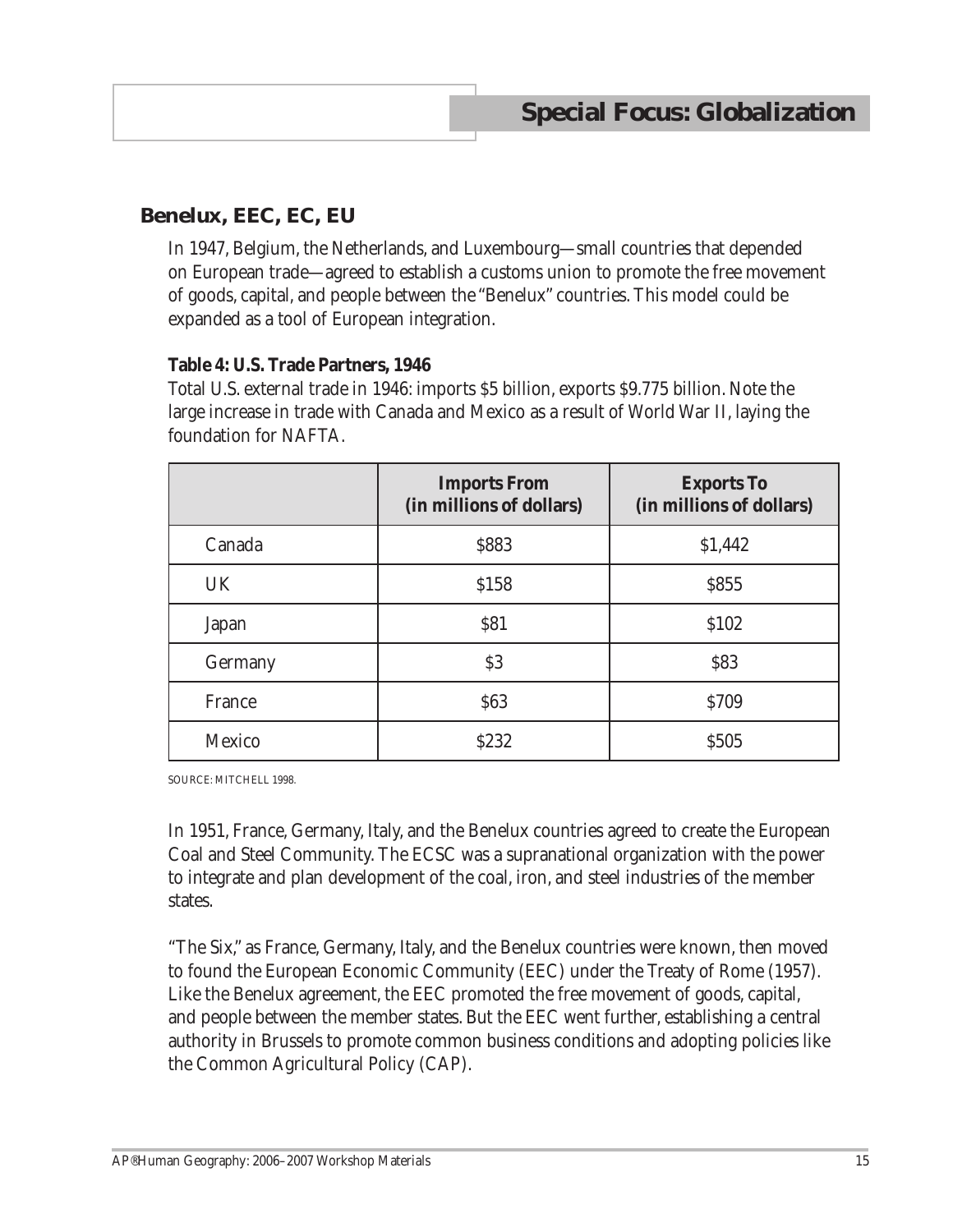## Benelux, EEC, EC, EU

In 1947, Belgium, the Netherlands, and Luxembourg—small countries that depended on European trade—agreed to establish a customs union to promote the free movement of goods, capital, and people between the "Benelux" countries. This model could be expanded as a tool of European integration.

**Table 4: U.S. Trade Partners, 1946**

Total U.S. external trade in 1946: imports $5 billion, exports $9.775 billion. Note the large increase in trade with Canada and Mexico as a result of World War II, laying the foundation for NAFTA.

| | Imports From (in millions of dollars) | Exports To (in millions of dollars) |
|---|---|---|
| Canada | $883 | $1,442 |
| UK | $158 | $855 |
| Japan | $81 | $102 |
| Germany | $3 | $83 |
| France | $63 | $709 |
| Mexico | $232 | $505 |

SOURCE: MITCHELL 1998.

In 1951, France, Germany, Italy, and the Benelux countries agreed to create the European Coal and Steel Community. The ECSC was a supranational organization with the power to integrate and plan development of the coal, iron, and steel industries of the member states.

"The Six," as France, Germany, Italy, and the Benelux countries were known, then moved to found the European Economic Community (EEC) under the Treaty of Rome (1957). Like the Benelux agreement, the EEC promoted the free movement of goods, capital, and people between the member states. But the EEC went further, establishing a central authority in Brussels to promote common business conditions and adopting policies like the Common Agricultural Policy (CAP).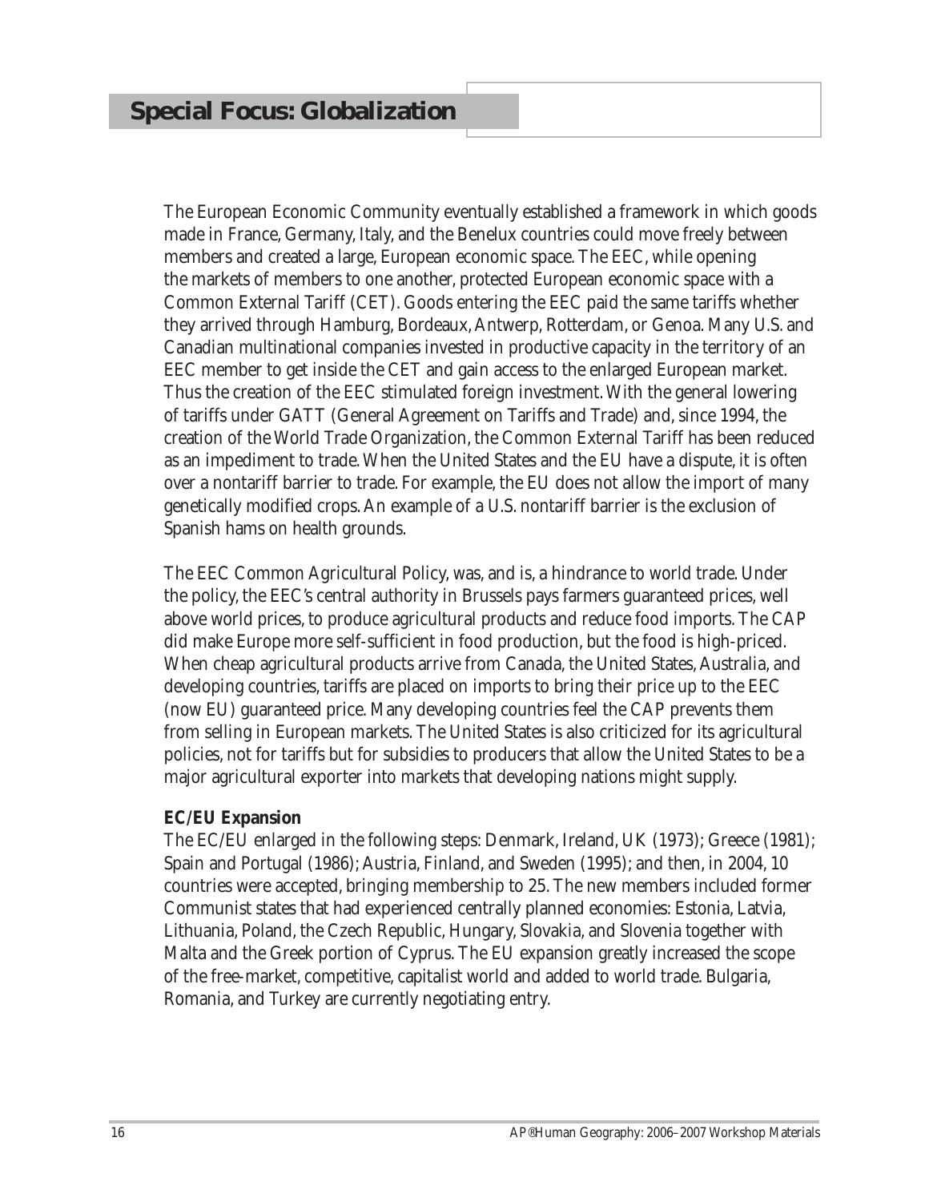## Special Focus: Globalization

The European Economic Community eventually established a framework in which goods made in France, Germany, Italy, and the Benelux countries could move freely between members and created a large, European economic space. The EEC, while opening the markets of members to one another, protected European economic space with a Common External Tariff (CET). Goods entering the EEC paid the same tariffs whether they arrived through Hamburg, Bordeaux, Antwerp, Rotterdam, or Genoa. Many U.S. and Canadian multinational companies invested in productive capacity in the territory of an EEC member to get inside the CET and gain access to the enlarged European market. Thus the creation of the EEC stimulated foreign investment. With the general lowering of tariffs under GATT (General Agreement on Tariffs and Trade) and, since 1994, the creation of the World Trade Organization, the Common External Tariff has been reduced as an impediment to trade. When the United States and the EU have a dispute, it is often over a nontariff barrier to trade. For example, the EU does not allow the import of many genetically modified crops. An example of a U.S. nontariff barrier is the exclusion of Spanish hams on health grounds.

The EEC Common Agricultural Policy, was, and is, a hindrance to world trade. Under the policy, the EEC's central authority in Brussels pays farmers guaranteed prices, well above world prices, to produce agricultural products and reduce food imports. The CAP did make Europe more self-sufficient in food production, but the food is high-priced. When cheap agricultural products arrive from Canada, the United States, Australia, and developing countries, tariffs are placed on imports to bring their price up to the EEC (now EU) guaranteed price. Many developing countries feel the CAP prevents them from selling in European markets. The United States is also criticized for its agricultural policies, not for tariffs but for subsidies to producers that allow the United States to be a major agricultural exporter into markets that developing nations might supply.

**EC/EU Expansion**

The EC/EU enlarged in the following steps: Denmark, Ireland, UK (1973); Greece (1981); Spain and Portugal (1986); Austria, Finland, and Sweden (1995); and then, in 2004, 10 countries were accepted, bringing membership to 25. The new members included former Communist states that had experienced centrally planned economies: Estonia, Latvia, Lithuania, Poland, the Czech Republic, Hungary, Slovakia, and Slovenia together with Malta and the Greek portion of Cyprus. The EU expansion greatly increased the scope of the free-market, competitive, capitalist world and added to world trade. Bulgaria, Romania, and Turkey are currently negotiating entry.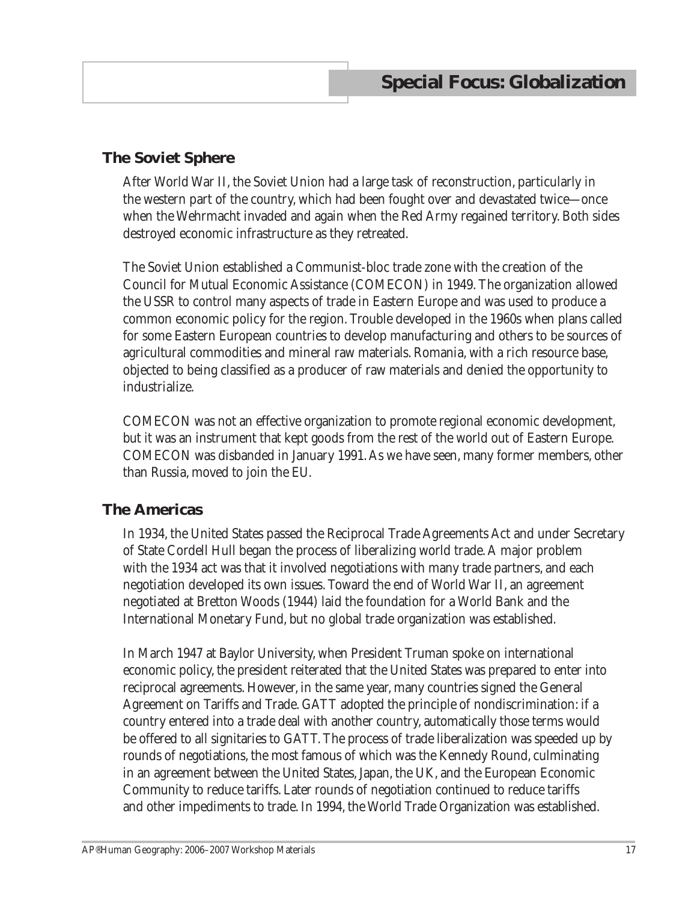## The Soviet Sphere

After World War II, the Soviet Union had a large task of reconstruction, particularly in the western part of the country, which had been fought over and devastated twice—once when the Wehrmacht invaded and again when the Red Army regained territory. Both sides destroyed economic infrastructure as they retreated.

The Soviet Union established a Communist-bloc trade zone with the creation of the Council for Mutual Economic Assistance (COMECON) in 1949. The organization allowed the USSR to control many aspects of trade in Eastern Europe and was used to produce a common economic policy for the region. Trouble developed in the 1960s when plans called for some Eastern European countries to develop manufacturing and others to be sources of agricultural commodities and mineral raw materials. Romania, with a rich resource base, objected to being classified as a producer of raw materials and denied the opportunity to industrialize.

COMECON was not an effective organization to promote regional economic development, but it was an instrument that kept goods from the rest of the world out of Eastern Europe. COMECON was disbanded in January 1991. As we have seen, many former members, other than Russia, moved to join the EU.

## The Americas

In 1934, the United States passed the Reciprocal Trade Agreements Act and under Secretary of State Cordell Hull began the process of liberalizing world trade. A major problem with the 1934 act was that it involved negotiations with many trade partners, and each negotiation developed its own issues. Toward the end of World War II, an agreement negotiated at Bretton Woods (1944) laid the foundation for a World Bank and the International Monetary Fund, but no global trade organization was established.

In March 1947 at Baylor University, when President Truman spoke on international economic policy, the president reiterated that the United States was prepared to enter into reciprocal agreements. However, in the same year, many countries signed the General Agreement on Tariffs and Trade. GATT adopted the principle of nondiscrimination: if a country entered into a trade deal with another country, automatically those terms would be offered to all signitaries to GATT. The process of trade liberalization was speeded up by rounds of negotiations, the most famous of which was the Kennedy Round, culminating in an agreement between the United States, Japan, the UK, and the European Economic Community to reduce tariffs. Later rounds of negotiation continued to reduce tariffs and other impediments to trade. In 1994, the World Trade Organization was established.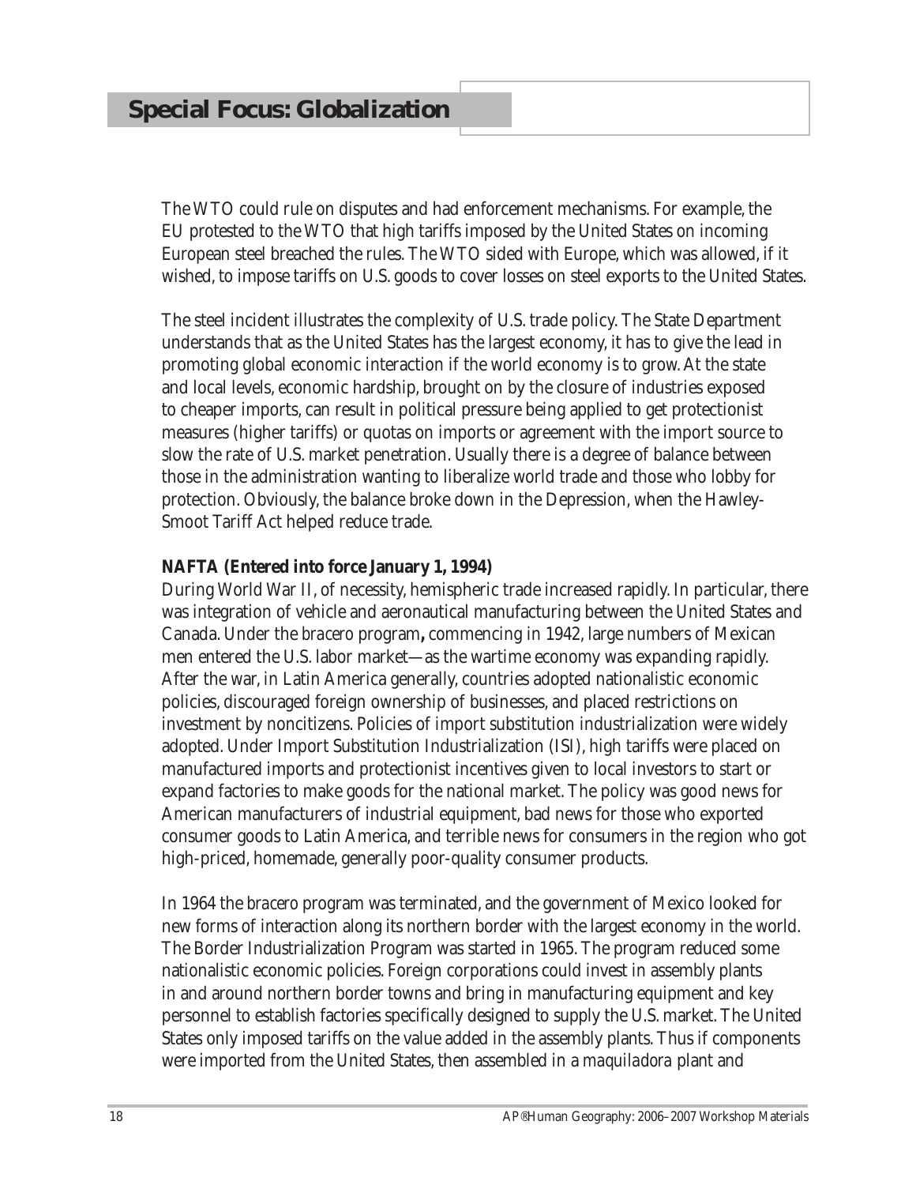The WTO could rule on disputes and had enforcement mechanisms. For example, the EU protested to the WTO that high tariffs imposed by the United States on incoming European steel breached the rules. The WTO sided with Europe, which was allowed, if it wished, to impose tariffs on U.S. goods to cover losses on steel exports to the United States.

The steel incident illustrates the complexity of U.S. trade policy. The State Department understands that as the United States has the largest economy, it has to give the lead in promoting global economic interaction if the world economy is to grow. At the state and local levels, economic hardship, brought on by the closure of industries exposed to cheaper imports, can result in political pressure being applied to get protectionist measures (higher tariffs) or quotas on imports or agreement with the import source to slow the rate of U.S. market penetration. Usually there is a degree of balance between those in the administration wanting to liberalize world trade and those who lobby for protection. Obviously, the balance broke down in the Depression, when the Hawley-Smoot Tariff Act helped reduce trade.

**NAFTA (Entered into force January 1, 1994)**

During World War II, of necessity, hemispheric trade increased rapidly. In particular, there was integration of vehicle and aeronautical manufacturing between the United States and Canada. Under the *bracero* program**,** commencing in 1942, large numbers of Mexican men entered the U.S. labor market—as the wartime economy was expanding rapidly. After the war, in Latin America generally, countries adopted nationalistic economic policies, discouraged foreign ownership of businesses, and placed restrictions on investment by noncitizens. Policies of import substitution industrialization were widely adopted. Under Import Substitution Industrialization (ISI), high tariffs were placed on manufactured imports and protectionist incentives given to local investors to start or expand factories to make goods for the national market. The policy was good news for American manufacturers of industrial equipment, bad news for those who exported consumer goods to Latin America, and terrible news for consumers in the region who got high-priced, homemade, generally poor-quality consumer products.

In 1964 the *bracero* program was terminated, and the government of Mexico looked for new forms of interaction along its northern border with the largest economy in the world. The Border Industrialization Program was started in 1965. The program reduced some nationalistic economic policies. Foreign corporations could invest in assembly plants in and around northern border towns and bring in manufacturing equipment and key personnel to establish factories specifically designed to supply the U.S. market. The United States only imposed tariffs on the value added in the assembly plants. Thus if components were imported from the United States, then assembled in a *maquiladora* plant and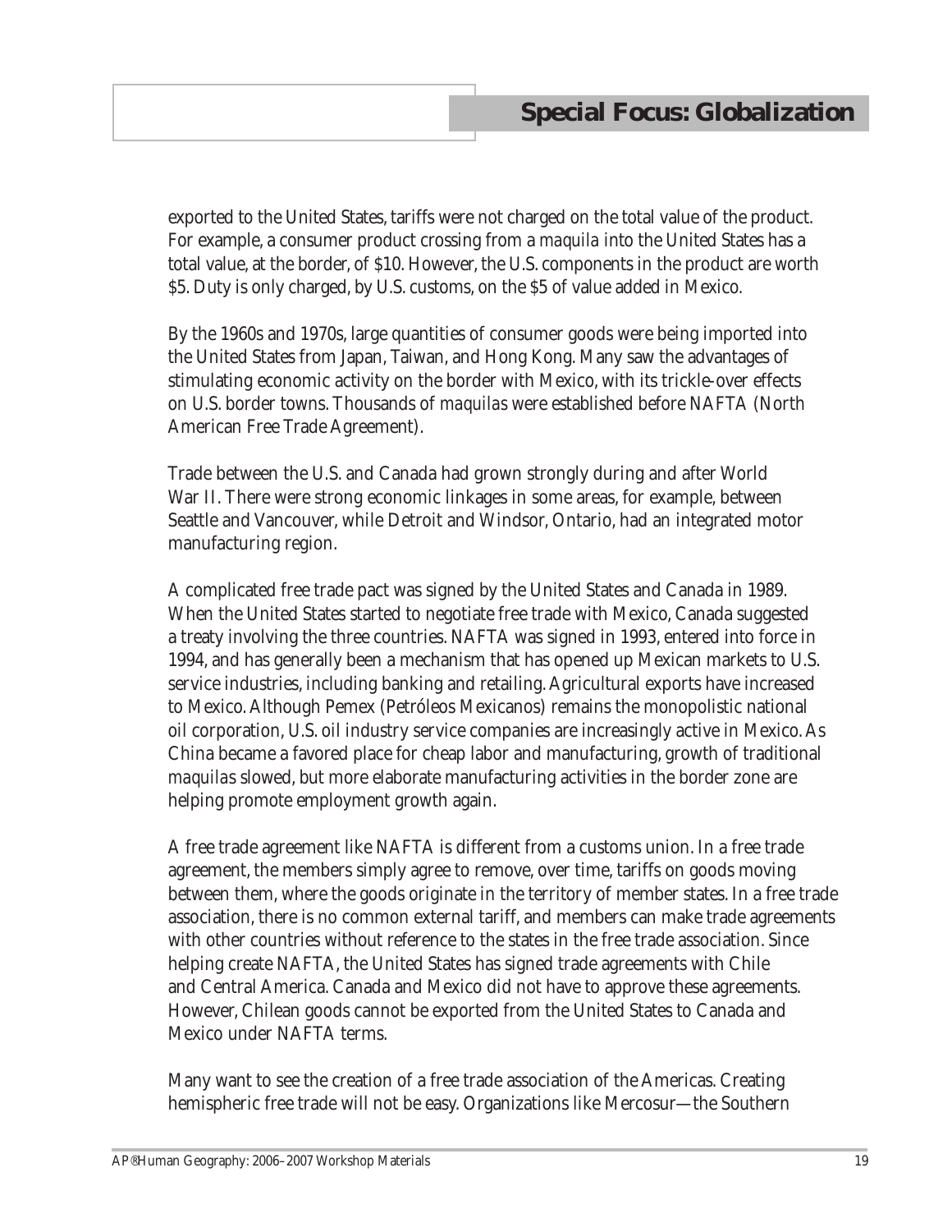exported to the United States, tariffs were not charged on the total value of the product. For example, a consumer product crossing from a *maquila* into the United States has a total value, at the border, of $10. However, the U.S. components in the product are worth $5. Duty is only charged, by U.S. customs, on the $5 of value added in Mexico.

By the 1960s and 1970s, large quantities of consumer goods were being imported into the United States from Japan, Taiwan, and Hong Kong. Many saw the advantages of stimulating economic activity on the border with Mexico, with its trickle-over effects on U.S. border towns. Thousands of *maquilas* were established before NAFTA (North American Free Trade Agreement).

Trade between the U.S. and Canada had grown strongly during and after World War II. There were strong economic linkages in some areas, for example, between Seattle and Vancouver, while Detroit and Windsor, Ontario, had an integrated motor manufacturing region.

A complicated free trade pact was signed by the United States and Canada in 1989. When the United States started to negotiate free trade with Mexico, Canada suggested a treaty involving the three countries. NAFTA was signed in 1993, entered into force in 1994, and has generally been a mechanism that has opened up Mexican markets to U.S. service industries, including banking and retailing. Agricultural exports have increased to Mexico. Although Pemex (Petróleos Mexicanos) remains the monopolistic national oil corporation, U.S. oil industry service companies are increasingly active in Mexico. As China became a favored place for cheap labor and manufacturing, growth of traditional *maquilas* slowed, but more elaborate manufacturing activities in the border zone are helping promote employment growth again.

A free trade agreement like NAFTA is different from a customs union. In a free trade agreement, the members simply agree to remove, over time, tariffs on goods moving between them, where the goods originate in the territory of member states. In a free trade association, there is no common external tariff, and members can make trade agreements with other countries without reference to the states in the free trade association. Since helping create NAFTA, the United States has signed trade agreements with Chile and Central America. Canada and Mexico did not have to approve these agreements. However, Chilean goods cannot be exported from the United States to Canada and Mexico under NAFTA terms.

Many want to see the creation of a free trade association of the Americas. Creating hemispheric free trade will not be easy. Organizations like Mercosur—the Southern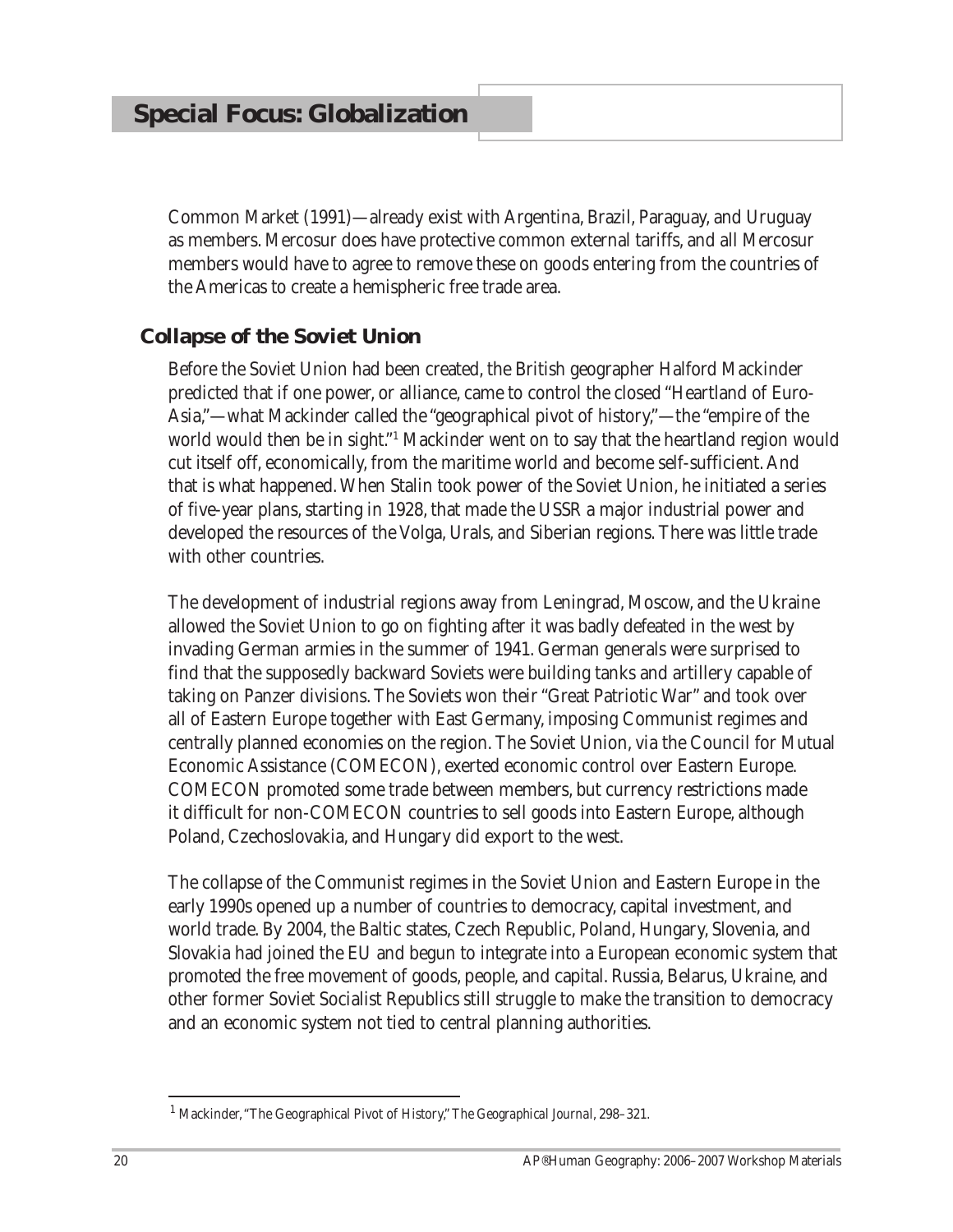Common Market (1991)—already exist with Argentina, Brazil, Paraguay, and Uruguay as members. Mercosur does have protective common external tariffs, and all Mercosur members would have to agree to remove these on goods entering from the countries of the Americas to create a hemispheric free trade area.

## Collapse of the Soviet Union

Before the Soviet Union had been created, the British geographer Halford Mackinder predicted that if one power, or alliance, came to control the closed "Heartland of Euro-Asia,"—what Mackinder called the "geographical pivot of history,"—the "empire of the world would then be in sight."[1] Mackinder went on to say that the heartland region would cut itself off, economically, from the maritime world and become self-sufficient. And that is what happened. When Stalin took power of the Soviet Union, he initiated a series of five-year plans, starting in 1928, that made the USSR a major industrial power and developed the resources of the Volga, Urals, and Siberian regions. There was little trade with other countries.

The development of industrial regions away from Leningrad, Moscow, and the Ukraine allowed the Soviet Union to go on fighting after it was badly defeated in the west by invading German armies in the summer of 1941. German generals were surprised to find that the supposedly backward Soviets were building tanks and artillery capable of taking on Panzer divisions. The Soviets won their "Great Patriotic War" and took over all of Eastern Europe together with East Germany, imposing Communist regimes and centrally planned economies on the region. The Soviet Union, via the Council for Mutual Economic Assistance (COMECON), exerted economic control over Eastern Europe. COMECON promoted some trade between members, but currency restrictions made it difficult for non-COMECON countries to sell goods into Eastern Europe, although Poland, Czechoslovakia, and Hungary did export to the west.

The collapse of the Communist regimes in the Soviet Union and Eastern Europe in the early 1990s opened up a number of countries to democracy, capital investment, and world trade. By 2004, the Baltic states, Czech Republic, Poland, Hungary, Slovenia, and Slovakia had joined the EU and begun to integrate into a European economic system that promoted the free movement of goods, people, and capital. Russia, Belarus, Ukraine, and other former Soviet Socialist Republics still struggle to make the transition to democracy and an economic system not tied to central planning authorities.

---

[1] Mackinder, "The Geographical Pivot of History," *The Geographical Journal*, 298–321.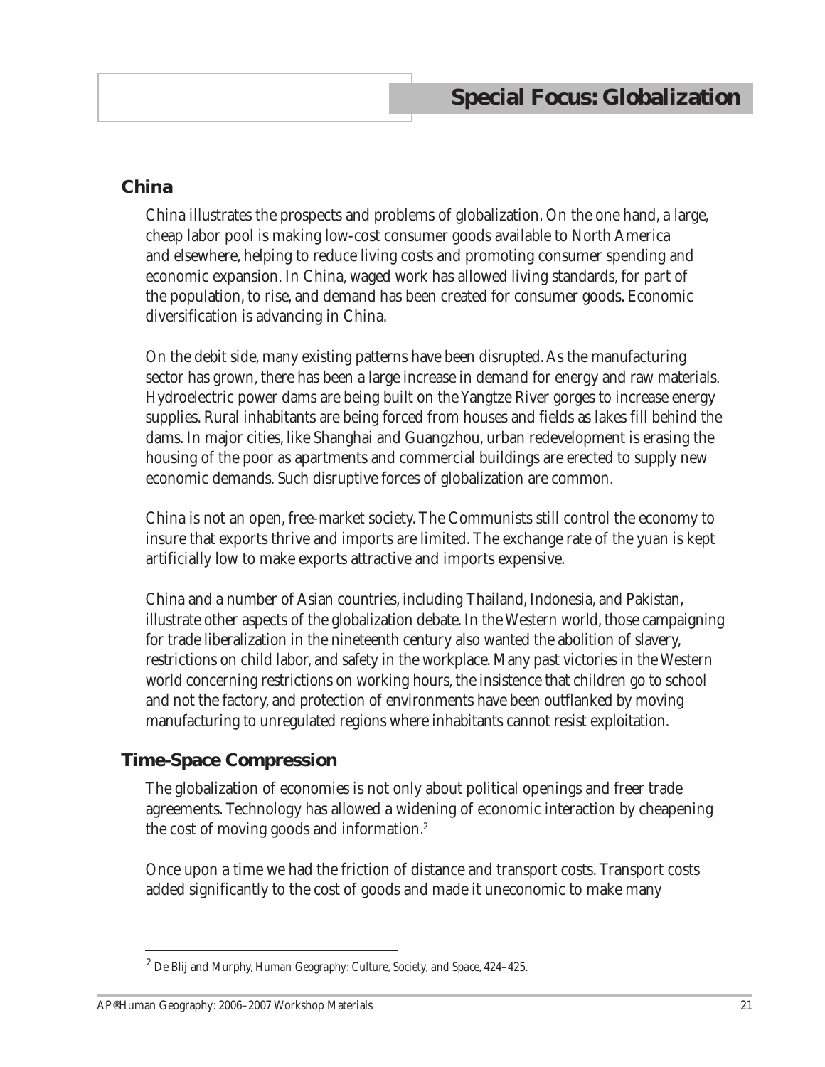## Special Focus: Globalization

### China

China illustrates the prospects and problems of globalization. On the one hand, a large, cheap labor pool is making low-cost consumer goods available to North America and elsewhere, helping to reduce living costs and promoting consumer spending and economic expansion. In China, waged work has allowed living standards, for part of the population, to rise, and demand has been created for consumer goods. Economic diversification is advancing in China.

On the debit side, many existing patterns have been disrupted. As the manufacturing sector has grown, there has been a large increase in demand for energy and raw materials. Hydroelectric power dams are being built on the Yangtze River gorges to increase energy supplies. Rural inhabitants are being forced from houses and fields as lakes fill behind the dams. In major cities, like Shanghai and Guangzhou, urban redevelopment is erasing the housing of the poor as apartments and commercial buildings are erected to supply new economic demands. Such disruptive forces of globalization are common.

China is not an open, free-market society. The Communists still control the economy to insure that exports thrive and imports are limited. The exchange rate of the yuan is kept artificially low to make exports attractive and imports expensive.

China and a number of Asian countries, including Thailand, Indonesia, and Pakistan, illustrate other aspects of the globalization debate. In the Western world, those campaigning for trade liberalization in the nineteenth century also wanted the abolition of slavery, restrictions on child labor, and safety in the workplace. Many past victories in the Western world concerning restrictions on working hours, the insistence that children go to school and not the factory, and protection of environments have been outflanked by moving manufacturing to unregulated regions where inhabitants cannot resist exploitation.

### Time-Space Compression

The globalization of economies is not only about political openings and freer trade agreements. Technology has allowed a widening of economic interaction by cheapening the cost of moving goods and information.[2]

Once upon a time we had the friction of distance and transport costs. Transport costs added significantly to the cost of goods and made it uneconomic to make many

---

[2] De Blij and Murphy, *Human Geography: Culture, Society, and Space*, 424–425.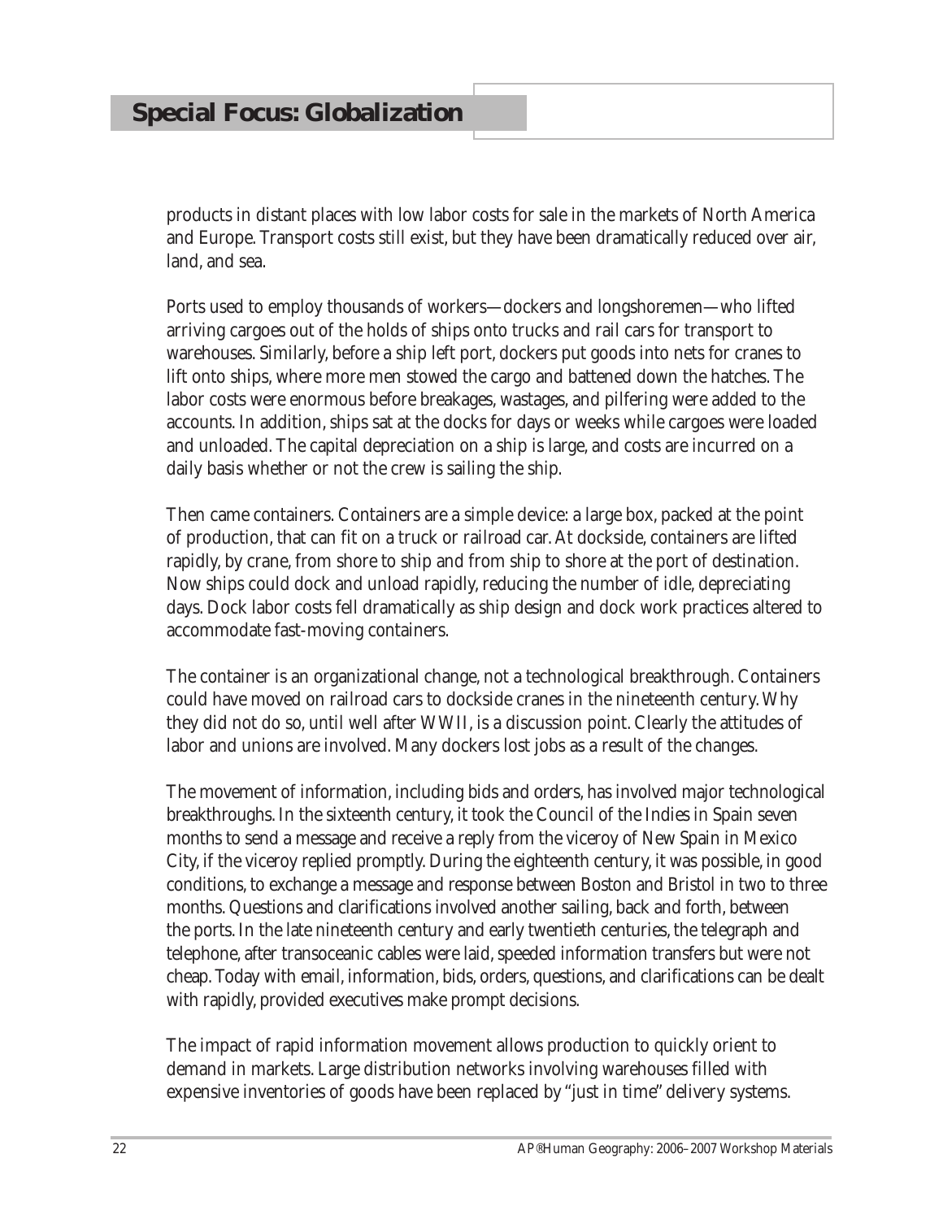products in distant places with low labor costs for sale in the markets of North America and Europe. Transport costs still exist, but they have been dramatically reduced over air, land, and sea.

Ports used to employ thousands of workers—dockers and longshoremen—who lifted arriving cargoes out of the holds of ships onto trucks and rail cars for transport to warehouses. Similarly, before a ship left port, dockers put goods into nets for cranes to lift onto ships, where more men stowed the cargo and battened down the hatches. The labor costs were enormous before breakages, wastages, and pilfering were added to the accounts. In addition, ships sat at the docks for days or weeks while cargoes were loaded and unloaded. The capital depreciation on a ship is large, and costs are incurred on a daily basis whether or not the crew is sailing the ship.

Then came containers. Containers are a simple device: a large box, packed at the point of production, that can fit on a truck or railroad car. At dockside, containers are lifted rapidly, by crane, from shore to ship and from ship to shore at the port of destination. Now ships could dock and unload rapidly, reducing the number of idle, depreciating days. Dock labor costs fell dramatically as ship design and dock work practices altered to accommodate fast-moving containers.

The container is an organizational change, not a technological breakthrough. Containers could have moved on railroad cars to dockside cranes in the nineteenth century. Why they did not do so, until well after WWII, is a discussion point. Clearly the attitudes of labor and unions are involved. Many dockers lost jobs as a result of the changes.

The movement of information, including bids and orders, has involved major technological breakthroughs. In the sixteenth century, it took the Council of the Indies in Spain seven months to send a message and receive a reply from the viceroy of New Spain in Mexico City, if the viceroy replied promptly. During the eighteenth century, it was possible, in good conditions, to exchange a message and response between Boston and Bristol in two to three months. Questions and clarifications involved another sailing, back and forth, between the ports. In the late nineteenth century and early twentieth centuries, the telegraph and telephone, after transoceanic cables were laid, speeded information transfers but were not cheap. Today with email, information, bids, orders, questions, and clarifications can be dealt with rapidly, provided executives make prompt decisions.

The impact of rapid information movement allows production to quickly orient to demand in markets. Large distribution networks involving warehouses filled with expensive inventories of goods have been replaced by "just in time" delivery systems.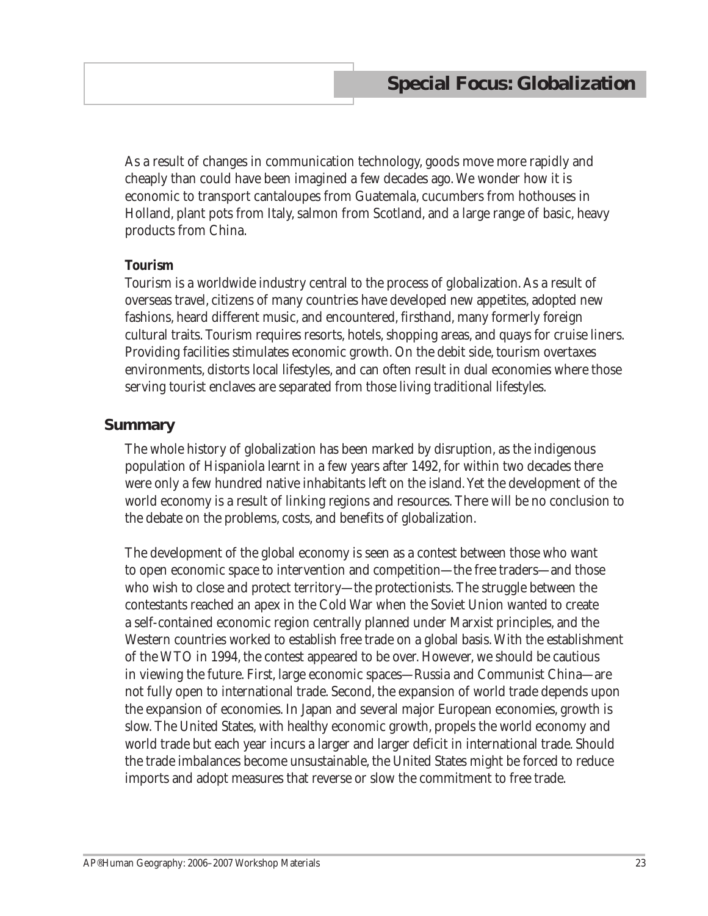As a result of changes in communication technology, goods move more rapidly and cheaply than could have been imagined a few decades ago. We wonder how it is economic to transport cantaloupes from Guatemala, cucumbers from hothouses in Holland, plant pots from Italy, salmon from Scotland, and a large range of basic, heavy products from China.

**Tourism**

Tourism is a worldwide industry central to the process of globalization. As a result of overseas travel, citizens of many countries have developed new appetites, adopted new fashions, heard different music, and encountered, firsthand, many formerly foreign cultural traits. Tourism requires resorts, hotels, shopping areas, and quays for cruise liners. Providing facilities stimulates economic growth. On the debit side, tourism overtaxes environments, distorts local lifestyles, and can often result in dual economies where those serving tourist enclaves are separated from those living traditional lifestyles.

## Summary

The whole history of globalization has been marked by disruption, as the indigenous population of Hispaniola learnt in a few years after 1492, for within two decades there were only a few hundred native inhabitants left on the island. Yet the development of the world economy is a result of linking regions and resources. There will be no conclusion to the debate on the problems, costs, and benefits of globalization.

The development of the global economy is seen as a contest between those who want to open economic space to intervention and competition—the free traders—and those who wish to close and protect territory—the protectionists. The struggle between the contestants reached an apex in the Cold War when the Soviet Union wanted to create a self-contained economic region centrally planned under Marxist principles, and the Western countries worked to establish free trade on a global basis. With the establishment of the WTO in 1994, the contest appeared to be over. However, we should be cautious in viewing the future. First, large economic spaces—Russia and Communist China—are not fully open to international trade. Second, the expansion of world trade depends upon the expansion of economies. In Japan and several major European economies, growth is slow. The United States, with healthy economic growth, propels the world economy and world trade but each year incurs a larger and larger deficit in international trade. Should the trade imbalances become unsustainable, the United States might be forced to reduce imports and adopt measures that reverse or slow the commitment to free trade.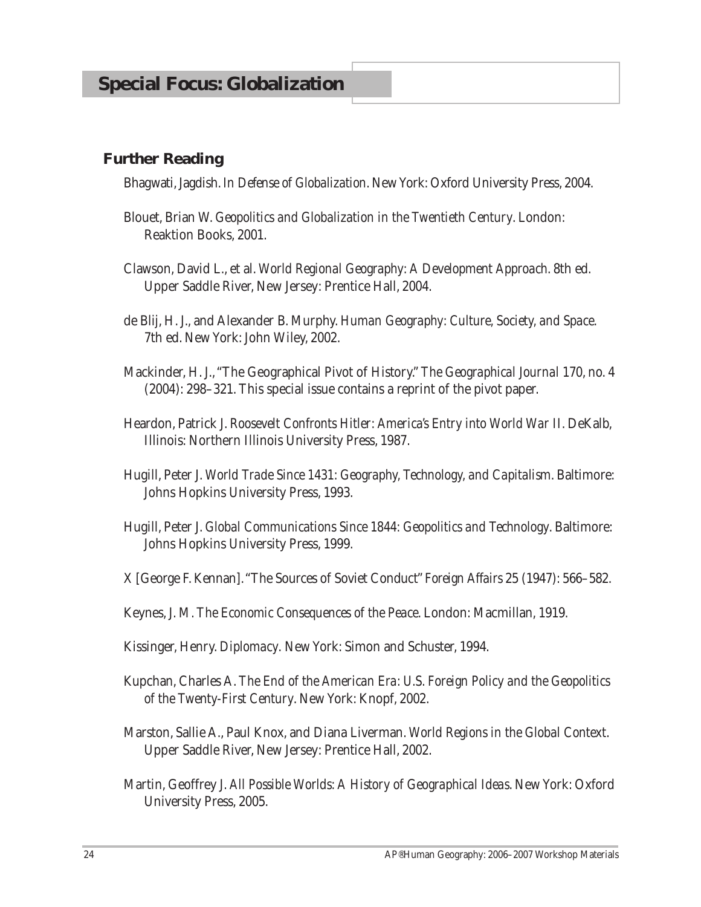## Special Focus: Globalization

### Further Reading

Bhagwati, Jagdish. *In Defense of Globalization*. New York: Oxford University Press, 2004.

Blouet, Brian W. *Geopolitics and Globalization in the Twentieth Century*. London: Reaktion Books, 2001.

Clawson, David L., et al. *World Regional Geography: A Development Approach*. 8th ed. Upper Saddle River, New Jersey: Prentice Hall, 2004.

de Blij, H. J., and Alexander B. Murphy. *Human Geography: Culture, Society, and Space*. 7th ed. New York: John Wiley, 2002.

Mackinder, H. J., "The Geographical Pivot of History." *The Geographical Journal* 170, no. 4 (2004): 298–321. This special issue contains a reprint of the pivot paper.

Heardon, Patrick J. *Roosevelt Confronts Hitler: America's Entry into World War II*. DeKalb, Illinois: Northern Illinois University Press, 1987.

Hugill, Peter J. *World Trade Since 1431: Geography, Technology, and Capitalism*. Baltimore: Johns Hopkins University Press, 1993.

Hugill, Peter J. *Global Communications Since 1844: Geopolitics and Technology*. Baltimore: Johns Hopkins University Press, 1999.

X [George F. Kennan]. "The Sources of Soviet Conduct" *Foreign Affairs* 25 (1947): 566–582.

Keynes, J. M. *The Economic Consequences of the Peace*. London: Macmillan, 1919.

Kissinger, Henry. *Diplomacy*. New York: Simon and Schuster, 1994.

Kupchan, Charles A. *The End of the American Era: U.S. Foreign Policy and the Geopolitics of the Twenty-First Century*. New York: Knopf, 2002.

Marston, Sallie A., Paul Knox, and Diana Liverman. *World Regions in the Global Context*. Upper Saddle River, New Jersey: Prentice Hall, 2002.

Martin, Geoffrey J. *All Possible Worlds: A History of Geographical Ideas*. New York: Oxford University Press, 2005.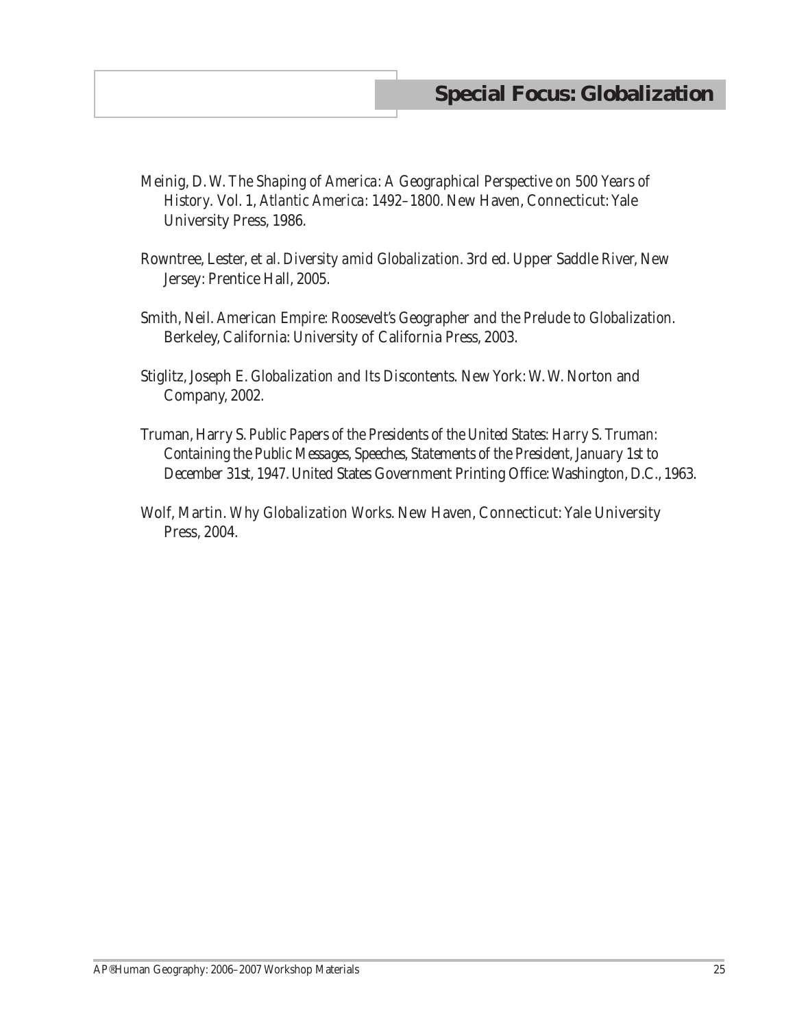Meinig, D. W. *The Shaping of America: A Geographical Perspective on 500 Years of History.* Vol. 1, *Atlantic America: 1492–1800.* New Haven, Connecticut: Yale University Press, 1986.

Rowntree, Lester, et al. *Diversity amid Globalization.* 3rd ed. Upper Saddle River, New Jersey: Prentice Hall, 2005.

Smith, Neil. *American Empire: Roosevelt's Geographer and the Prelude to Globalization.* Berkeley, California: University of California Press, 2003.

Stiglitz, Joseph E. *Globalization and Its Discontents.* New York: W. W. Norton and Company, 2002.

Truman, Harry S. *Public Papers of the Presidents of the United States: Harry S. Truman: Containing the Public Messages, Speeches, Statements of the President, January 1st to December 31st, 1947.* United States Government Printing Office: Washington, D.C., 1963.

Wolf, Martin. *Why Globalization Works.* New Haven, Connecticut: Yale University Press, 2004.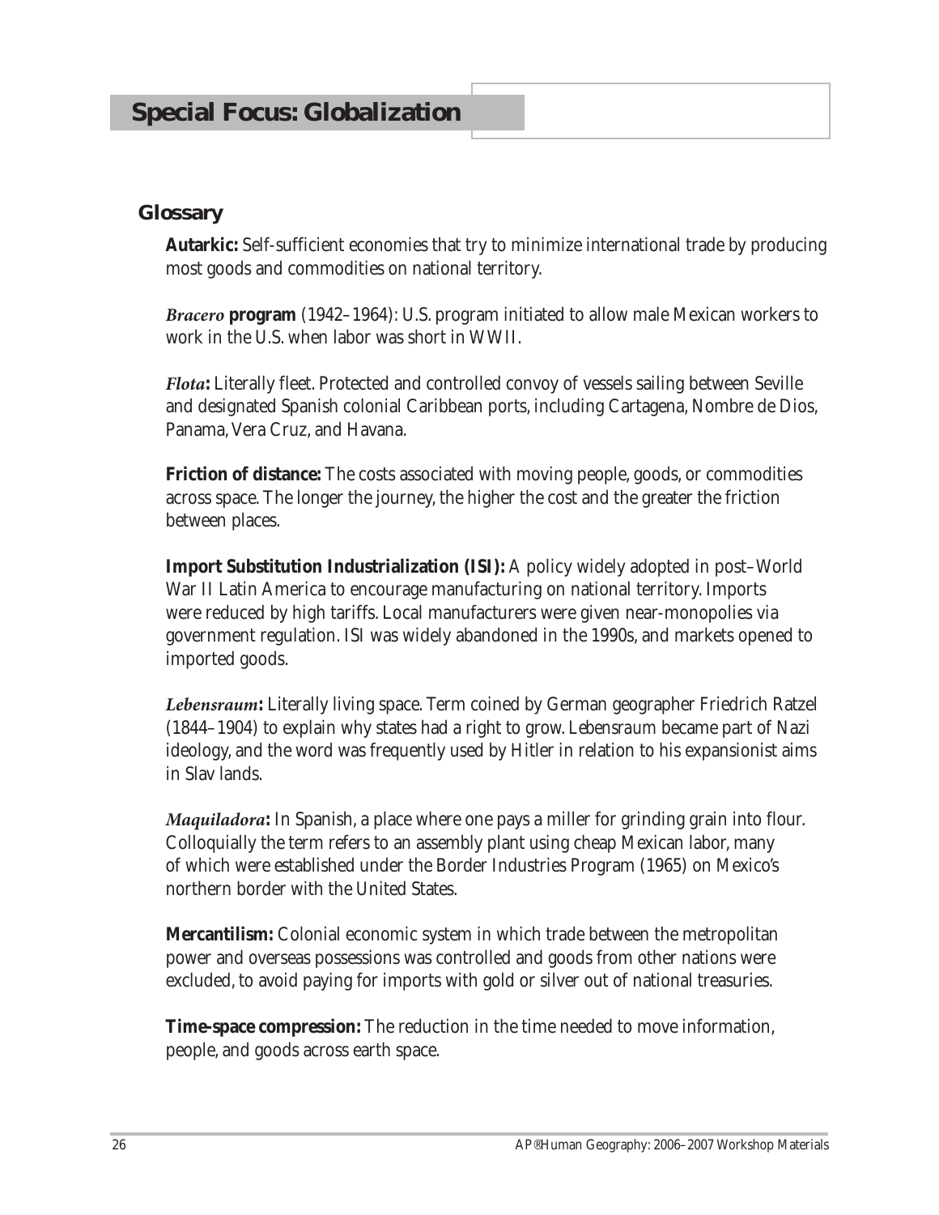# Special Focus: Globalization

## Glossary

**Autarkic:** Self-sufficient economies that try to minimize international trade by producing most goods and commodities on national territory.

***Bracero* program** (1942–1964): U.S. program initiated to allow male Mexican workers to work in the U.S. when labor was short in WWII.

***Flota*:** Literally fleet. Protected and controlled convoy of vessels sailing between Seville and designated Spanish colonial Caribbean ports, including Cartagena, Nombre de Dios, Panama, Vera Cruz, and Havana.

**Friction of distance:** The costs associated with moving people, goods, or commodities across space. The longer the journey, the higher the cost and the greater the friction between places.

**Import Substitution Industrialization (ISI):** A policy widely adopted in post–World War II Latin America to encourage manufacturing on national territory. Imports were reduced by high tariffs. Local manufacturers were given near-monopolies via government regulation. ISI was widely abandoned in the 1990s, and markets opened to imported goods.

***Lebensraum*:** Literally living space. Term coined by German geographer Friedrich Ratzel (1844–1904) to explain why states had a right to grow. *Lebensraum* became part of Nazi ideology, and the word was frequently used by Hitler in relation to his expansionist aims in Slav lands.

***Maquiladora*:** In Spanish, a place where one pays a miller for grinding grain into flour. Colloquially the term refers to an assembly plant using cheap Mexican labor, many of which were established under the Border Industries Program (1965) on Mexico's northern border with the United States.

**Mercantilism:** Colonial economic system in which trade between the metropolitan power and overseas possessions was controlled and goods from other nations were excluded, to avoid paying for imports with gold or silver out of national treasuries.

**Time-space compression:** The reduction in the time needed to move information, people, and goods across earth space.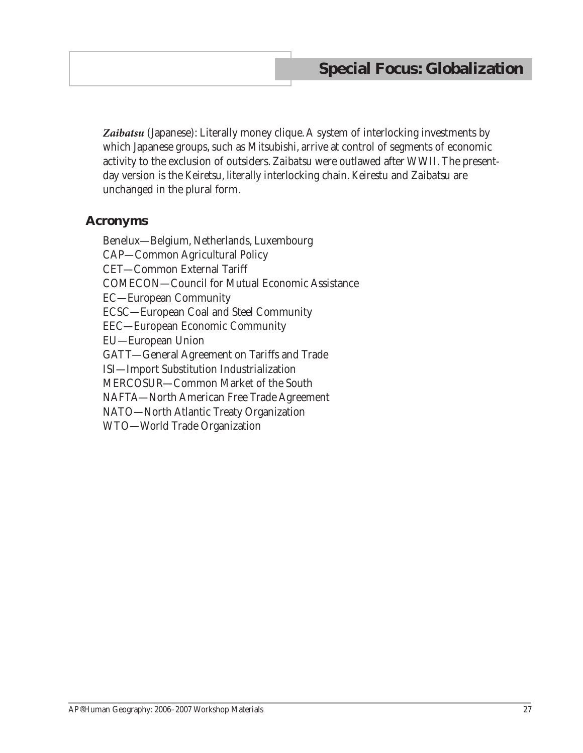## Special Focus: Globalization

***Zaibatsu*** (Japanese): Literally money clique. A system of interlocking investments by which Japanese groups, such as Mitsubishi, arrive at control of segments of economic activity to the exclusion of outsiders. *Zaibatsu* were outlawed after WWII. The present-day version is the *Keiretsu*, literally interlocking chain. *Keirestu* and *Zaibatsu* are unchanged in the plural form.

### Acronyms

Benelux—Belgium, Netherlands, Luxembourg
CAP—Common Agricultural Policy
CET—Common External Tariff
COMECON—Council for Mutual Economic Assistance
EC—European Community
ECSC—European Coal and Steel Community
EEC—European Economic Community
EU—European Union
GATT—General Agreement on Tariffs and Trade
ISI—Import Substitution Industrialization
MERCOSUR—Common Market of the South
NAFTA—North American Free Trade Agreement
NATO—North Atlantic Treaty Organization
WTO—World Trade Organization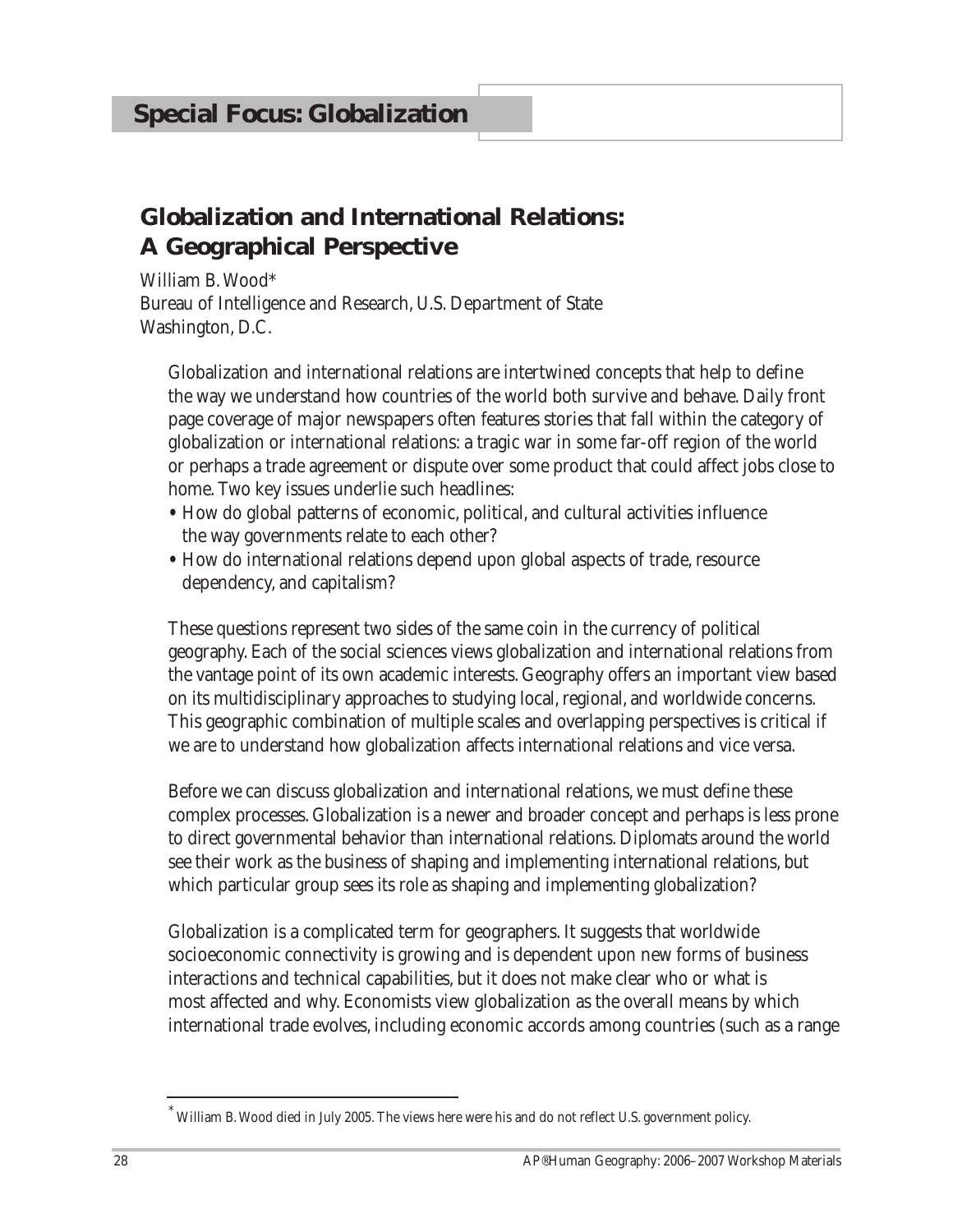## Special Focus: Globalization

# Globalization and International Relations: A Geographical Perspective

William B. Wood*
Bureau of Intelligence and Research, U.S. Department of State
Washington, D.C.

Globalization and international relations are intertwined concepts that help to define the way we understand how countries of the world both survive and behave. Daily front page coverage of major newspapers often features stories that fall within the category of globalization or international relations: a tragic war in some far-off region of the world or perhaps a trade agreement or dispute over some product that could affect jobs close to home. Two key issues underlie such headlines:

- How do global patterns of economic, political, and cultural activities influence the way governments relate to each other?
- How do international relations depend upon global aspects of trade, resource dependency, and capitalism?

These questions represent two sides of the same coin in the currency of political geography. Each of the social sciences views globalization and international relations from the vantage point of its own academic interests. Geography offers an important view based on its multidisciplinary approaches to studying local, regional, and worldwide concerns. This geographic combination of multiple scales and overlapping perspectives is critical if we are to understand how globalization affects international relations and vice versa.

Before we can discuss globalization and international relations, we must define these complex processes. Globalization is a newer and broader concept and perhaps is less prone to direct governmental behavior than international relations. Diplomats around the world see their work as the business of shaping and implementing international relations, but which particular group sees its role as shaping and implementing globalization?

Globalization is a complicated term for geographers. It suggests that worldwide socioeconomic connectivity is growing and is dependent upon new forms of business interactions and technical capabilities, but it does not make clear who or what is most affected and why. Economists view globalization as the overall means by which international trade evolves, including economic accords among countries (such as a range

---

* William B. Wood died in July 2005. The views here were his and do not reflect U.S. government policy.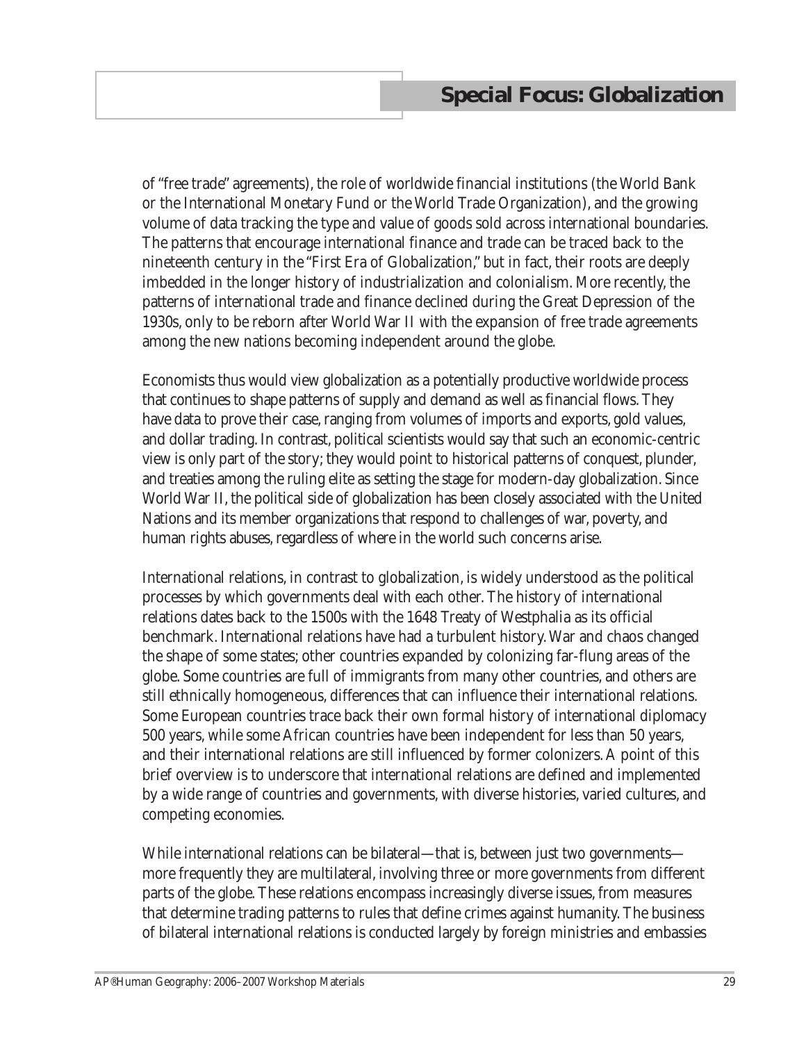of "free trade" agreements), the role of worldwide financial institutions (the World Bank or the International Monetary Fund or the World Trade Organization), and the growing volume of data tracking the type and value of goods sold across international boundaries. The patterns that encourage international finance and trade can be traced back to the nineteenth century in the "First Era of Globalization," but in fact, their roots are deeply imbedded in the longer history of industrialization and colonialism. More recently, the patterns of international trade and finance declined during the Great Depression of the 1930s, only to be reborn after World War II with the expansion of free trade agreements among the new nations becoming independent around the globe.

Economists thus would view globalization as a potentially productive worldwide process that continues to shape patterns of supply and demand as well as financial flows. They have data to prove their case, ranging from volumes of imports and exports, gold values, and dollar trading. In contrast, political scientists would say that such an economic-centric view is only part of the story; they would point to historical patterns of conquest, plunder, and treaties among the ruling elite as setting the stage for modern-day globalization. Since World War II, the political side of globalization has been closely associated with the United Nations and its member organizations that respond to challenges of war, poverty, and human rights abuses, regardless of where in the world such concerns arise.

International relations, in contrast to globalization, is widely understood as the political processes by which governments deal with each other. The history of international relations dates back to the 1500s with the 1648 Treaty of Westphalia as its official benchmark. International relations have had a turbulent history. War and chaos changed the shape of some states; other countries expanded by colonizing far-flung areas of the globe. Some countries are full of immigrants from many other countries, and others are still ethnically homogeneous, differences that can influence their international relations. Some European countries trace back their own formal history of international diplomacy 500 years, while some African countries have been independent for less than 50 years, and their international relations are still influenced by former colonizers. A point of this brief overview is to underscore that international relations are defined and implemented by a wide range of countries and governments, with diverse histories, varied cultures, and competing economies.

While international relations can be bilateral—that is, between just two governments—more frequently they are multilateral, involving three or more governments from different parts of the globe. These relations encompass increasingly diverse issues, from measures that determine trading patterns to rules that define crimes against humanity. The business of bilateral international relations is conducted largely by foreign ministries and embassies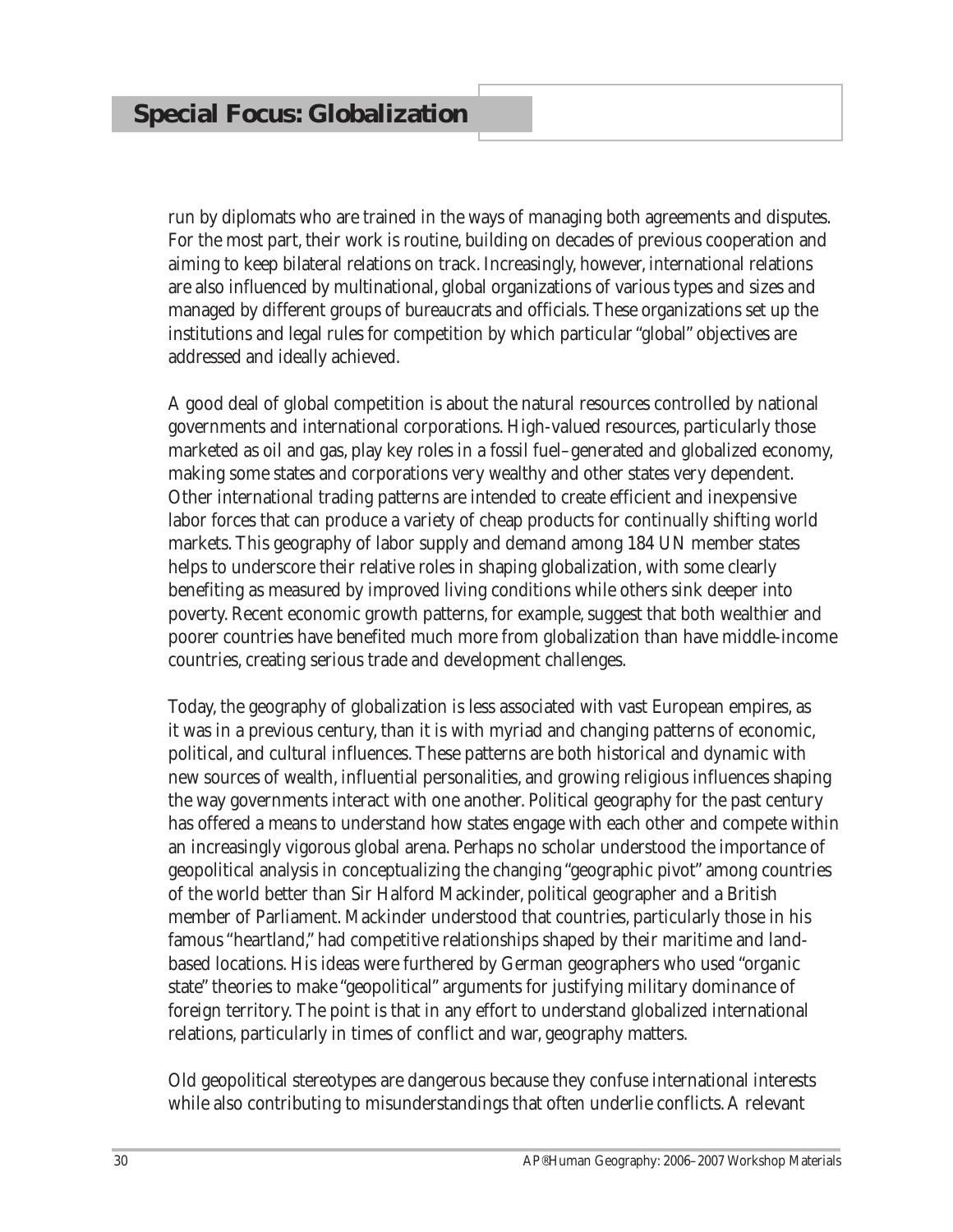run by diplomats who are trained in the ways of managing both agreements and disputes. For the most part, their work is routine, building on decades of previous cooperation and aiming to keep bilateral relations on track. Increasingly, however, international relations are also influenced by multinational, global organizations of various types and sizes and managed by different groups of bureaucrats and officials. These organizations set up the institutions and legal rules for competition by which particular "global" objectives are addressed and ideally achieved.

A good deal of global competition is about the natural resources controlled by national governments and international corporations. High-valued resources, particularly those marketed as oil and gas, play key roles in a fossil fuel–generated and globalized economy, making some states and corporations very wealthy and other states very dependent. Other international trading patterns are intended to create efficient and inexpensive labor forces that can produce a variety of cheap products for continually shifting world markets. This geography of labor supply and demand among 184 UN member states helps to underscore their relative roles in shaping globalization, with some clearly benefiting as measured by improved living conditions while others sink deeper into poverty. Recent economic growth patterns, for example, suggest that both wealthier and poorer countries have benefited much more from globalization than have middle-income countries, creating serious trade and development challenges.

Today, the geography of globalization is less associated with vast European empires, as it was in a previous century, than it is with myriad and changing patterns of economic, political, and cultural influences. These patterns are both historical and dynamic with new sources of wealth, influential personalities, and growing religious influences shaping the way governments interact with one another. Political geography for the past century has offered a means to understand how states engage with each other and compete within an increasingly vigorous global arena. Perhaps no scholar understood the importance of geopolitical analysis in conceptualizing the changing "geographic pivot" among countries of the world better than Sir Halford Mackinder, political geographer and a British member of Parliament. Mackinder understood that countries, particularly those in his famous "heartland," had competitive relationships shaped by their maritime and land-based locations. His ideas were furthered by German geographers who used "organic state" theories to make "geopolitical" arguments for justifying military dominance of foreign territory. The point is that in any effort to understand globalized international relations, particularly in times of conflict and war, geography matters.

Old geopolitical stereotypes are dangerous because they confuse international interests while also contributing to misunderstandings that often underlie conflicts. A relevant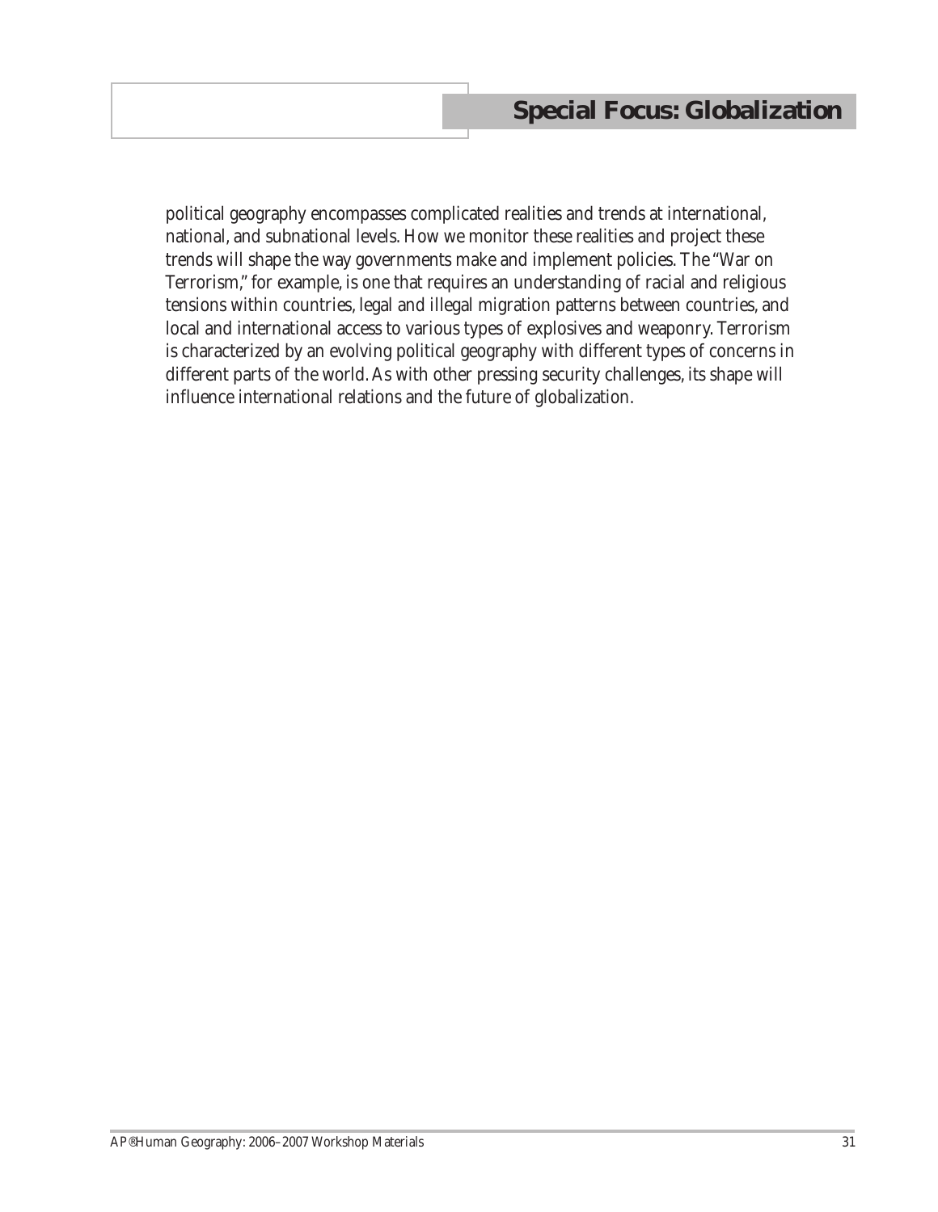political geography encompasses complicated realities and trends at international, national, and subnational levels. How we monitor these realities and project these trends will shape the way governments make and implement policies. The "War on Terrorism," for example, is one that requires an understanding of racial and religious tensions within countries, legal and illegal migration patterns between countries, and local and international access to various types of explosives and weaponry. Terrorism is characterized by an evolving political geography with different types of concerns in different parts of the world. As with other pressing security challenges, its shape will influence international relations and the future of globalization.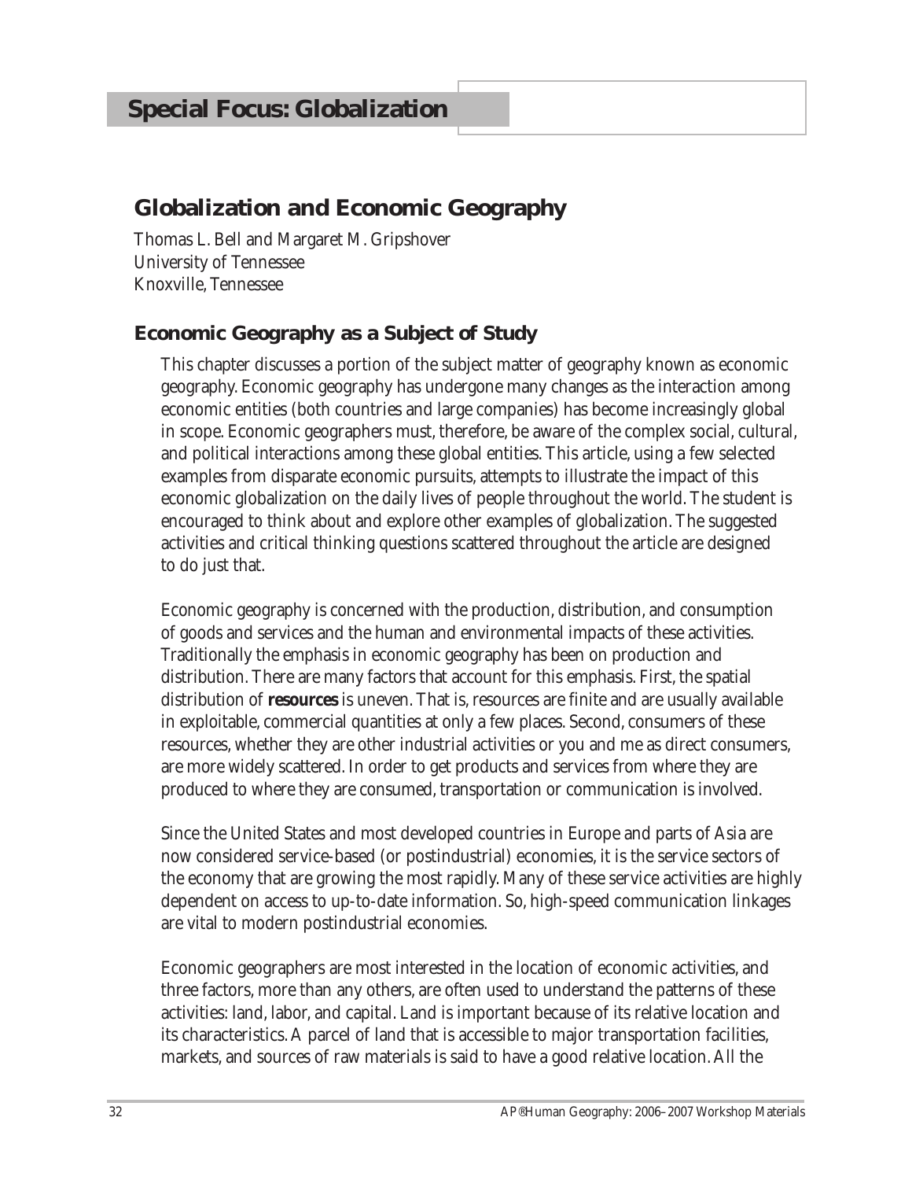# Special Focus: Globalization

## Globalization and Economic Geography

Thomas L. Bell and Margaret M. Gripshover
University of Tennessee
Knoxville, Tennessee

### Economic Geography as a Subject of Study

This chapter discusses a portion of the subject matter of geography known as economic geography. Economic geography has undergone many changes as the interaction among economic entities (both countries and large companies) has become increasingly global in scope. Economic geographers must, therefore, be aware of the complex social, cultural, and political interactions among these global entities. This article, using a few selected examples from disparate economic pursuits, attempts to illustrate the impact of this economic globalization on the daily lives of people throughout the world. The student is encouraged to think about and explore other examples of globalization. The suggested activities and critical thinking questions scattered throughout the article are designed to do just that.

Economic geography is concerned with the production, distribution, and consumption of goods and services and the human and environmental impacts of these activities. Traditionally the emphasis in economic geography has been on production and distribution. There are many factors that account for this emphasis. First, the spatial distribution of **resources** is uneven. That is, resources are finite and are usually available in exploitable, commercial quantities at only a few places. Second, consumers of these resources, whether they are other industrial activities or you and me as direct consumers, are more widely scattered. In order to get products and services from where they are produced to where they are consumed, transportation or communication is involved.

Since the United States and most developed countries in Europe and parts of Asia are now considered service-based (or postindustrial) economies, it is the service sectors of the economy that are growing the most rapidly. Many of these service activities are highly dependent on access to up-to-date information. So, high-speed communication linkages are vital to modern postindustrial economies.

Economic geographers are most interested in the location of economic activities, and three factors, more than any others, are often used to understand the patterns of these activities: land, labor, and capital. Land is important because of its relative location and its characteristics. A parcel of land that is accessible to major transportation facilities, markets, and sources of raw materials is said to have a good relative location. All the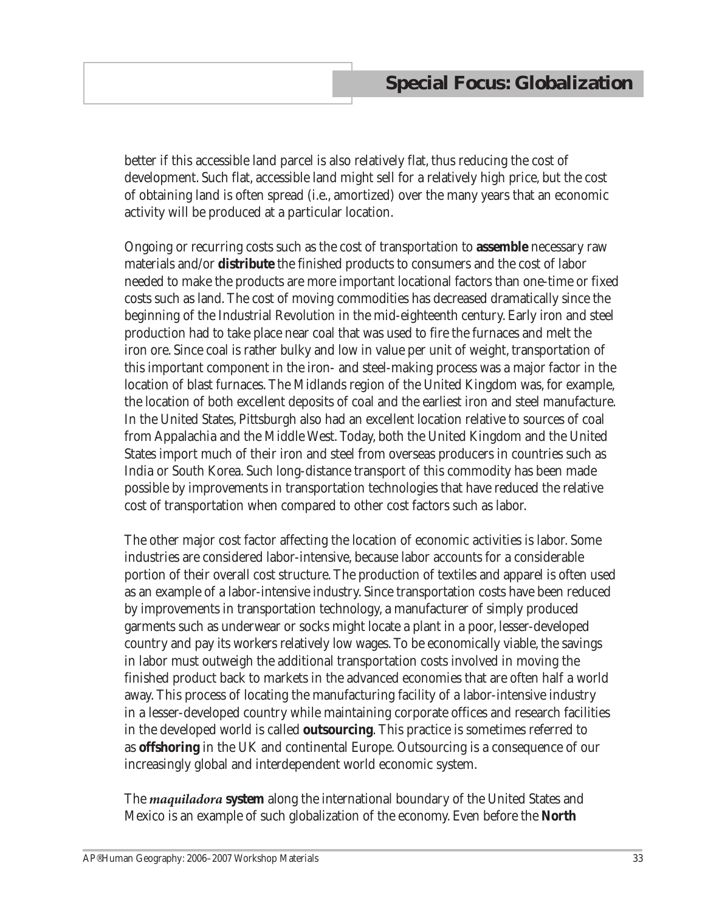better if this accessible land parcel is also relatively flat, thus reducing the cost of development. Such flat, accessible land might sell for a relatively high price, but the cost of obtaining land is often spread (i.e., amortized) over the many years that an economic activity will be produced at a particular location.

Ongoing or recurring costs such as the cost of transportation to **assemble** necessary raw materials and/or **distribute** the finished products to consumers and the cost of labor needed to make the products are more important locational factors than one-time or fixed costs such as land. The cost of moving commodities has decreased dramatically since the beginning of the Industrial Revolution in the mid-eighteenth century. Early iron and steel production had to take place near coal that was used to fire the furnaces and melt the iron ore. Since coal is rather bulky and low in value per unit of weight, transportation of this important component in the iron- and steel-making process was a major factor in the location of blast furnaces. The Midlands region of the United Kingdom was, for example, the location of both excellent deposits of coal and the earliest iron and steel manufacture. In the United States, Pittsburgh also had an excellent location relative to sources of coal from Appalachia and the Middle West. Today, both the United Kingdom and the United States import much of their iron and steel from overseas producers in countries such as India or South Korea. Such long-distance transport of this commodity has been made possible by improvements in transportation technologies that have reduced the relative cost of transportation when compared to other cost factors such as labor.

The other major cost factor affecting the location of economic activities is labor. Some industries are considered labor-intensive, because labor accounts for a considerable portion of their overall cost structure. The production of textiles and apparel is often used as an example of a labor-intensive industry. Since transportation costs have been reduced by improvements in transportation technology, a manufacturer of simply produced garments such as underwear or socks might locate a plant in a poor, lesser-developed country and pay its workers relatively low wages. To be economically viable, the savings in labor must outweigh the additional transportation costs involved in moving the finished product back to markets in the advanced economies that are often half a world away. This process of locating the manufacturing facility of a labor-intensive industry in a lesser-developed country while maintaining corporate offices and research facilities in the developed world is called **outsourcing**. This practice is sometimes referred to as **offshoring** in the UK and continental Europe. Outsourcing is a consequence of our increasingly global and interdependent world economic system.

The ***maquiladora*** **system** along the international boundary of the United States and Mexico is an example of such globalization of the economy. Even before the **North**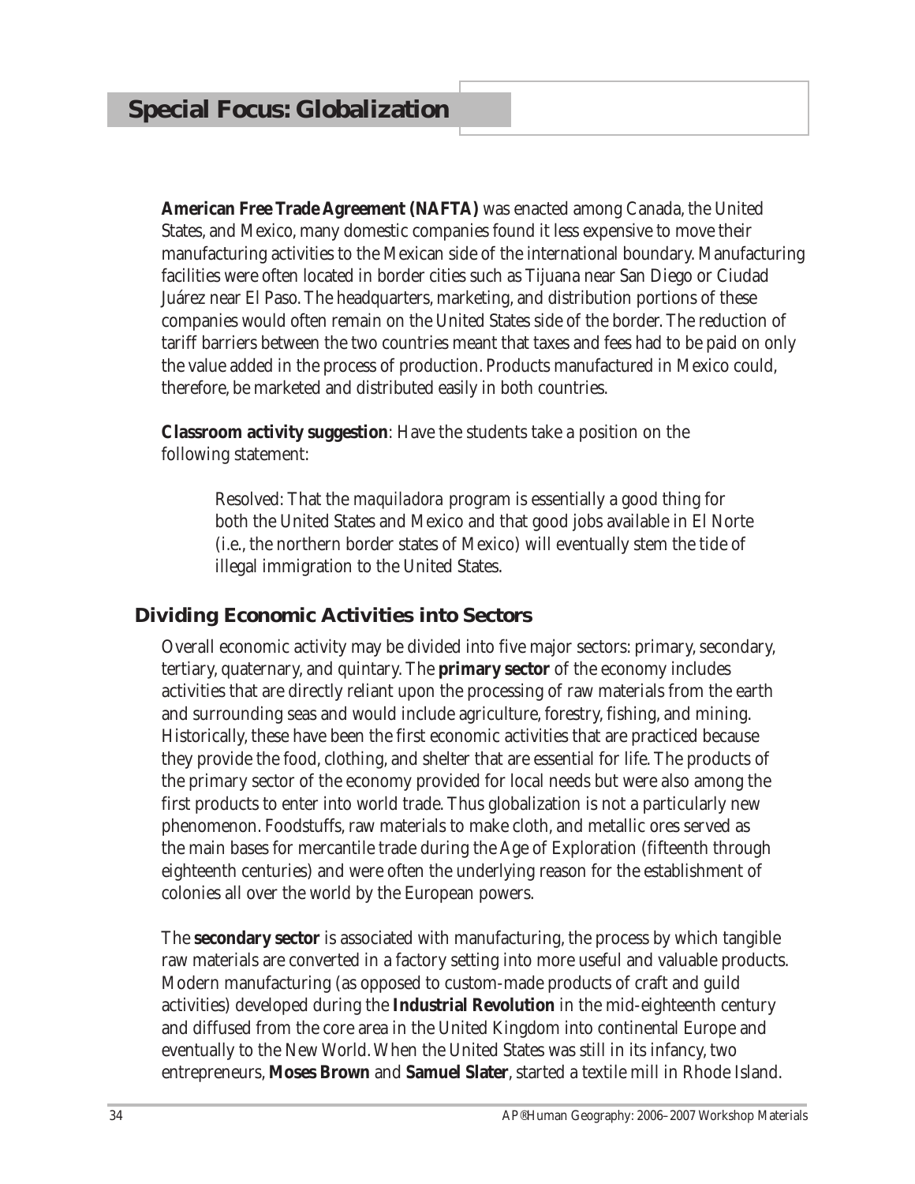**American Free Trade Agreement (NAFTA)** was enacted among Canada, the United States, and Mexico, many domestic companies found it less expensive to move their manufacturing activities to the Mexican side of the international boundary. Manufacturing facilities were often located in border cities such as Tijuana near San Diego or Ciudad Juárez near El Paso. The headquarters, marketing, and distribution portions of these companies would often remain on the United States side of the border. The reduction of tariff barriers between the two countries meant that taxes and fees had to be paid on only the value added in the process of production. Products manufactured in Mexico could, therefore, be marketed and distributed easily in both countries.

**Classroom activity suggestion**: Have the students take a position on the following statement:

> Resolved: That the *maquiladora* program is essentially a good thing for both the United States and Mexico and that good jobs available in El Norte (i.e., the northern border states of Mexico) will eventually stem the tide of illegal immigration to the United States.

## Dividing Economic Activities into Sectors

Overall economic activity may be divided into five major sectors: primary, secondary, tertiary, quaternary, and quintary. The **primary sector** of the economy includes activities that are directly reliant upon the processing of raw materials from the earth and surrounding seas and would include agriculture, forestry, fishing, and mining. Historically, these have been the first economic activities that are practiced because they provide the food, clothing, and shelter that are essential for life. The products of the primary sector of the economy provided for local needs but were also among the first products to enter into world trade. Thus globalization is not a particularly new phenomenon. Foodstuffs, raw materials to make cloth, and metallic ores served as the main bases for mercantile trade during the Age of Exploration (fifteenth through eighteenth centuries) and were often the underlying reason for the establishment of colonies all over the world by the European powers.

The **secondary sector** is associated with manufacturing, the process by which tangible raw materials are converted in a factory setting into more useful and valuable products. Modern manufacturing (as opposed to custom-made products of craft and guild activities) developed during the **Industrial Revolution** in the mid-eighteenth century and diffused from the core area in the United Kingdom into continental Europe and eventually to the New World. When the United States was still in its infancy, two entrepreneurs, **Moses Brown** and **Samuel Slater**, started a textile mill in Rhode Island.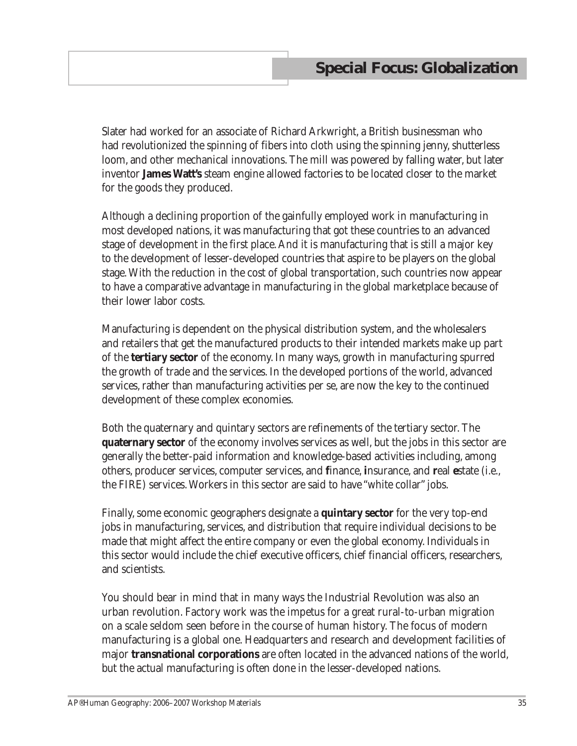## Special Focus: Globalization

Slater had worked for an associate of Richard Arkwright, a British businessman who had revolutionized the spinning of fibers into cloth using the spinning jenny, shutterless loom, and other mechanical innovations. The mill was powered by falling water, but later inventor **James Watt's** steam engine allowed factories to be located closer to the market for the goods they produced.

Although a declining proportion of the gainfully employed work in manufacturing in most developed nations, it was manufacturing that got these countries to an advanced stage of development in the first place. And it is manufacturing that is still a major key to the development of lesser-developed countries that aspire to be players on the global stage. With the reduction in the cost of global transportation, such countries now appear to have a comparative advantage in manufacturing in the global marketplace because of their lower labor costs.

Manufacturing is dependent on the physical distribution system, and the wholesalers and retailers that get the manufactured products to their intended markets make up part of the **tertiary sector** of the economy. In many ways, growth in manufacturing spurred the growth of trade and the services. In the developed portions of the world, advanced services, rather than manufacturing activities per se, are now the key to the continued development of these complex economies.

Both the quaternary and quintary sectors are refinements of the tertiary sector. The **quaternary sector** of the economy involves services as well, but the jobs in this sector are generally the better-paid information and knowledge-based activities including, among others, producer services, computer services, and **f**inance, **i**nsurance, and **r**eal **e**state (i.e., the FIRE) services. Workers in this sector are said to have "white collar" jobs.

Finally, some economic geographers designate a **quintary sector** for the very top-end jobs in manufacturing, services, and distribution that require individual decisions to be made that might affect the entire company or even the global economy. Individuals in this sector would include the chief executive officers, chief financial officers, researchers, and scientists.

You should bear in mind that in many ways the Industrial Revolution was also an urban revolution. Factory work was the impetus for a great rural-to-urban migration on a scale seldom seen before in the course of human history. The focus of modern manufacturing is a global one. Headquarters and research and development facilities of major **transnational corporations** are often located in the advanced nations of the world, but the actual manufacturing is often done in the lesser-developed nations.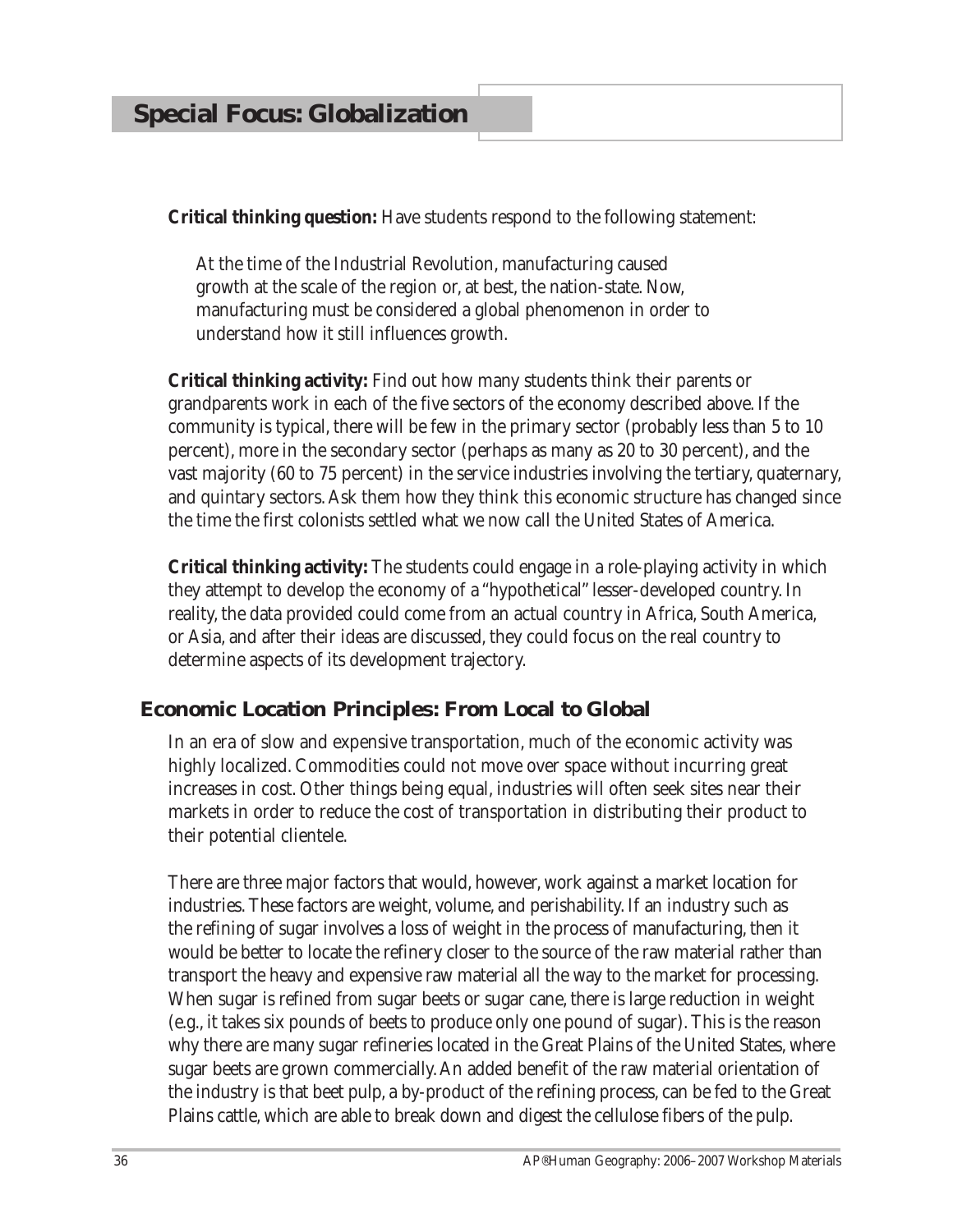## Special Focus: Globalization

**Critical thinking question:** Have students respond to the following statement:

> At the time of the Industrial Revolution, manufacturing caused growth at the scale of the region or, at best, the nation-state. Now, manufacturing must be considered a global phenomenon in order to understand how it still influences growth.

**Critical thinking activity:** Find out how many students think their parents or grandparents work in each of the five sectors of the economy described above. If the community is typical, there will be few in the primary sector (probably less than 5 to 10 percent), more in the secondary sector (perhaps as many as 20 to 30 percent), and the vast majority (60 to 75 percent) in the service industries involving the tertiary, quaternary, and quintary sectors. Ask them how they think this economic structure has changed since the time the first colonists settled what we now call the United States of America.

**Critical thinking activity:** The students could engage in a role-playing activity in which they attempt to develop the economy of a "hypothetical" lesser-developed country. In reality, the data provided could come from an actual country in Africa, South America, or Asia, and after their ideas are discussed, they could focus on the real country to determine aspects of its development trajectory.

### Economic Location Principles: From Local to Global

In an era of slow and expensive transportation, much of the economic activity was highly localized. Commodities could not move over space without incurring great increases in cost. Other things being equal, industries will often seek sites near their markets in order to reduce the cost of transportation in distributing their product to their potential clientele.

There are three major factors that would, however, work against a market location for industries. These factors are weight, volume, and perishability. If an industry such as the refining of sugar involves a loss of weight in the process of manufacturing, then it would be better to locate the refinery closer to the source of the raw material rather than transport the heavy and expensive raw material all the way to the market for processing. When sugar is refined from sugar beets or sugar cane, there is large reduction in weight (e.g., it takes six pounds of beets to produce only one pound of sugar). This is the reason why there are many sugar refineries located in the Great Plains of the United States, where sugar beets are grown commercially. An added benefit of the raw material orientation of the industry is that beet pulp, a by-product of the refining process, can be fed to the Great Plains cattle, which are able to break down and digest the cellulose fibers of the pulp.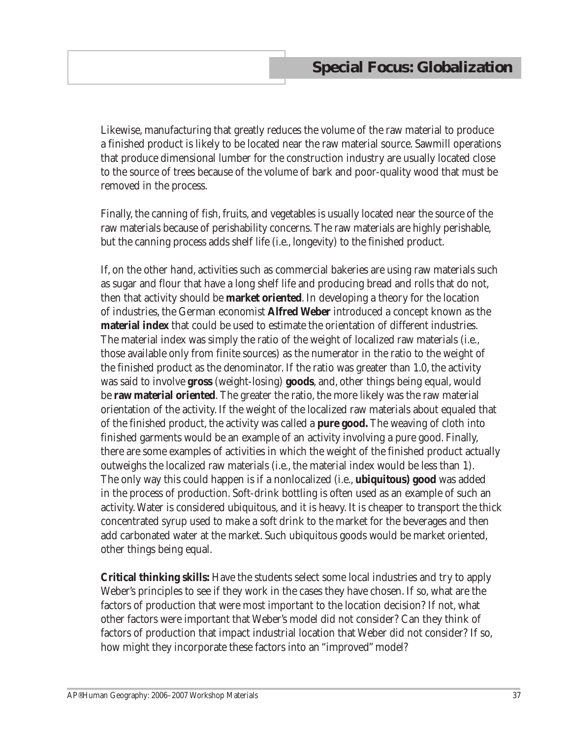Likewise, manufacturing that greatly reduces the volume of the raw material to produce a finished product is likely to be located near the raw material source. Sawmill operations that produce dimensional lumber for the construction industry are usually located close to the source of trees because of the volume of bark and poor-quality wood that must be removed in the process.

Finally, the canning of fish, fruits, and vegetables is usually located near the source of the raw materials because of perishability concerns. The raw materials are highly perishable, but the canning process adds shelf life (i.e., longevity) to the finished product.

If, on the other hand, activities such as commercial bakeries are using raw materials such as sugar and flour that have a long shelf life and producing bread and rolls that do not, then that activity should be **market oriented**. In developing a theory for the location of industries, the German economist **Alfred Weber** introduced a concept known as the **material index** that could be used to estimate the orientation of different industries. The material index was simply the ratio of the weight of localized raw materials (i.e., those available only from finite sources) as the numerator in the ratio to the weight of the finished product as the denominator. If the ratio was greater than 1.0, the activity was said to involve **gross** (weight-losing) **goods**, and, other things being equal, would be **raw material oriented**. The greater the ratio, the more likely was the raw material orientation of the activity. If the weight of the localized raw materials about equaled that of the finished product, the activity was called a **pure good.** The weaving of cloth into finished garments would be an example of an activity involving a pure good. Finally, there are some examples of activities in which the weight of the finished product actually outweighs the localized raw materials (i.e., the material index would be less than 1). The only way this could happen is if a nonlocalized (i.e., **ubiquitous) good** was added in the process of production. Soft-drink bottling is often used as an example of such an activity. Water is considered ubiquitous, and it is heavy. It is cheaper to transport the thick concentrated syrup used to make a soft drink to the market for the beverages and then add carbonated water at the market. Such ubiquitous goods would be market oriented, other things being equal.

**Critical thinking skills:** Have the students select some local industries and try to apply Weber's principles to see if they work in the cases they have chosen. If so, what are the factors of production that were most important to the location decision? If not, what other factors were important that Weber's model did not consider? Can they think of factors of production that impact industrial location that Weber did not consider? If so, how might they incorporate these factors into an "improved" model?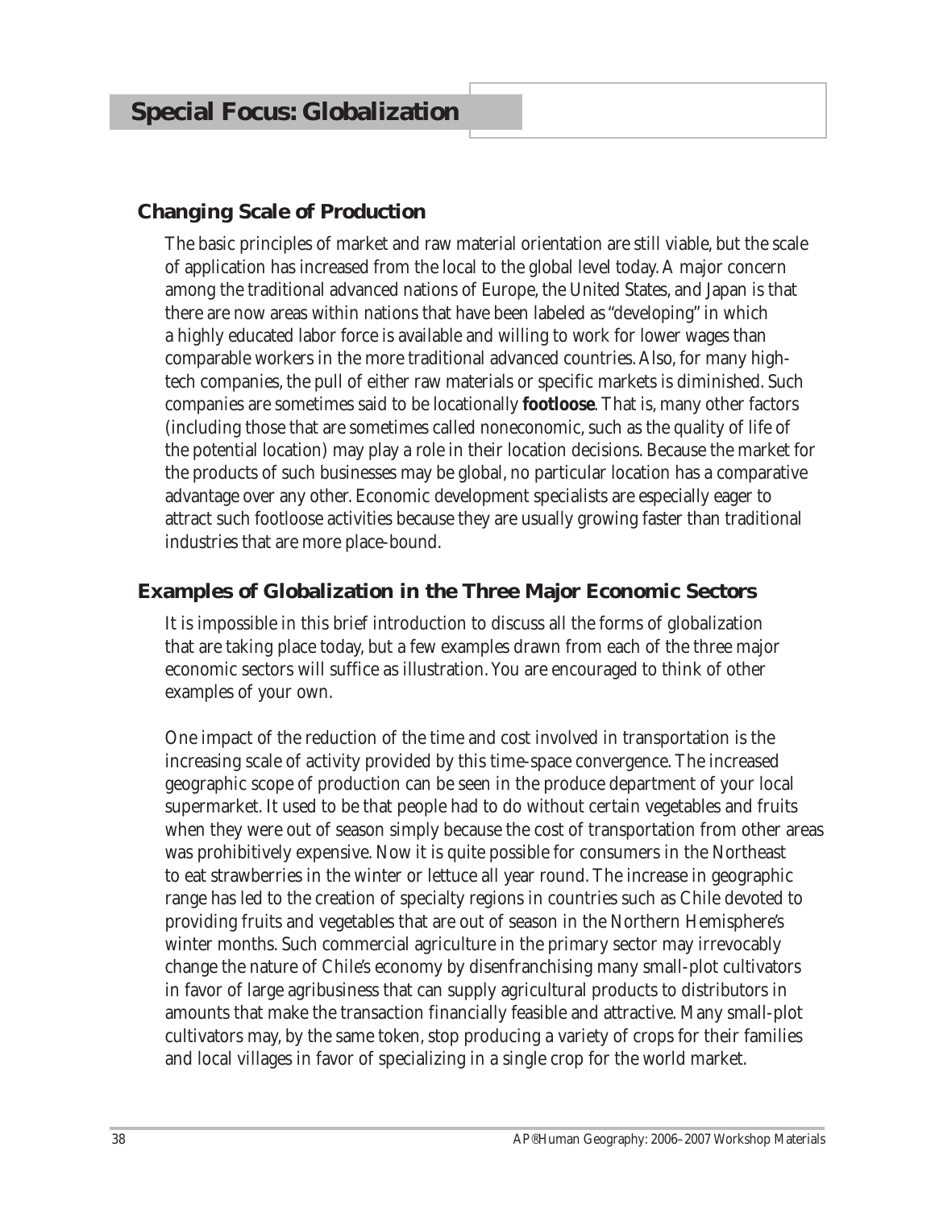# Special Focus: Globalization

## Changing Scale of Production

The basic principles of market and raw material orientation are still viable, but the scale of application has increased from the local to the global level today. A major concern among the traditional advanced nations of Europe, the United States, and Japan is that there are now areas within nations that have been labeled as "developing" in which a highly educated labor force is available and willing to work for lower wages than comparable workers in the more traditional advanced countries. Also, for many high-tech companies, the pull of either raw materials or specific markets is diminished. Such companies are sometimes said to be locationally **footloose**. That is, many other factors (including those that are sometimes called noneconomic, such as the quality of life of the potential location) may play a role in their location decisions. Because the market for the products of such businesses may be global, no particular location has a comparative advantage over any other. Economic development specialists are especially eager to attract such footloose activities because they are usually growing faster than traditional industries that are more place-bound.

## Examples of Globalization in the Three Major Economic Sectors

It is impossible in this brief introduction to discuss all the forms of globalization that are taking place today, but a few examples drawn from each of the three major economic sectors will suffice as illustration. You are encouraged to think of other examples of your own.

One impact of the reduction of the time and cost involved in transportation is the increasing scale of activity provided by this time-space convergence. The increased geographic scope of production can be seen in the produce department of your local supermarket. It used to be that people had to do without certain vegetables and fruits when they were out of season simply because the cost of transportation from other areas was prohibitively expensive. Now it is quite possible for consumers in the Northeast to eat strawberries in the winter or lettuce all year round. The increase in geographic range has led to the creation of specialty regions in countries such as Chile devoted to providing fruits and vegetables that are out of season in the Northern Hemisphere's winter months. Such commercial agriculture in the primary sector may irrevocably change the nature of Chile's economy by disenfranchising many small-plot cultivators in favor of large agribusiness that can supply agricultural products to distributors in amounts that make the transaction financially feasible and attractive. Many small-plot cultivators may, by the same token, stop producing a variety of crops for their families and local villages in favor of specializing in a single crop for the world market.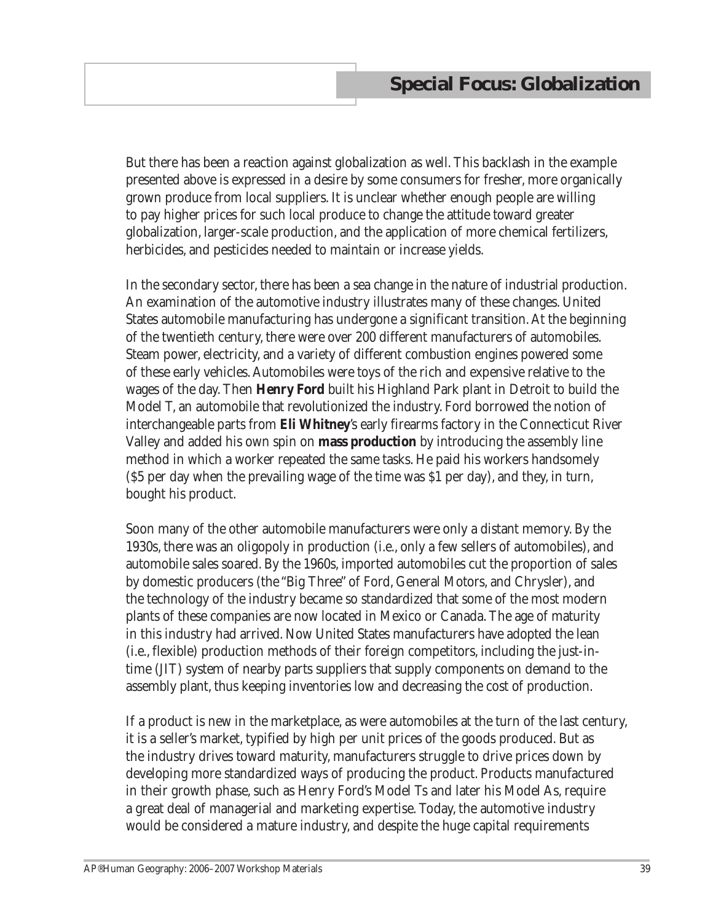But there has been a reaction against globalization as well. This backlash in the example presented above is expressed in a desire by some consumers for fresher, more organically grown produce from local suppliers. It is unclear whether enough people are willing to pay higher prices for such local produce to change the attitude toward greater globalization, larger-scale production, and the application of more chemical fertilizers, herbicides, and pesticides needed to maintain or increase yields.

In the secondary sector, there has been a sea change in the nature of industrial production. An examination of the automotive industry illustrates many of these changes. United States automobile manufacturing has undergone a significant transition. At the beginning of the twentieth century, there were over 200 different manufacturers of automobiles. Steam power, electricity, and a variety of different combustion engines powered some of these early vehicles. Automobiles were toys of the rich and expensive relative to the wages of the day. Then **Henry Ford** built his Highland Park plant in Detroit to build the Model T, an automobile that revolutionized the industry. Ford borrowed the notion of interchangeable parts from **Eli Whitney**'s early firearms factory in the Connecticut River Valley and added his own spin on **mass production** by introducing the assembly line method in which a worker repeated the same tasks. He paid his workers handsomely ($5 per day when the prevailing wage of the time was $1 per day), and they, in turn, bought his product.

Soon many of the other automobile manufacturers were only a distant memory. By the 1930s, there was an oligopoly in production (i.e., only a few sellers of automobiles), and automobile sales soared. By the 1960s, imported automobiles cut the proportion of sales by domestic producers (the "Big Three" of Ford, General Motors, and Chrysler), and the technology of the industry became so standardized that some of the most modern plants of these companies are now located in Mexico or Canada. The age of maturity in this industry had arrived. Now United States manufacturers have adopted the lean (i.e., flexible) production methods of their foreign competitors, including the just-in-time (JIT) system of nearby parts suppliers that supply components on demand to the assembly plant, thus keeping inventories low and decreasing the cost of production.

If a product is new in the marketplace, as were automobiles at the turn of the last century, it is a seller's market, typified by high per unit prices of the goods produced. But as the industry drives toward maturity, manufacturers struggle to drive prices down by developing more standardized ways of producing the product. Products manufactured in their growth phase, such as Henry Ford's Model Ts and later his Model As, require a great deal of managerial and marketing expertise. Today, the automotive industry would be considered a mature industry, and despite the huge capital requirements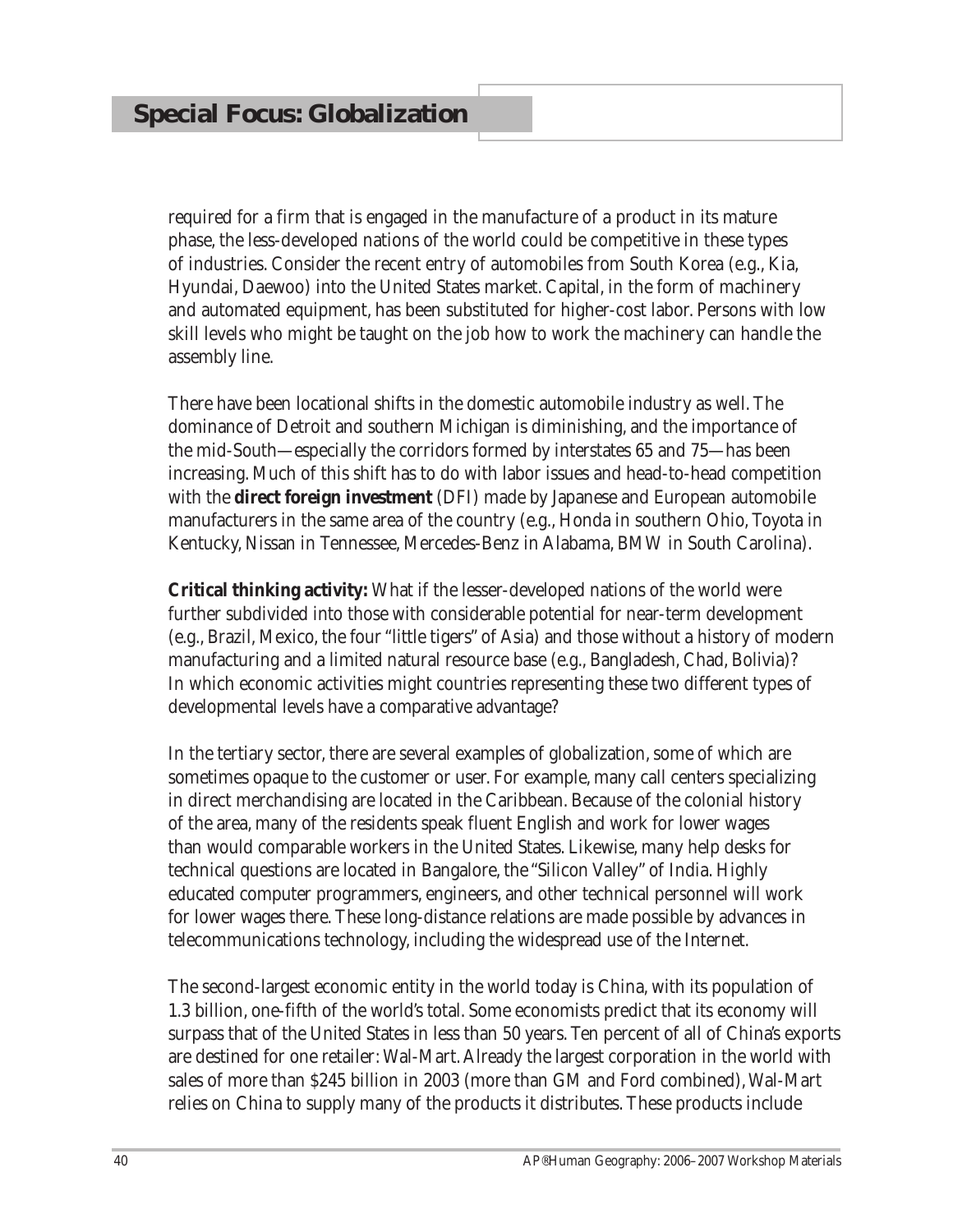required for a firm that is engaged in the manufacture of a product in its mature phase, the less-developed nations of the world could be competitive in these types of industries. Consider the recent entry of automobiles from South Korea (e.g., Kia, Hyundai, Daewoo) into the United States market. Capital, in the form of machinery and automated equipment, has been substituted for higher-cost labor. Persons with low skill levels who might be taught on the job how to work the machinery can handle the assembly line.

There have been locational shifts in the domestic automobile industry as well. The dominance of Detroit and southern Michigan is diminishing, and the importance of the mid-South—especially the corridors formed by interstates 65 and 75—has been increasing. Much of this shift has to do with labor issues and head-to-head competition with the **direct foreign investment** (DFI) made by Japanese and European automobile manufacturers in the same area of the country (e.g., Honda in southern Ohio, Toyota in Kentucky, Nissan in Tennessee, Mercedes-Benz in Alabama, BMW in South Carolina).

**Critical thinking activity:** What if the lesser-developed nations of the world were further subdivided into those with considerable potential for near-term development (e.g., Brazil, Mexico, the four "little tigers" of Asia) and those without a history of modern manufacturing and a limited natural resource base (e.g., Bangladesh, Chad, Bolivia)? In which economic activities might countries representing these two different types of developmental levels have a comparative advantage?

In the tertiary sector, there are several examples of globalization, some of which are sometimes opaque to the customer or user. For example, many call centers specializing in direct merchandising are located in the Caribbean. Because of the colonial history of the area, many of the residents speak fluent English and work for lower wages than would comparable workers in the United States. Likewise, many help desks for technical questions are located in Bangalore, the "Silicon Valley" of India. Highly educated computer programmers, engineers, and other technical personnel will work for lower wages there. These long-distance relations are made possible by advances in telecommunications technology, including the widespread use of the Internet.

The second-largest economic entity in the world today is China, with its population of 1.3 billion, one-fifth of the world's total. Some economists predict that its economy will surpass that of the United States in less than 50 years. Ten percent of all of China's exports are destined for one retailer: Wal-Mart. Already the largest corporation in the world with sales of more than $245 billion in 2003 (more than GM and Ford combined), Wal-Mart relies on China to supply many of the products it distributes. These products include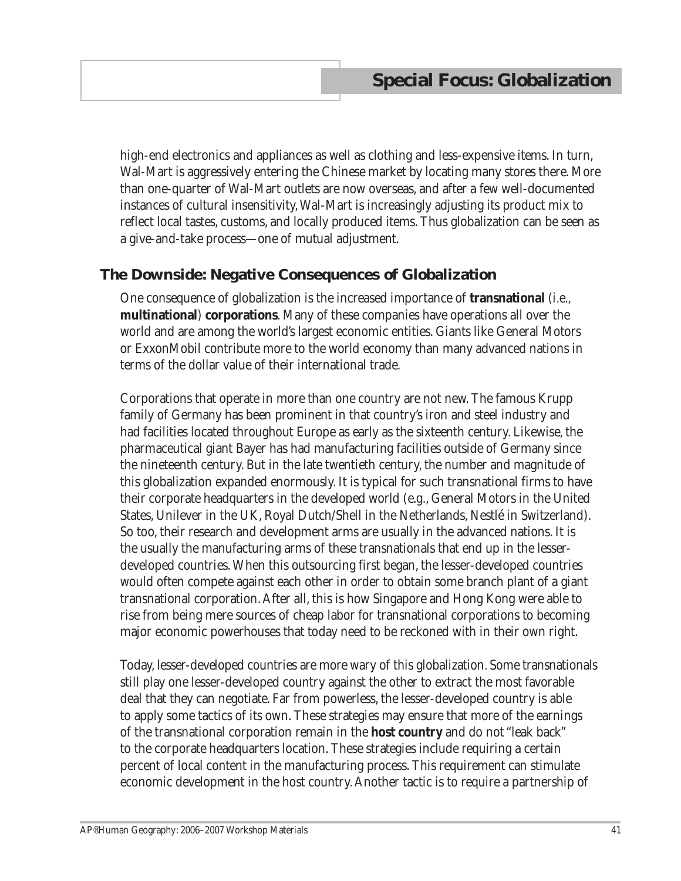high-end electronics and appliances as well as clothing and less-expensive items. In turn, Wal-Mart is aggressively entering the Chinese market by locating many stores there. More than one-quarter of Wal-Mart outlets are now overseas, and after a few well-documented instances of cultural insensitivity, Wal-Mart is increasingly adjusting its product mix to reflect local tastes, customs, and locally produced items. Thus globalization can be seen as a give-and-take process—one of mutual adjustment.

## The Downside: Negative Consequences of Globalization

One consequence of globalization is the increased importance of **transnational** (i.e., **multinational**) **corporations**. Many of these companies have operations all over the world and are among the world's largest economic entities. Giants like General Motors or ExxonMobil contribute more to the world economy than many advanced nations in terms of the dollar value of their international trade.

Corporations that operate in more than one country are not new. The famous Krupp family of Germany has been prominent in that country's iron and steel industry and had facilities located throughout Europe as early as the sixteenth century. Likewise, the pharmaceutical giant Bayer has had manufacturing facilities outside of Germany since the nineteenth century. But in the late twentieth century, the number and magnitude of this globalization expanded enormously. It is typical for such transnational firms to have their corporate headquarters in the developed world (e.g., General Motors in the United States, Unilever in the UK, Royal Dutch/Shell in the Netherlands, Nestlé in Switzerland). So too, their research and development arms are usually in the advanced nations. It is the usually the manufacturing arms of these transnationals that end up in the lesser-developed countries. When this outsourcing first began, the lesser-developed countries would often compete against each other in order to obtain some branch plant of a giant transnational corporation. After all, this is how Singapore and Hong Kong were able to rise from being mere sources of cheap labor for transnational corporations to becoming major economic powerhouses that today need to be reckoned with in their own right.

Today, lesser-developed countries are more wary of this globalization. Some transnationals still play one lesser-developed country against the other to extract the most favorable deal that they can negotiate. Far from powerless, the lesser-developed country is able to apply some tactics of its own. These strategies may ensure that more of the earnings of the transnational corporation remain in the **host country** and do not "leak back" to the corporate headquarters location. These strategies include requiring a certain percent of local content in the manufacturing process. This requirement can stimulate economic development in the host country. Another tactic is to require a partnership of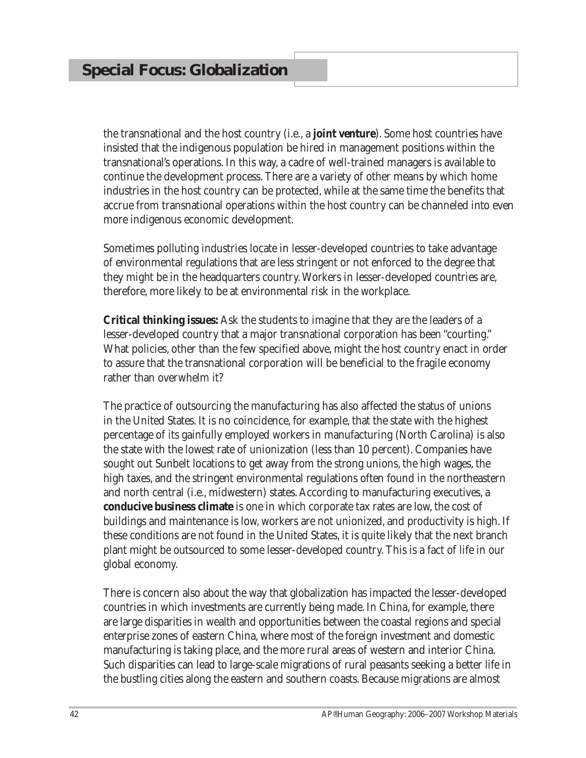the transnational and the host country (i.e., a **joint venture**). Some host countries have insisted that the indigenous population be hired in management positions within the transnational's operations. In this way, a cadre of well-trained managers is available to continue the development process. There are a variety of other means by which home industries in the host country can be protected, while at the same time the benefits that accrue from transnational operations within the host country can be channeled into even more indigenous economic development.

Sometimes polluting industries locate in lesser-developed countries to take advantage of environmental regulations that are less stringent or not enforced to the degree that they might be in the headquarters country. Workers in lesser-developed countries are, therefore, more likely to be at environmental risk in the workplace.

**Critical thinking issues:** Ask the students to imagine that they are the leaders of a lesser-developed country that a major transnational corporation has been "courting." What policies, other than the few specified above, might the host country enact in order to assure that the transnational corporation will be beneficial to the fragile economy rather than overwhelm it?

The practice of outsourcing the manufacturing has also affected the status of unions in the United States. It is no coincidence, for example, that the state with the highest percentage of its gainfully employed workers in manufacturing (North Carolina) is also the state with the lowest rate of unionization (less than 10 percent). Companies have sought out Sunbelt locations to get away from the strong unions, the high wages, the high taxes, and the stringent environmental regulations often found in the northeastern and north central (i.e., midwestern) states. According to manufacturing executives, a **conducive business climate** is one in which corporate tax rates are low, the cost of buildings and maintenance is low, workers are not unionized, and productivity is high. If these conditions are not found in the United States, it is quite likely that the next branch plant might be outsourced to some lesser-developed country. This is a fact of life in our global economy.

There is concern also about the way that globalization has impacted the lesser-developed countries in which investments are currently being made. In China, for example, there are large disparities in wealth and opportunities between the coastal regions and special enterprise zones of eastern China, where most of the foreign investment and domestic manufacturing is taking place, and the more rural areas of western and interior China. Such disparities can lead to large-scale migrations of rural peasants seeking a better life in the bustling cities along the eastern and southern coasts. Because migrations are almost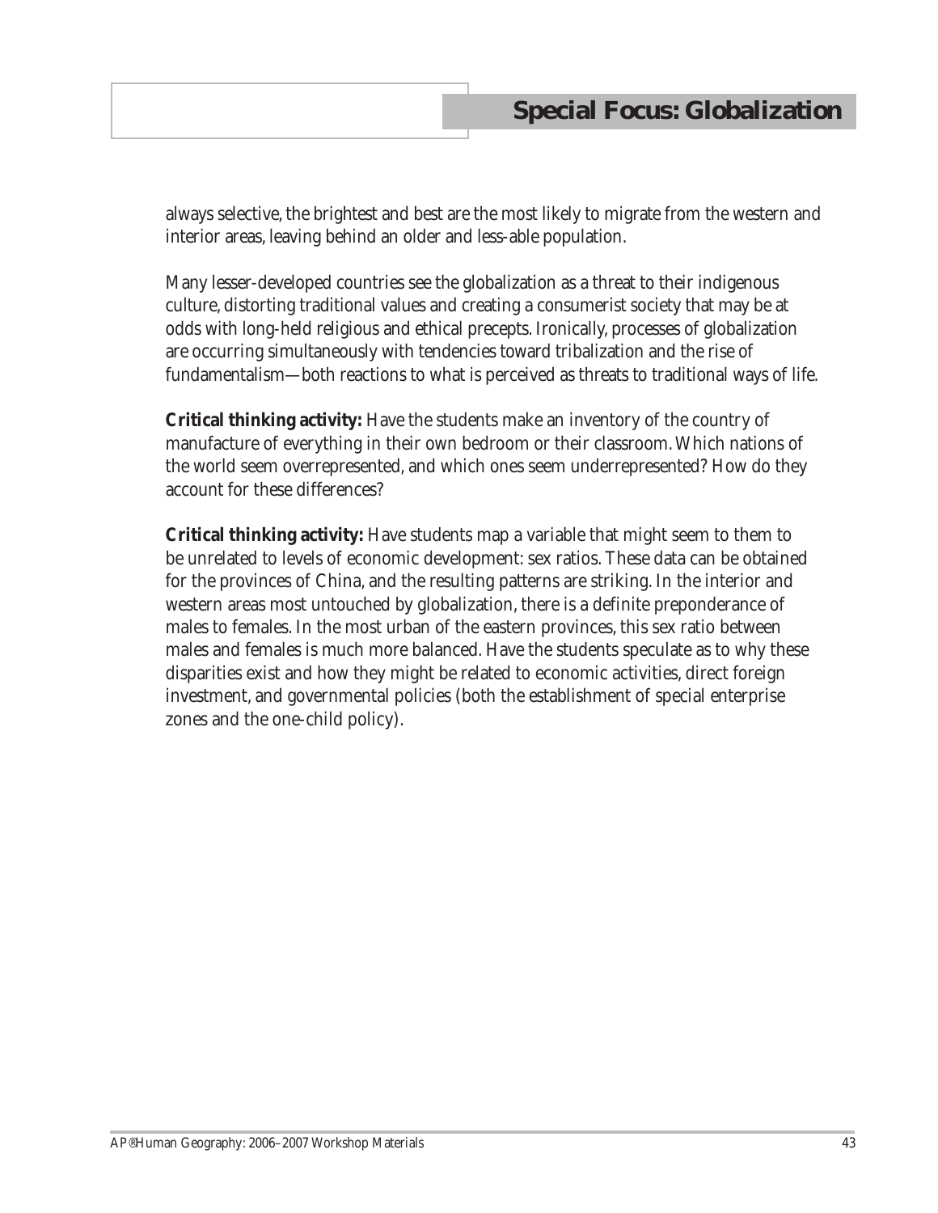always selective, the brightest and best are the most likely to migrate from the western and interior areas, leaving behind an older and less-able population.

Many lesser-developed countries see the globalization as a threat to their indigenous culture, distorting traditional values and creating a consumerist society that may be at odds with long-held religious and ethical precepts. Ironically, processes of globalization are occurring simultaneously with tendencies toward tribalization and the rise of fundamentalism—both reactions to what is perceived as threats to traditional ways of life.

**Critical thinking activity:** Have the students make an inventory of the country of manufacture of everything in their own bedroom or their classroom. Which nations of the world seem overrepresented, and which ones seem underrepresented? How do they account for these differences?

**Critical thinking activity:** Have students map a variable that might seem to them to be unrelated to levels of economic development: sex ratios. These data can be obtained for the provinces of China, and the resulting patterns are striking. In the interior and western areas most untouched by globalization, there is a definite preponderance of males to females. In the most urban of the eastern provinces, this sex ratio between males and females is much more balanced. Have the students speculate as to why these disparities exist and how they might be related to economic activities, direct foreign investment, and governmental policies (both the establishment of special enterprise zones and the one-child policy).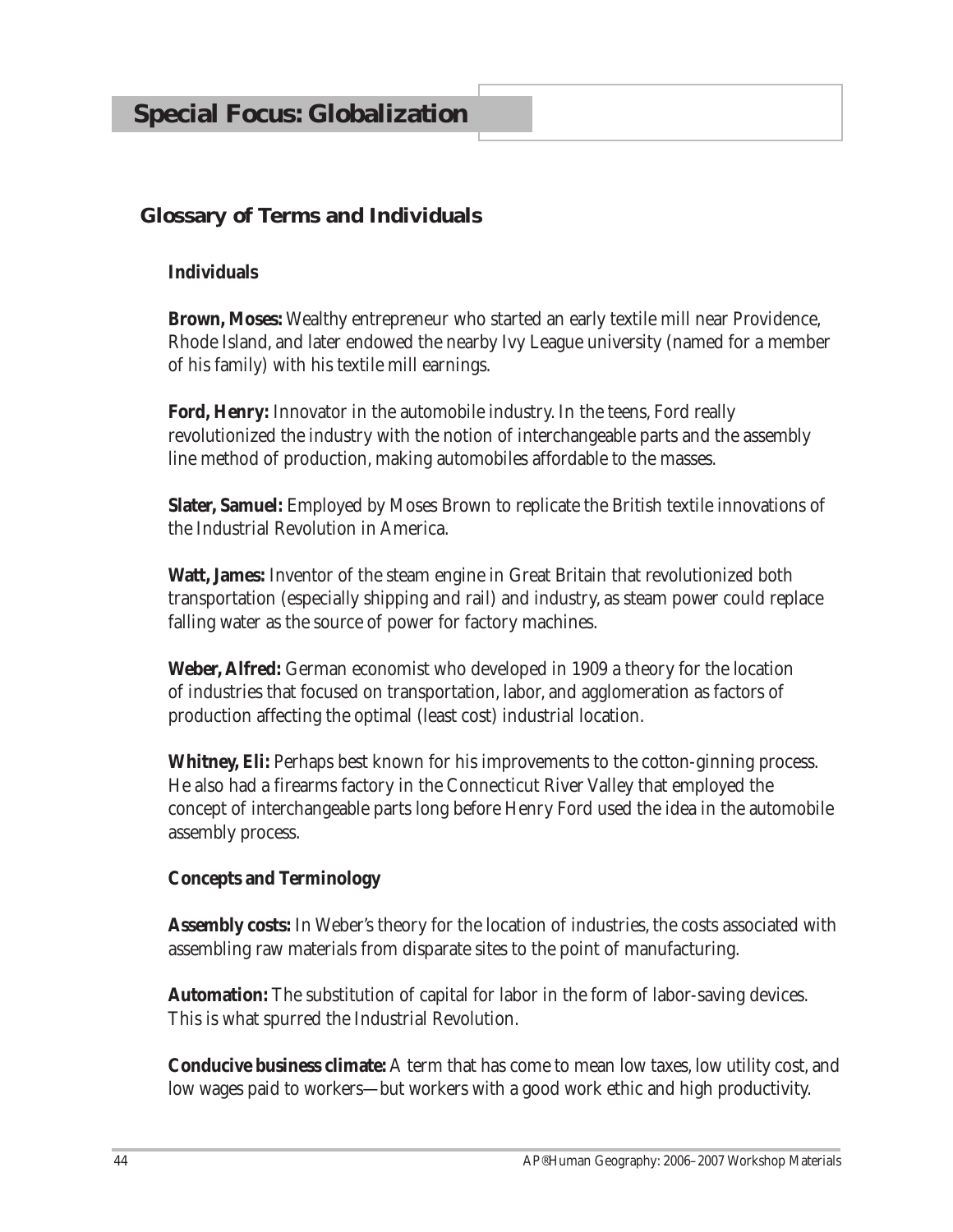# Special Focus: Globalization

## Glossary of Terms and Individuals

### Individuals

**Brown, Moses:** Wealthy entrepreneur who started an early textile mill near Providence, Rhode Island, and later endowed the nearby Ivy League university (named for a member of his family) with his textile mill earnings.

**Ford, Henry:** Innovator in the automobile industry. In the teens, Ford really revolutionized the industry with the notion of interchangeable parts and the assembly line method of production, making automobiles affordable to the masses.

**Slater, Samuel:** Employed by Moses Brown to replicate the British textile innovations of the Industrial Revolution in America.

**Watt, James:** Inventor of the steam engine in Great Britain that revolutionized both transportation (especially shipping and rail) and industry, as steam power could replace falling water as the source of power for factory machines.

**Weber, Alfred:** German economist who developed in 1909 a theory for the location of industries that focused on transportation, labor, and agglomeration as factors of production affecting the optimal (least cost) industrial location.

**Whitney, Eli:** Perhaps best known for his improvements to the cotton-ginning process. He also had a firearms factory in the Connecticut River Valley that employed the concept of interchangeable parts long before Henry Ford used the idea in the automobile assembly process.

### Concepts and Terminology

**Assembly costs:** In Weber's theory for the location of industries, the costs associated with assembling raw materials from disparate sites to the point of manufacturing.

**Automation:** The substitution of capital for labor in the form of labor-saving devices. This is what spurred the Industrial Revolution.

**Conducive business climate:** A term that has come to mean low taxes, low utility cost, and low wages paid to workers—but workers with a good work ethic and high productivity.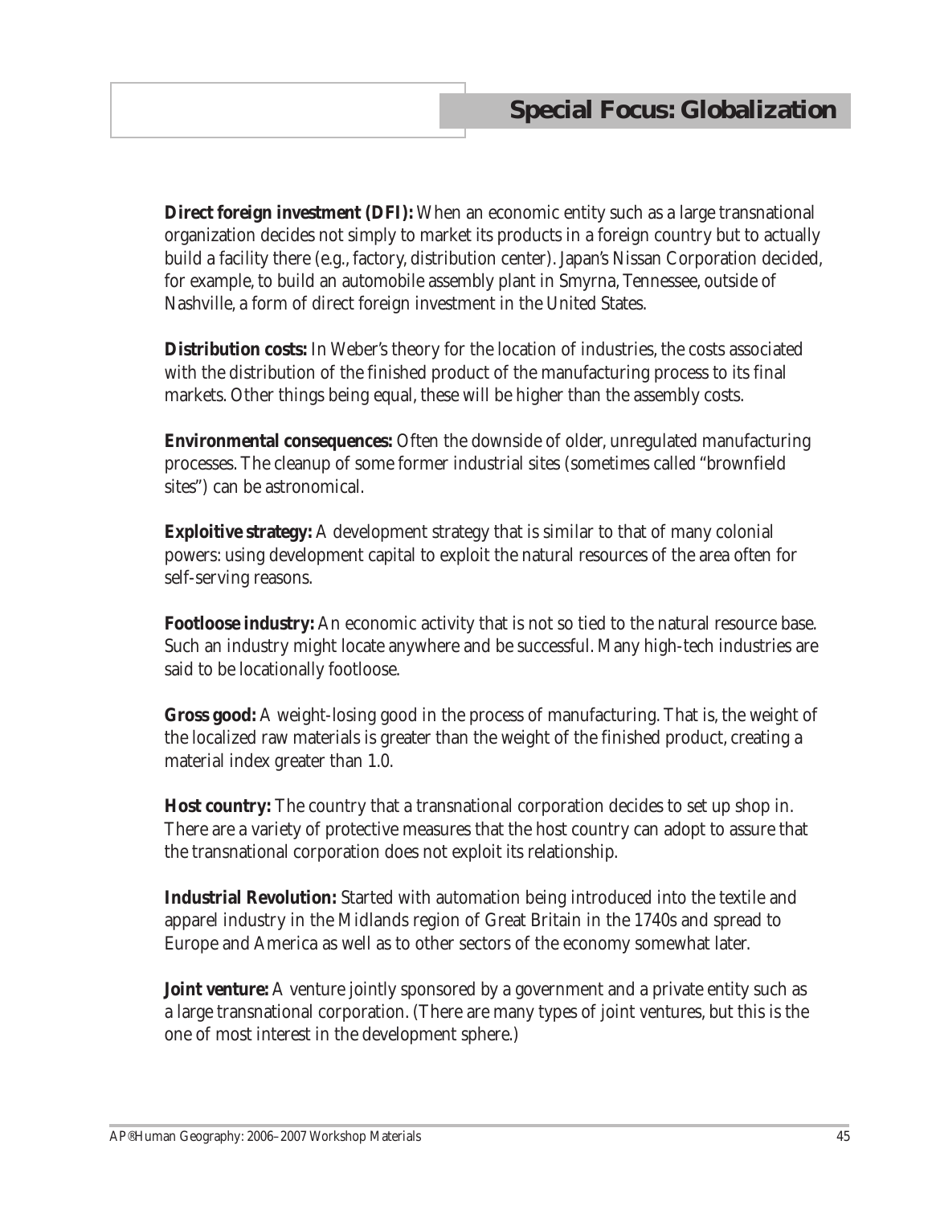## Special Focus: Globalization

**Direct foreign investment (DFI):** When an economic entity such as a large transnational organization decides not simply to market its products in a foreign country but to actually build a facility there (e.g., factory, distribution center). Japan's Nissan Corporation decided, for example, to build an automobile assembly plant in Smyrna, Tennessee, outside of Nashville, a form of direct foreign investment in the United States.

**Distribution costs:** In Weber's theory for the location of industries, the costs associated with the distribution of the finished product of the manufacturing process to its final markets. Other things being equal, these will be higher than the assembly costs.

**Environmental consequences:** Often the downside of older, unregulated manufacturing processes. The cleanup of some former industrial sites (sometimes called "brownfield sites") can be astronomical.

**Exploitive strategy:** A development strategy that is similar to that of many colonial powers: using development capital to exploit the natural resources of the area often for self-serving reasons.

**Footloose industry:** An economic activity that is not so tied to the natural resource base. Such an industry might locate anywhere and be successful. Many high-tech industries are said to be locationally footloose.

**Gross good:** A weight-losing good in the process of manufacturing. That is, the weight of the localized raw materials is greater than the weight of the finished product, creating a material index greater than 1.0.

**Host country:** The country that a transnational corporation decides to set up shop in. There are a variety of protective measures that the host country can adopt to assure that the transnational corporation does not exploit its relationship.

**Industrial Revolution:** Started with automation being introduced into the textile and apparel industry in the Midlands region of Great Britain in the 1740s and spread to Europe and America as well as to other sectors of the economy somewhat later.

**Joint venture:** A venture jointly sponsored by a government and a private entity such as a large transnational corporation. (There are many types of joint ventures, but this is the one of most interest in the development sphere.)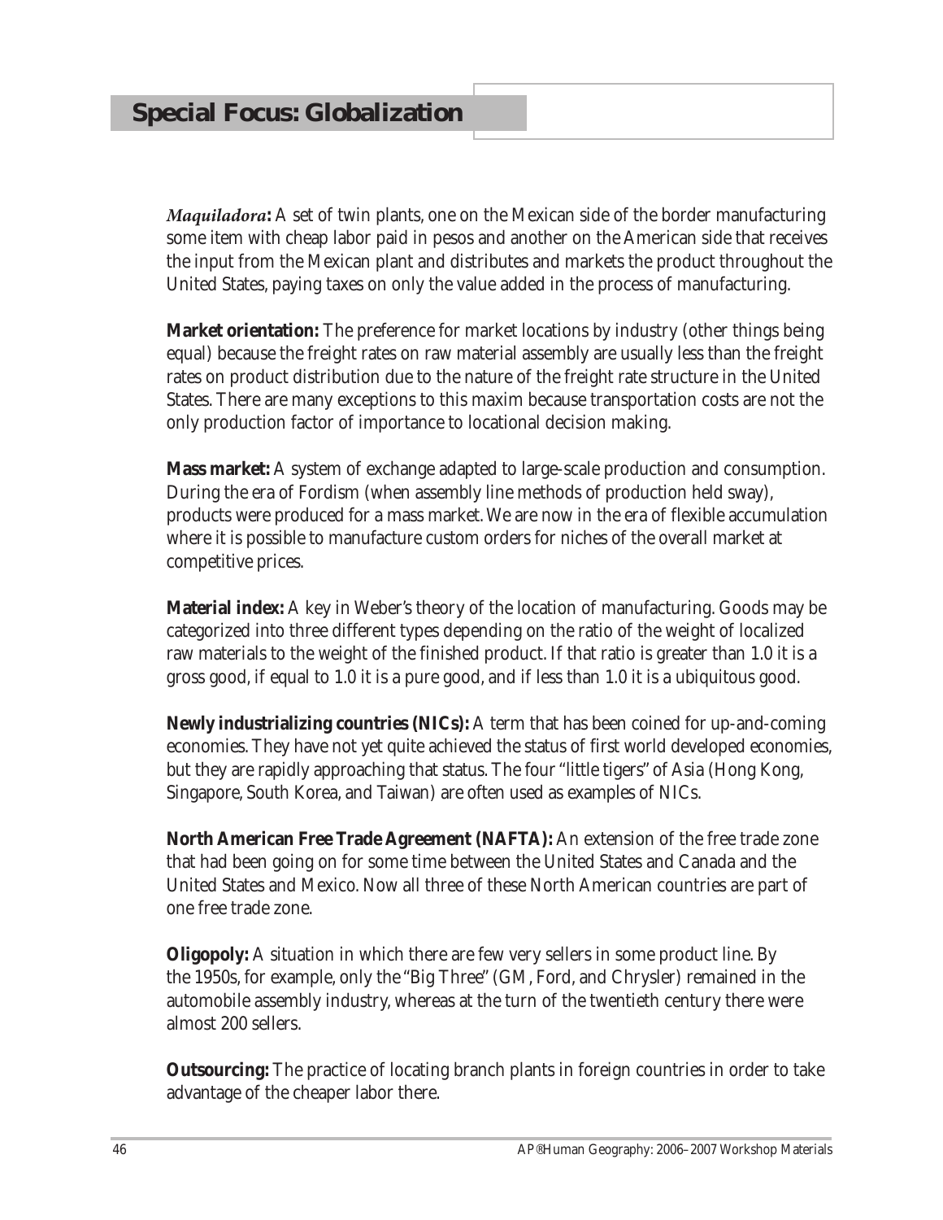## Special Focus: Globalization

***Maquiladora*:** A set of twin plants, one on the Mexican side of the border manufacturing some item with cheap labor paid in pesos and another on the American side that receives the input from the Mexican plant and distributes and markets the product throughout the United States, paying taxes on only the value added in the process of manufacturing.

**Market orientation:** The preference for market locations by industry (other things being equal) because the freight rates on raw material assembly are usually less than the freight rates on product distribution due to the nature of the freight rate structure in the United States. There are many exceptions to this maxim because transportation costs are not the only production factor of importance to locational decision making.

**Mass market:** A system of exchange adapted to large-scale production and consumption. During the era of Fordism (when assembly line methods of production held sway), products were produced for a mass market. We are now in the era of flexible accumulation where it is possible to manufacture custom orders for niches of the overall market at competitive prices.

**Material index:** A key in Weber's theory of the location of manufacturing. Goods may be categorized into three different types depending on the ratio of the weight of localized raw materials to the weight of the finished product. If that ratio is greater than 1.0 it is a gross good, if equal to 1.0 it is a pure good, and if less than 1.0 it is a ubiquitous good.

**Newly industrializing countries (NICs):** A term that has been coined for up-and-coming economies. They have not yet quite achieved the status of first world developed economies, but they are rapidly approaching that status. The four "little tigers" of Asia (Hong Kong, Singapore, South Korea, and Taiwan) are often used as examples of NICs.

**North American Free Trade Agreement (NAFTA):** An extension of the free trade zone that had been going on for some time between the United States and Canada and the United States and Mexico. Now all three of these North American countries are part of one free trade zone.

**Oligopoly:** A situation in which there are few very sellers in some product line. By the 1950s, for example, only the "Big Three" (GM, Ford, and Chrysler) remained in the automobile assembly industry, whereas at the turn of the twentieth century there were almost 200 sellers.

**Outsourcing:** The practice of locating branch plants in foreign countries in order to take advantage of the cheaper labor there.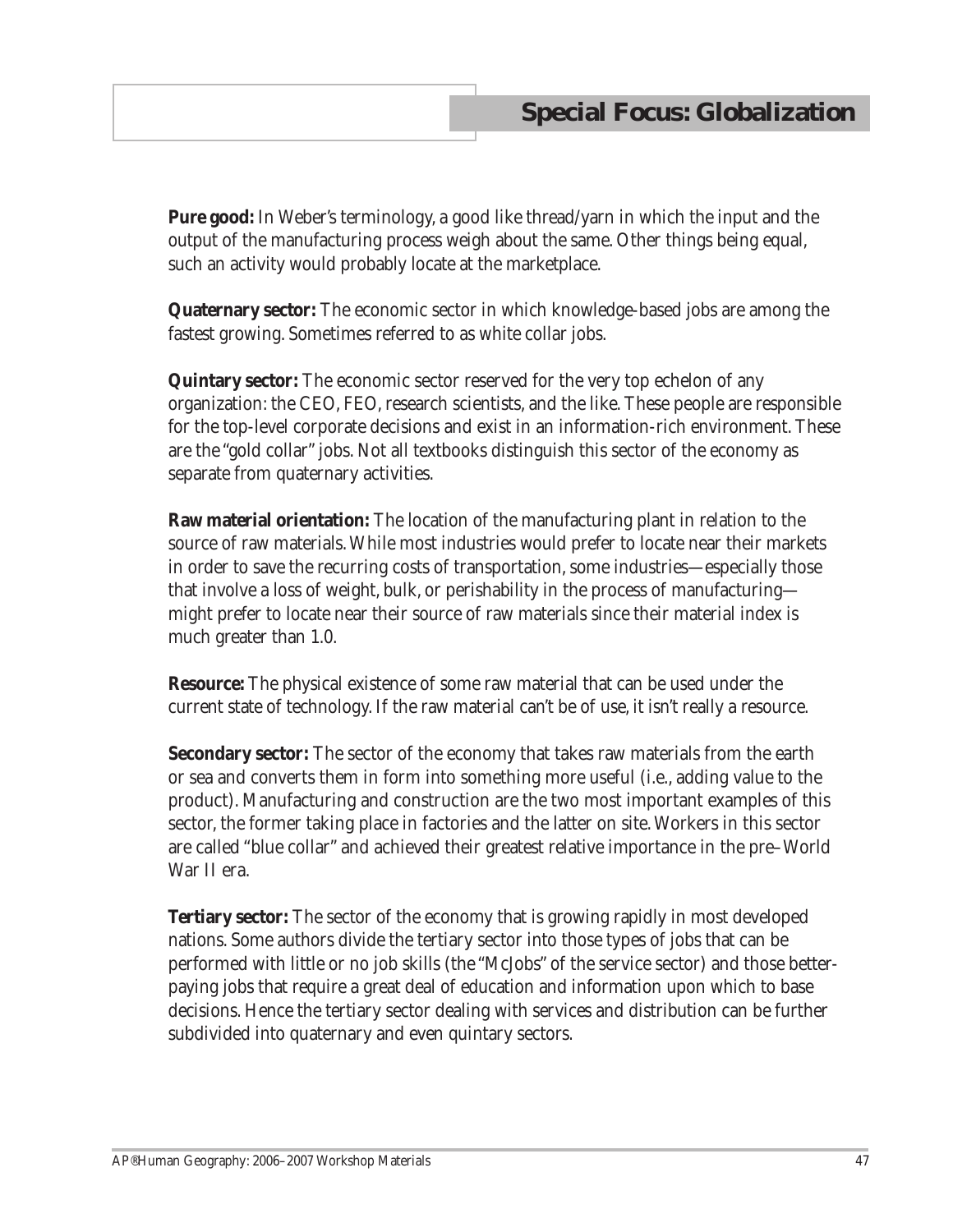**Pure good:** In Weber's terminology, a good like thread/yarn in which the input and the output of the manufacturing process weigh about the same. Other things being equal, such an activity would probably locate at the marketplace.

**Quaternary sector:** The economic sector in which knowledge-based jobs are among the fastest growing. Sometimes referred to as white collar jobs.

**Quintary sector:** The economic sector reserved for the very top echelon of any organization: the CEO, FEO, research scientists, and the like. These people are responsible for the top-level corporate decisions and exist in an information-rich environment. These are the "gold collar" jobs. Not all textbooks distinguish this sector of the economy as separate from quaternary activities.

**Raw material orientation:** The location of the manufacturing plant in relation to the source of raw materials. While most industries would prefer to locate near their markets in order to save the recurring costs of transportation, some industries—especially those that involve a loss of weight, bulk, or perishability in the process of manufacturing—might prefer to locate near their source of raw materials since their material index is much greater than 1.0.

**Resource:** The physical existence of some raw material that can be used under the current state of technology. If the raw material can't be of use, it isn't really a resource.

**Secondary sector:** The sector of the economy that takes raw materials from the earth or sea and converts them in form into something more useful (i.e., adding value to the product). Manufacturing and construction are the two most important examples of this sector, the former taking place in factories and the latter on site. Workers in this sector are called "blue collar" and achieved their greatest relative importance in the pre–World War II era.

**Tertiary sector:** The sector of the economy that is growing rapidly in most developed nations. Some authors divide the tertiary sector into those types of jobs that can be performed with little or no job skills (the "McJobs" of the service sector) and those better-paying jobs that require a great deal of education and information upon which to base decisions. Hence the tertiary sector dealing with services and distribution can be further subdivided into quaternary and even quintary sectors.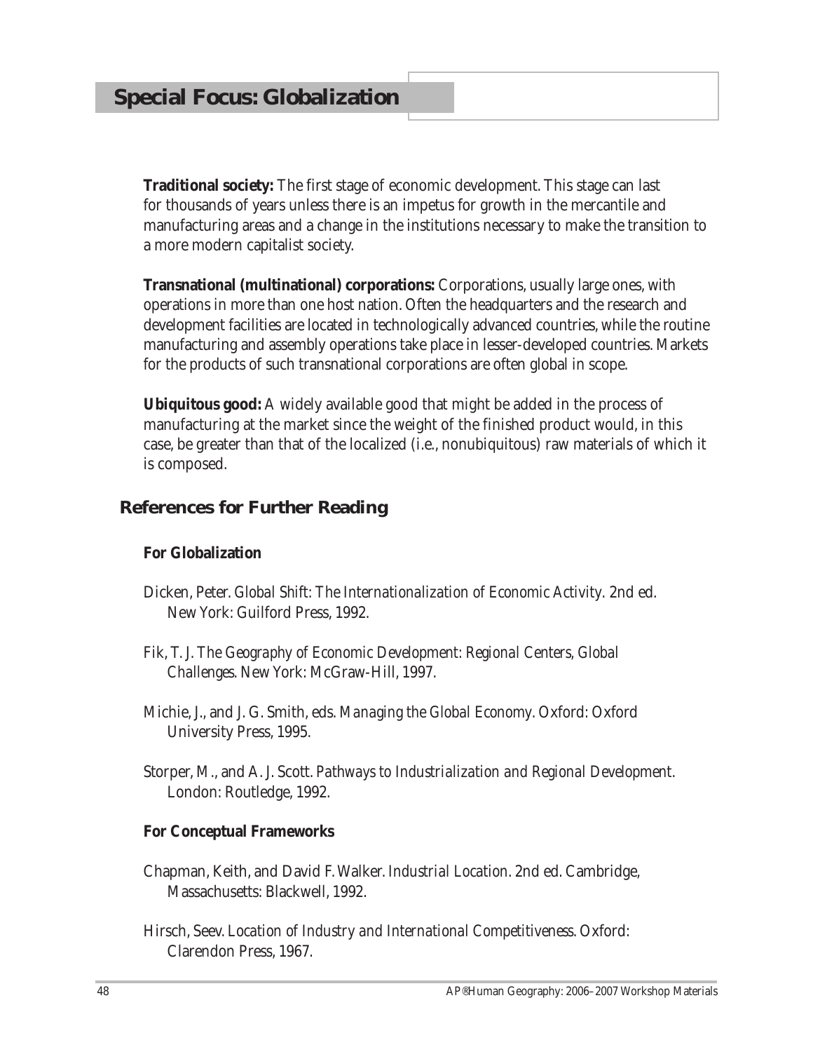## Special Focus: Globalization

**Traditional society:** The first stage of economic development. This stage can last for thousands of years unless there is an impetus for growth in the mercantile and manufacturing areas and a change in the institutions necessary to make the transition to a more modern capitalist society.

**Transnational (multinational) corporations:** Corporations, usually large ones, with operations in more than one host nation. Often the headquarters and the research and development facilities are located in technologically advanced countries, while the routine manufacturing and assembly operations take place in lesser-developed countries. Markets for the products of such transnational corporations are often global in scope.

**Ubiquitous good:** A widely available good that might be added in the process of manufacturing at the market since the weight of the finished product would, in this case, be greater than that of the localized (i.e., nonubiquitous) raw materials of which it is composed.

### References for Further Reading

**For Globalization**

Dicken, Peter. *Global Shift: The Internationalization of Economic Activity*. 2nd ed. New York: Guilford Press, 1992.

Fik, T. J. *The Geography of Economic Development: Regional Centers, Global Challenges*. New York: McGraw-Hill, 1997.

Michie, J., and J. G. Smith, eds. *Managing the Global Economy*. Oxford: Oxford University Press, 1995.

Storper, M., and A. J. Scott. *Pathways to Industrialization and Regional Development*. London: Routledge, 1992.

**For Conceptual Frameworks**

Chapman, Keith, and David F. Walker. *Industrial Location*. 2nd ed. Cambridge, Massachusetts: Blackwell, 1992.

Hirsch, Seev. *Location of Industry and International Competitiveness*. Oxford: Clarendon Press, 1967.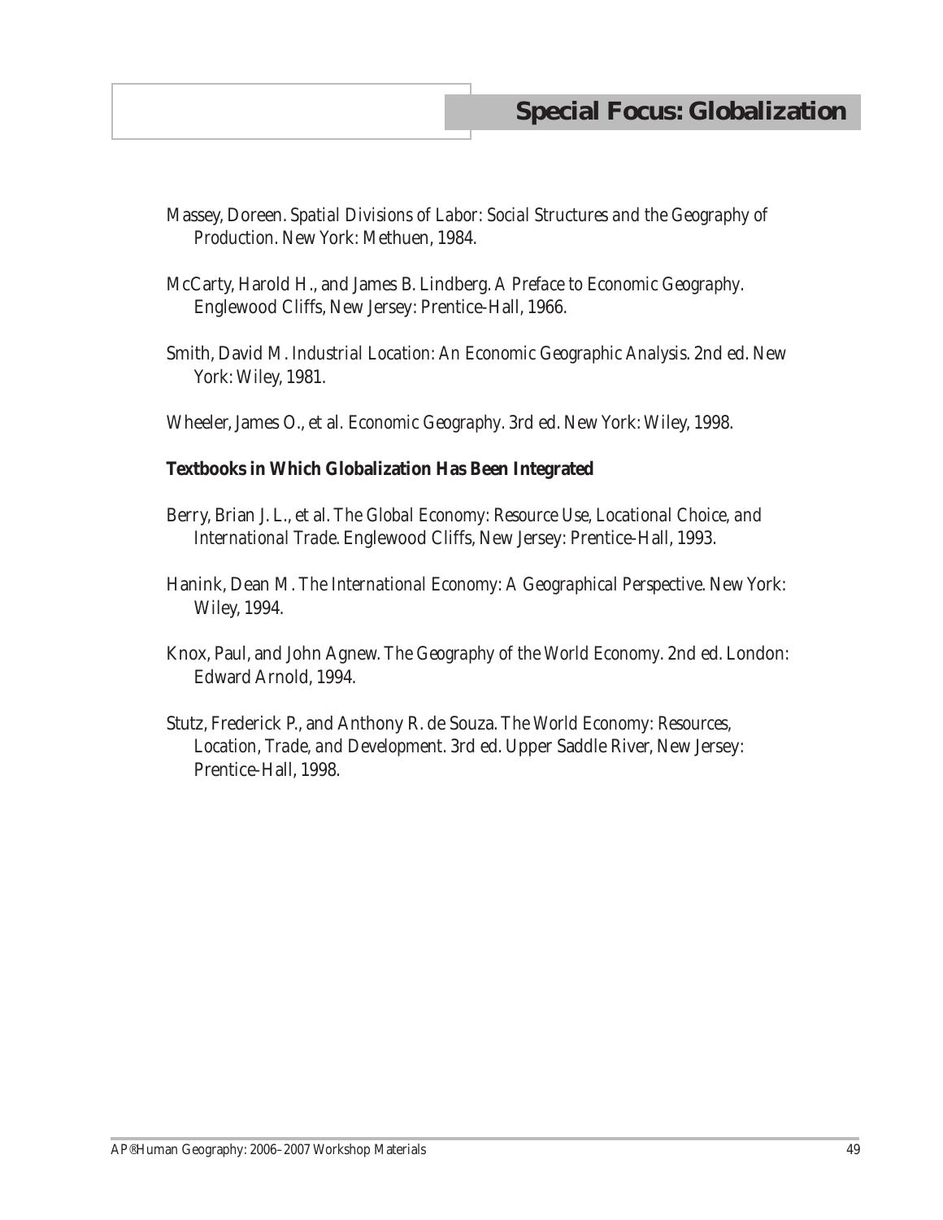Massey, Doreen. *Spatial Divisions of Labor: Social Structures and the Geography of Production*. New York: Methuen, 1984.

McCarty, Harold H., and James B. Lindberg. *A Preface to Economic Geography*. Englewood Cliffs, New Jersey: Prentice-Hall, 1966.

Smith, David M. *Industrial Location: An Economic Geographic Analysis*. 2nd ed. New York: Wiley, 1981.

Wheeler, James O., et al. *Economic Geography*. 3rd ed. New York: Wiley, 1998.

**Textbooks in Which Globalization Has Been Integrated**

Berry, Brian J. L., et al. *The Global Economy: Resource Use, Locational Choice, and International Trade*. Englewood Cliffs, New Jersey: Prentice-Hall, 1993.

Hanink, Dean M. *The International Economy: A Geographical Perspective*. New York: Wiley, 1994.

Knox, Paul, and John Agnew. *The Geography of the World Economy*. 2nd ed. London: Edward Arnold, 1994.

Stutz, Frederick P., and Anthony R. de Souza. *The World Economy: Resources, Location, Trade, and Development*. 3rd ed. Upper Saddle River, New Jersey: Prentice-Hall, 1998.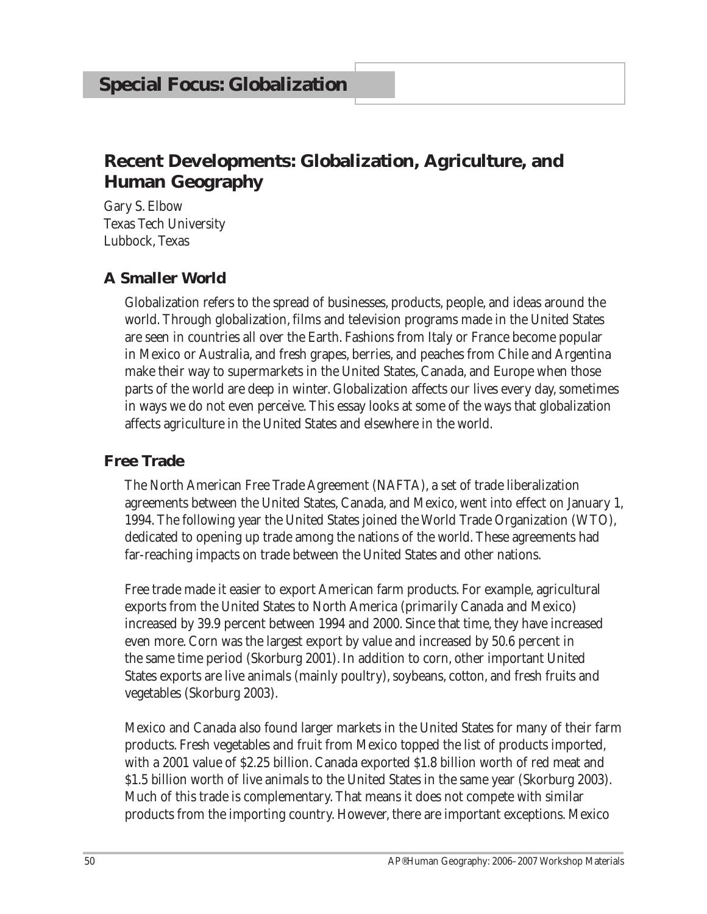# Special Focus: Globalization

## Recent Developments: Globalization, Agriculture, and Human Geography

Gary S. Elbow
Texas Tech University
Lubbock, Texas

### A Smaller World

Globalization refers to the spread of businesses, products, people, and ideas around the world. Through globalization, films and television programs made in the United States are seen in countries all over the Earth. Fashions from Italy or France become popular in Mexico or Australia, and fresh grapes, berries, and peaches from Chile and Argentina make their way to supermarkets in the United States, Canada, and Europe when those parts of the world are deep in winter. Globalization affects our lives every day, sometimes in ways we do not even perceive. This essay looks at some of the ways that globalization affects agriculture in the United States and elsewhere in the world.

### Free Trade

The North American Free Trade Agreement (NAFTA), a set of trade liberalization agreements between the United States, Canada, and Mexico, went into effect on January 1, 1994. The following year the United States joined the World Trade Organization (WTO), dedicated to opening up trade among the nations of the world. These agreements had far-reaching impacts on trade between the United States and other nations.

Free trade made it easier to export American farm products. For example, agricultural exports from the United States to North America (primarily Canada and Mexico) increased by 39.9 percent between 1994 and 2000. Since that time, they have increased even more. Corn was the largest export by value and increased by 50.6 percent in the same time period (Skorburg 2001). In addition to corn, other important United States exports are live animals (mainly poultry), soybeans, cotton, and fresh fruits and vegetables (Skorburg 2003).

Mexico and Canada also found larger markets in the United States for many of their farm products. Fresh vegetables and fruit from Mexico topped the list of products imported, with a 2001 value of $2.25 billion. Canada exported $1.8 billion worth of red meat and $1.5 billion worth of live animals to the United States in the same year (Skorburg 2003). Much of this trade is complementary. That means it does not compete with similar products from the importing country. However, there are important exceptions. Mexico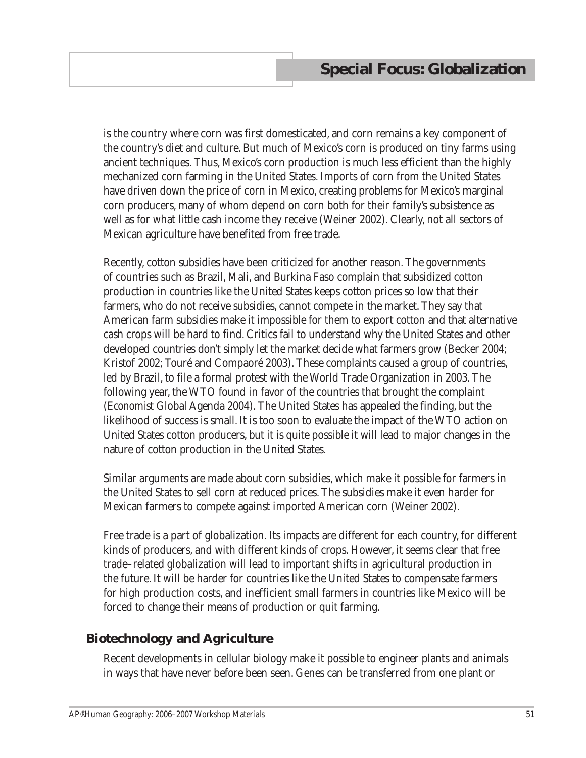is the country where corn was first domesticated, and corn remains a key component of the country's diet and culture. But much of Mexico's corn is produced on tiny farms using ancient techniques. Thus, Mexico's corn production is much less efficient than the highly mechanized corn farming in the United States. Imports of corn from the United States have driven down the price of corn in Mexico, creating problems for Mexico's marginal corn producers, many of whom depend on corn both for their family's subsistence as well as for what little cash income they receive (Weiner 2002). Clearly, not all sectors of Mexican agriculture have benefited from free trade.

Recently, cotton subsidies have been criticized for another reason. The governments of countries such as Brazil, Mali, and Burkina Faso complain that subsidized cotton production in countries like the United States keeps cotton prices so low that their farmers, who do not receive subsidies, cannot compete in the market. They say that American farm subsidies make it impossible for them to export cotton and that alternative cash crops will be hard to find. Critics fail to understand why the United States and other developed countries don't simply let the market decide what farmers grow (Becker 2004; Kristof 2002; Touré and Compaoré 2003). These complaints caused a group of countries, led by Brazil, to file a formal protest with the World Trade Organization in 2003. The following year, the WTO found in favor of the countries that brought the complaint (*Economist* Global Agenda 2004). The United States has appealed the finding, but the likelihood of success is small. It is too soon to evaluate the impact of the WTO action on United States cotton producers, but it is quite possible it will lead to major changes in the nature of cotton production in the United States.

Similar arguments are made about corn subsidies, which make it possible for farmers in the United States to sell corn at reduced prices. The subsidies make it even harder for Mexican farmers to compete against imported American corn (Weiner 2002).

Free trade is a part of globalization. Its impacts are different for each country, for different kinds of producers, and with different kinds of crops. However, it seems clear that free trade–related globalization will lead to important shifts in agricultural production in the future. It will be harder for countries like the United States to compensate farmers for high production costs, and inefficient small farmers in countries like Mexico will be forced to change their means of production or quit farming.

## Biotechnology and Agriculture

Recent developments in cellular biology make it possible to engineer plants and animals in ways that have never before been seen. Genes can be transferred from one plant or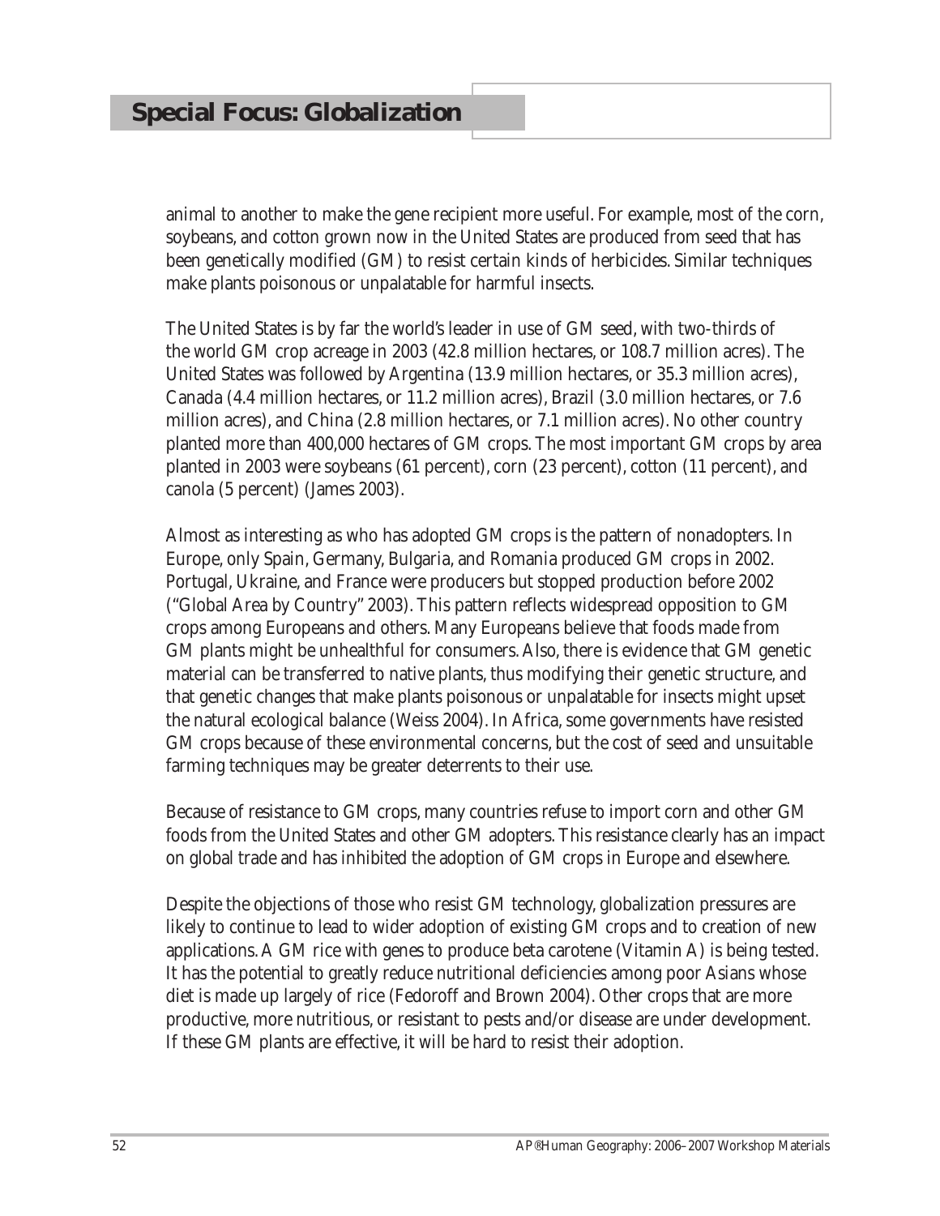animal to another to make the gene recipient more useful. For example, most of the corn, soybeans, and cotton grown now in the United States are produced from seed that has been genetically modified (GM) to resist certain kinds of herbicides. Similar techniques make plants poisonous or unpalatable for harmful insects.

The United States is by far the world's leader in use of GM seed, with two-thirds of the world GM crop acreage in 2003 (42.8 million hectares, or 108.7 million acres). The United States was followed by Argentina (13.9 million hectares, or 35.3 million acres), Canada (4.4 million hectares, or 11.2 million acres), Brazil (3.0 million hectares, or 7.6 million acres), and China (2.8 million hectares, or 7.1 million acres). No other country planted more than 400,000 hectares of GM crops. The most important GM crops by area planted in 2003 were soybeans (61 percent), corn (23 percent), cotton (11 percent), and canola (5 percent) (James 2003).

Almost as interesting as who has adopted GM crops is the pattern of nonadopters. In Europe, only Spain, Germany, Bulgaria, and Romania produced GM crops in 2002. Portugal, Ukraine, and France were producers but stopped production before 2002 ("Global Area by Country" 2003). This pattern reflects widespread opposition to GM crops among Europeans and others. Many Europeans believe that foods made from GM plants might be unhealthful for consumers. Also, there is evidence that GM genetic material can be transferred to native plants, thus modifying their genetic structure, and that genetic changes that make plants poisonous or unpalatable for insects might upset the natural ecological balance (Weiss 2004). In Africa, some governments have resisted GM crops because of these environmental concerns, but the cost of seed and unsuitable farming techniques may be greater deterrents to their use.

Because of resistance to GM crops, many countries refuse to import corn and other GM foods from the United States and other GM adopters. This resistance clearly has an impact on global trade and has inhibited the adoption of GM crops in Europe and elsewhere.

Despite the objections of those who resist GM technology, globalization pressures are likely to continue to lead to wider adoption of existing GM crops and to creation of new applications. A GM rice with genes to produce beta carotene (Vitamin A) is being tested. It has the potential to greatly reduce nutritional deficiencies among poor Asians whose diet is made up largely of rice (Fedoroff and Brown 2004). Other crops that are more productive, more nutritious, or resistant to pests and/or disease are under development. If these GM plants are effective, it will be hard to resist their adoption.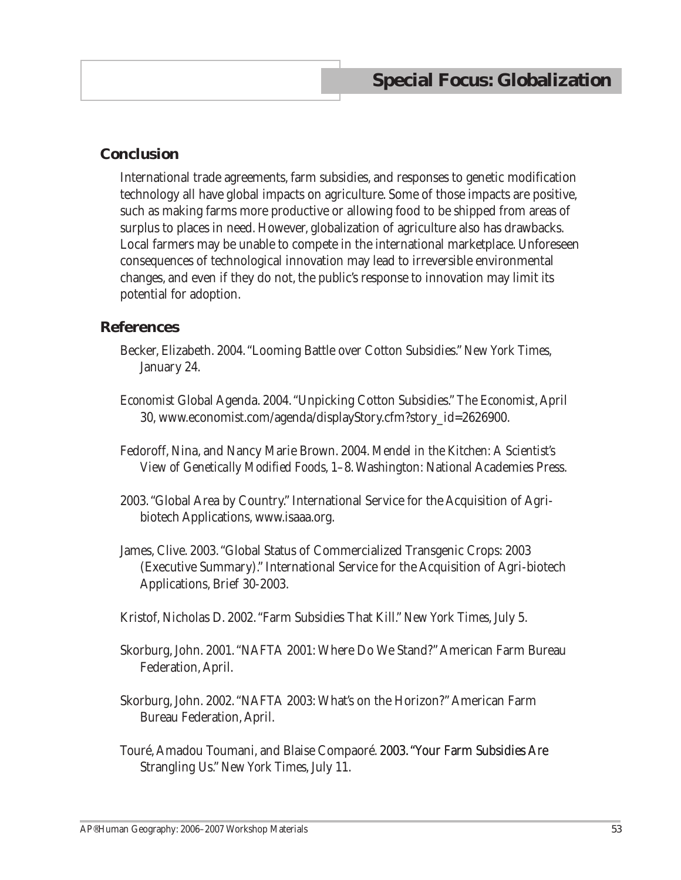## Conclusion

International trade agreements, farm subsidies, and responses to genetic modification technology all have global impacts on agriculture. Some of those impacts are positive, such as making farms more productive or allowing food to be shipped from areas of surplus to places in need. However, globalization of agriculture also has drawbacks. Local farmers may be unable to compete in the international marketplace. Unforeseen consequences of technological innovation may lead to irreversible environmental changes, and even if they do not, the public's response to innovation may limit its potential for adoption.

## References

Becker, Elizabeth. 2004. "Looming Battle over Cotton Subsidies." *New York Times*, January 24.

*Economist* Global Agenda. 2004. "Unpicking Cotton Subsidies." *The Economist*, April 30, www.economist.com/agenda/displayStory.cfm?story_id=2626900.

Fedoroff, Nina, and Nancy Marie Brown. 2004. *Mendel in the Kitchen: A Scientist's View of Genetically Modified Foods*, 1–8. Washington: National Academies Press.

2003. "Global Area by Country." International Service for the Acquisition of Agri-biotech Applications, www.isaaa.org.

James, Clive. 2003. "Global Status of Commercialized Transgenic Crops: 2003 (Executive Summary)." International Service for the Acquisition of Agri-biotech Applications, Brief 30-2003.

Kristof, Nicholas D. 2002. "Farm Subsidies That Kill." *New York Times*, July 5.

Skorburg, John. 2001. "NAFTA 2001: Where Do We Stand?" American Farm Bureau Federation, April.

Skorburg, John. 2002. "NAFTA 2003: What's on the Horizon?" American Farm Bureau Federation, April.

Touré, Amadou Toumani, and Blaise Compaoré. 2003. "Your Farm Subsidies Are Strangling Us." *New York Times*, July 11.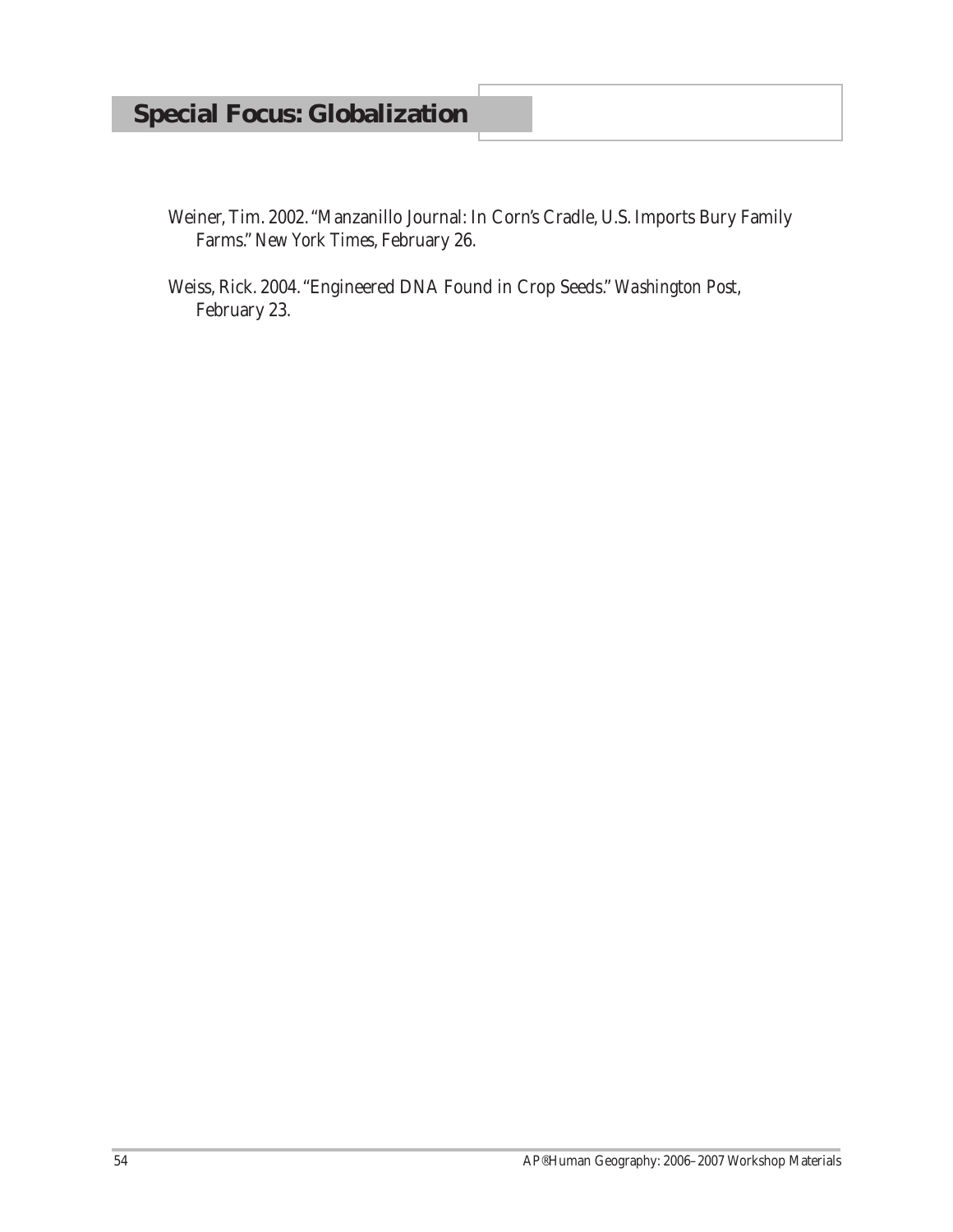Weiner, Tim. 2002. "Manzanillo Journal: In Corn's Cradle, U.S. Imports Bury Family Farms." *New York Times*, February 26.

Weiss, Rick. 2004. "Engineered DNA Found in Crop Seeds." *Washington Post*, February 23.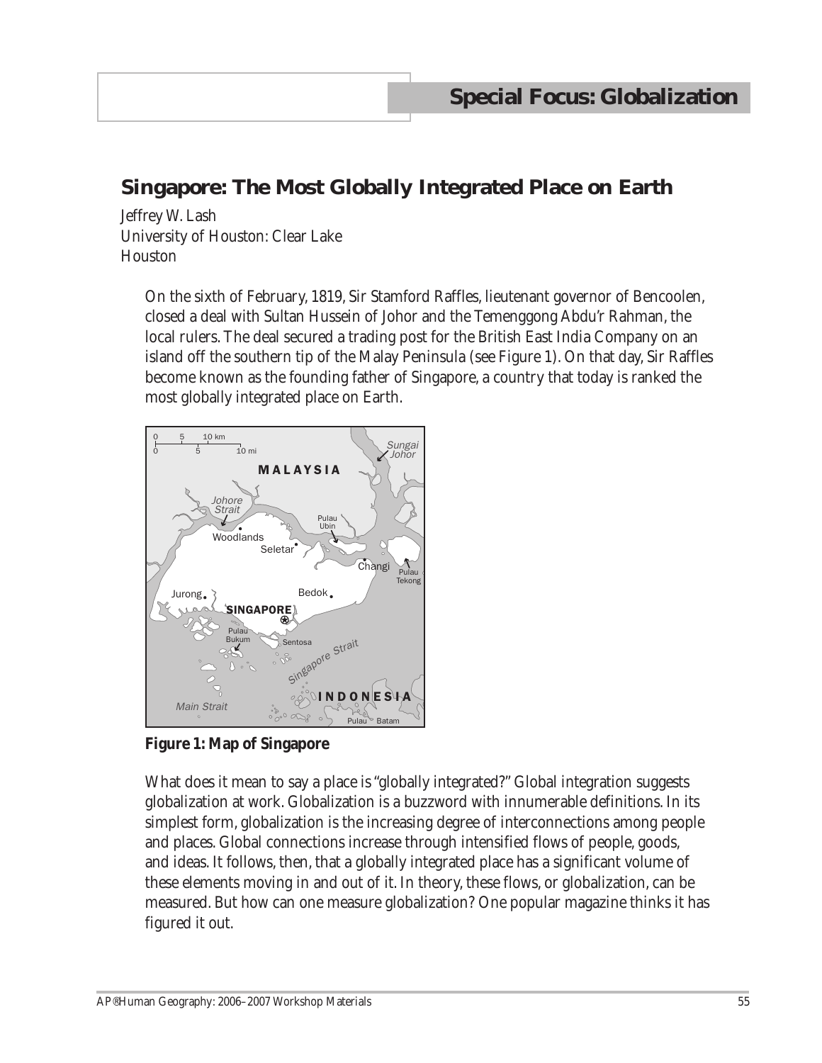## Special Focus: Globalization

# Singapore: The Most Globally Integrated Place on Earth

Jeffrey W. Lash
University of Houston: Clear Lake
Houston

On the sixth of February, 1819, Sir Stamford Raffles, lieutenant governor of Bencoolen, closed a deal with Sultan Hussein of Johor and the Temenggong Abdu'r Rahman, the local rulers. The deal secured a trading post for the British East India Company on an island off the southern tip of the Malay Peninsula (see Figure 1). On that day, Sir Raffles become known as the founding father of Singapore, a country that today is ranked the most globally integrated place on Earth.

**Figure 1: Map of Singapore**

What does it mean to say a place is "globally integrated?" Global integration suggests globalization at work. Globalization is a buzzword with innumerable definitions. In its simplest form, globalization is the increasing degree of interconnections among people and places. Global connections increase through intensified flows of people, goods, and ideas. It follows, then, that a globally integrated place has a significant volume of these elements moving in and out of it. In theory, these flows, or globalization, can be measured. But how can one measure globalization? One popular magazine thinks it has figured it out.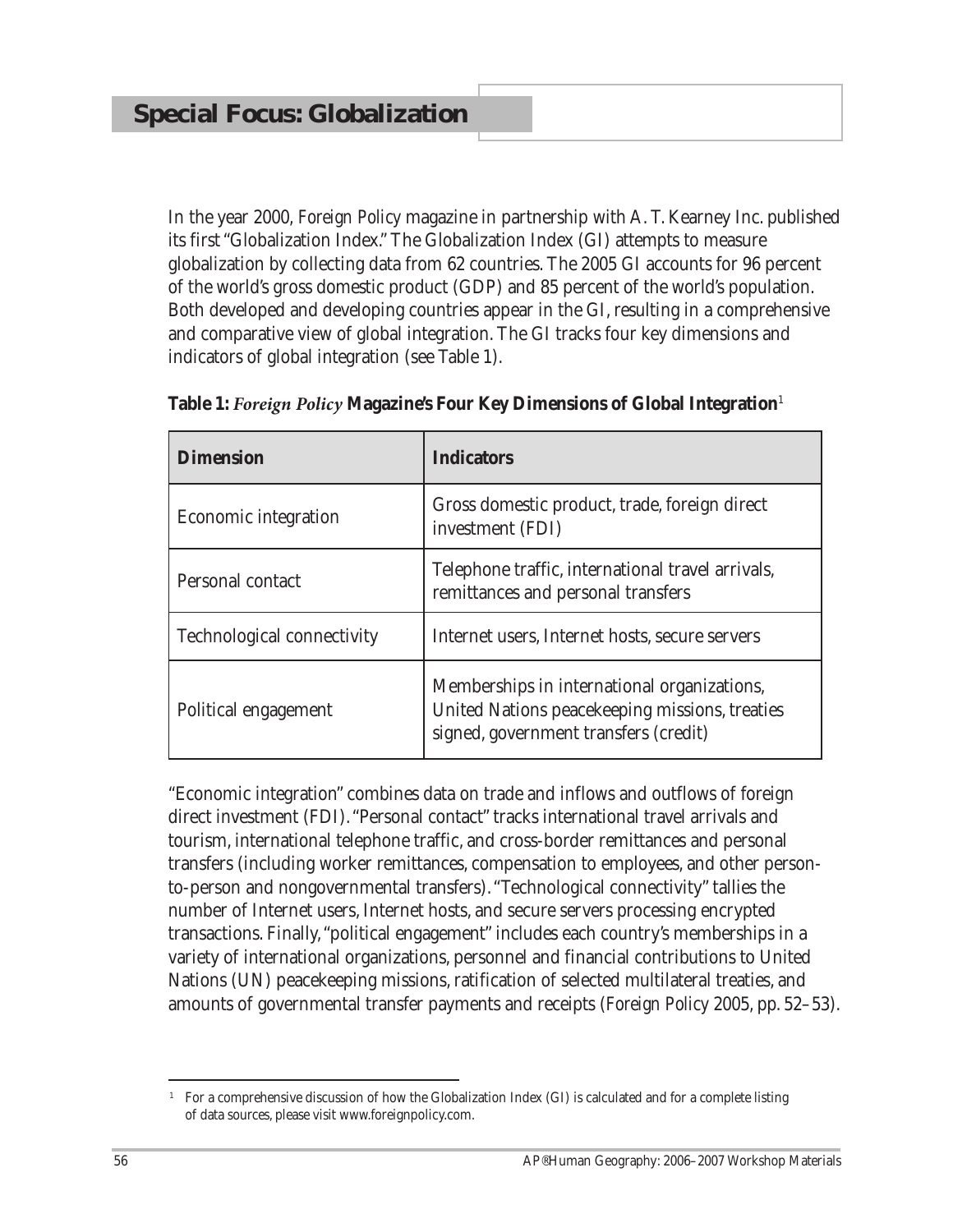# Special Focus: Globalization

In the year 2000, *Foreign Policy* magazine in partnership with A. T. Kearney Inc. published its first "Globalization Index." The Globalization Index (GI) attempts to measure globalization by collecting data from 62 countries. The 2005 GI accounts for 96 percent of the world's gross domestic product (GDP) and 85 percent of the world's population. Both developed and developing countries appear in the GI, resulting in a comprehensive and comparative view of global integration. The GI tracks four key dimensions and indicators of global integration (see Table 1).

**Table 1:** ***Foreign Policy*** **Magazine's Four Key Dimensions of Global Integration**[1]

| Dimension | Indicators |
|---|---|
| Economic integration | Gross domestic product, trade, foreign direct investment (FDI) |
| Personal contact | Telephone traffic, international travel arrivals, remittances and personal transfers |
| Technological connectivity | Internet users, Internet hosts, secure servers |
| Political engagement | Memberships in international organizations, United Nations peacekeeping missions, treaties signed, government transfers (credit) |

"Economic integration" combines data on trade and inflows and outflows of foreign direct investment (FDI). "Personal contact" tracks international travel arrivals and tourism, international telephone traffic, and cross-border remittances and personal transfers (including worker remittances, compensation to employees, and other person-to-person and nongovernmental transfers). "Technological connectivity" tallies the number of Internet users, Internet hosts, and secure servers processing encrypted transactions. Finally, "political engagement" includes each country's memberships in a variety of international organizations, personnel and financial contributions to United Nations (UN) peacekeeping missions, ratification of selected multilateral treaties, and amounts of governmental transfer payments and receipts (*Foreign Policy* 2005, pp. 52–53).

---

[1] For a comprehensive discussion of how the Globalization Index (GI) is calculated and for a complete listing of data sources, please visit www.foreignpolicy.com.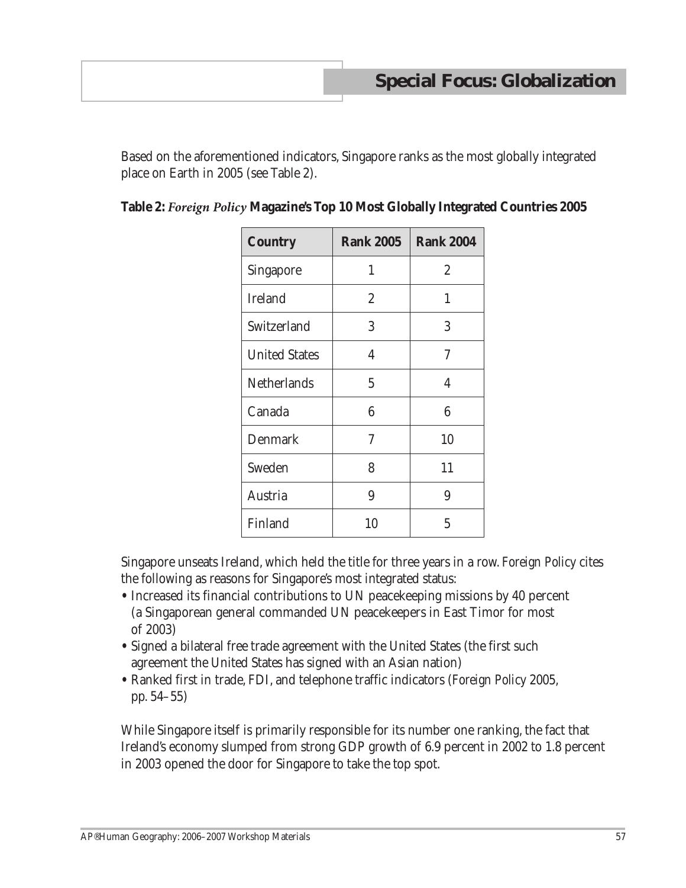## Special Focus: Globalization

Based on the aforementioned indicators, Singapore ranks as the most globally integrated place on Earth in 2005 (see Table 2).

**Table 2:** ***Foreign Policy*** **Magazine's Top 10 Most Globally Integrated Countries 2005**

| Country | Rank 2005 | Rank 2004 |
|---|---|---|
| Singapore | 1 | 2 |
| Ireland | 2 | 1 |
| Switzerland | 3 | 3 |
| United States | 4 | 7 |
| Netherlands | 5 | 4 |
| Canada | 6 | 6 |
| Denmark | 7 | 10 |
| Sweden | 8 | 11 |
| Austria | 9 | 9 |
| Finland | 10 | 5 |

Singapore unseats Ireland, which held the title for three years in a row. *Foreign Policy* cites the following as reasons for Singapore's most integrated status:

- Increased its financial contributions to UN peacekeeping missions by 40 percent (a Singaporean general commanded UN peacekeepers in East Timor for most of 2003)
- Signed a bilateral free trade agreement with the United States (the first such agreement the United States has signed with an Asian nation)
- Ranked first in trade, FDI, and telephone traffic indicators (*Foreign Policy* 2005, pp. 54–55)

While Singapore itself is primarily responsible for its number one ranking, the fact that Ireland's economy slumped from strong GDP growth of 6.9 percent in 2002 to 1.8 percent in 2003 opened the door for Singapore to take the top spot.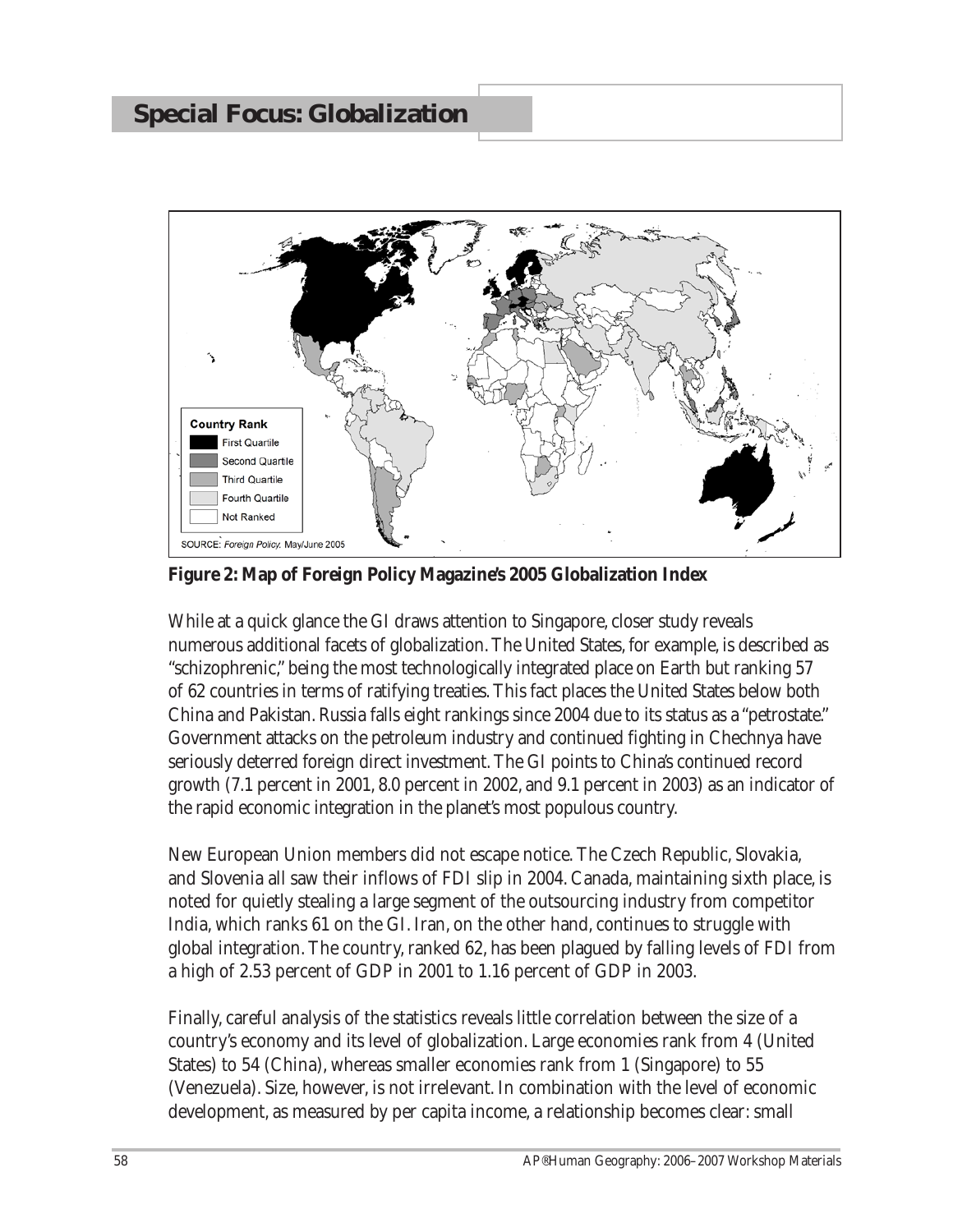## Special Focus: Globalization

**Figure 2: Map of Foreign Policy Magazine's 2005 Globalization Index**

While at a quick glance the GI draws attention to Singapore, closer study reveals numerous additional facets of globalization. The United States, for example, is described as "schizophrenic," being the most technologically integrated place on Earth but ranking 57 of 62 countries in terms of ratifying treaties. This fact places the United States below both China and Pakistan. Russia falls eight rankings since 2004 due to its status as a "petrostate." Government attacks on the petroleum industry and continued fighting in Chechnya have seriously deterred foreign direct investment. The GI points to China's continued record growth (7.1 percent in 2001, 8.0 percent in 2002, and 9.1 percent in 2003) as an indicator of the rapid economic integration in the planet's most populous country.

New European Union members did not escape notice. The Czech Republic, Slovakia, and Slovenia all saw their inflows of FDI slip in 2004. Canada, maintaining sixth place, is noted for quietly stealing a large segment of the outsourcing industry from competitor India, which ranks 61 on the GI. Iran, on the other hand, continues to struggle with global integration. The country, ranked 62, has been plagued by falling levels of FDI from a high of 2.53 percent of GDP in 2001 to 1.16 percent of GDP in 2003.

Finally, careful analysis of the statistics reveals little correlation between the size of a country's economy and its level of globalization. Large economies rank from 4 (United States) to 54 (China), whereas smaller economies rank from 1 (Singapore) to 55 (Venezuela). Size, however, is not irrelevant. In combination with the level of economic development, as measured by per capita income, a relationship becomes clear: small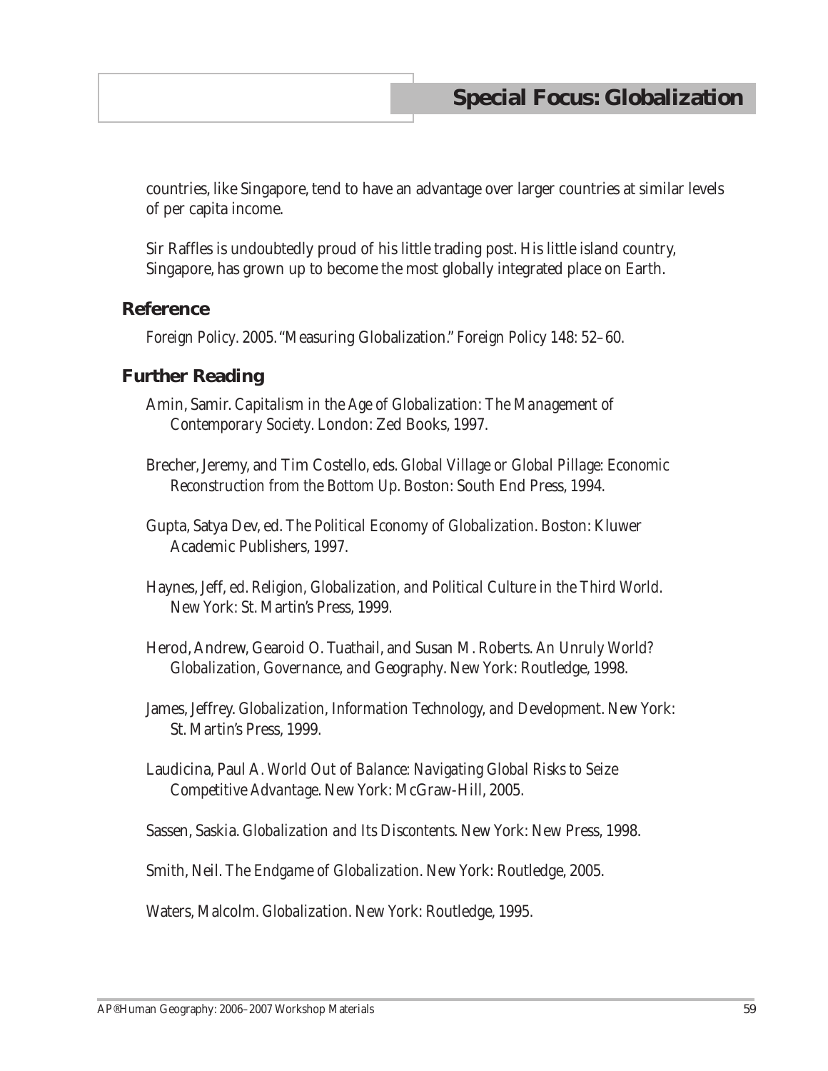countries, like Singapore, tend to have an advantage over larger countries at similar levels of per capita income.

Sir Raffles is undoubtedly proud of his little trading post. His little island country, Singapore, has grown up to become the most globally integrated place on Earth.

## Reference

*Foreign Policy*. 2005. "Measuring Globalization." *Foreign Policy* 148: 52–60.

## Further Reading

Amin, Samir. *Capitalism in the Age of Globalization: The Management of Contemporary Society*. London: Zed Books, 1997.

Brecher, Jeremy, and Tim Costello, eds. *Global Village or Global Pillage: Economic Reconstruction from the Bottom Up*. Boston: South End Press, 1994.

Gupta, Satya Dev, ed. *The Political Economy of Globalization*. Boston: Kluwer Academic Publishers, 1997.

Haynes, Jeff, ed. *Religion, Globalization, and Political Culture in the Third World*. New York: St. Martin's Press, 1999.

Herod, Andrew, Gearoid O. Tuathail, and Susan M. Roberts. *An Unruly World? Globalization, Governance, and Geography*. New York: Routledge, 1998.

James, Jeffrey. *Globalization, Information Technology, and Development*. New York: St. Martin's Press, 1999.

Laudicina, Paul A. *World Out of Balance: Navigating Global Risks to Seize Competitive Advantage*. New York: McGraw-Hill, 2005.

Sassen, Saskia. *Globalization and Its Discontents*. New York: New Press, 1998.

Smith, Neil. *The Endgame of Globalization*. New York: Routledge, 2005.

Waters, Malcolm. *Globalization*. New York: Routledge, 1995.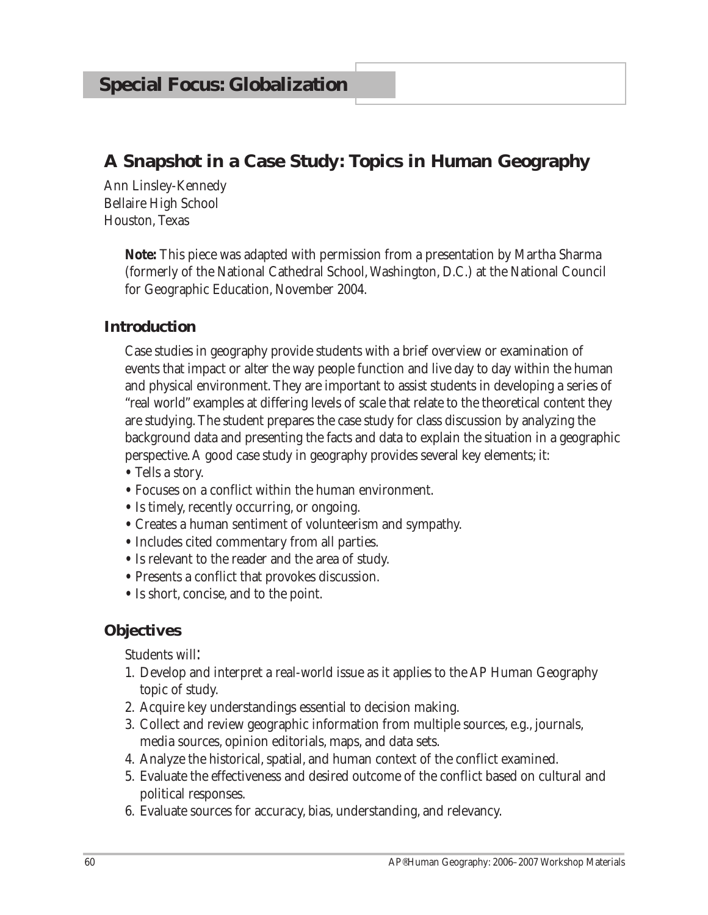# Special Focus: Globalization

## A Snapshot in a Case Study: Topics in Human Geography

Ann Linsley-Kennedy
Bellaire High School
Houston, Texas

**Note:** This piece was adapted with permission from a presentation by Martha Sharma (formerly of the National Cathedral School, Washington, D.C.) at the National Council for Geographic Education, November 2004.

### Introduction

Case studies in geography provide students with a brief overview or examination of events that impact or alter the way people function and live day to day within the human and physical environment. They are important to assist students in developing a series of "real world" examples at differing levels of scale that relate to the theoretical content they are studying. The student prepares the case study for class discussion by analyzing the background data and presenting the facts and data to explain the situation in a geographic perspective. A good case study in geography provides several key elements; it:

- Tells a story.
- Focuses on a conflict within the human environment.
- Is timely, recently occurring, or ongoing.
- Creates a human sentiment of volunteerism and sympathy.
- Includes cited commentary from all parties.
- Is relevant to the reader and the area of study.
- Presents a conflict that provokes discussion.
- Is short, concise, and to the point.

### Objectives

Students will:

1. Develop and interpret a real-world issue as it applies to the AP Human Geography topic of study.
2. Acquire key understandings essential to decision making.
3. Collect and review geographic information from multiple sources, e.g., journals, media sources, opinion editorials, maps, and data sets.
4. Analyze the historical, spatial, and human context of the conflict examined.
5. Evaluate the effectiveness and desired outcome of the conflict based on cultural and political responses.
6. Evaluate sources for accuracy, bias, understanding, and relevancy.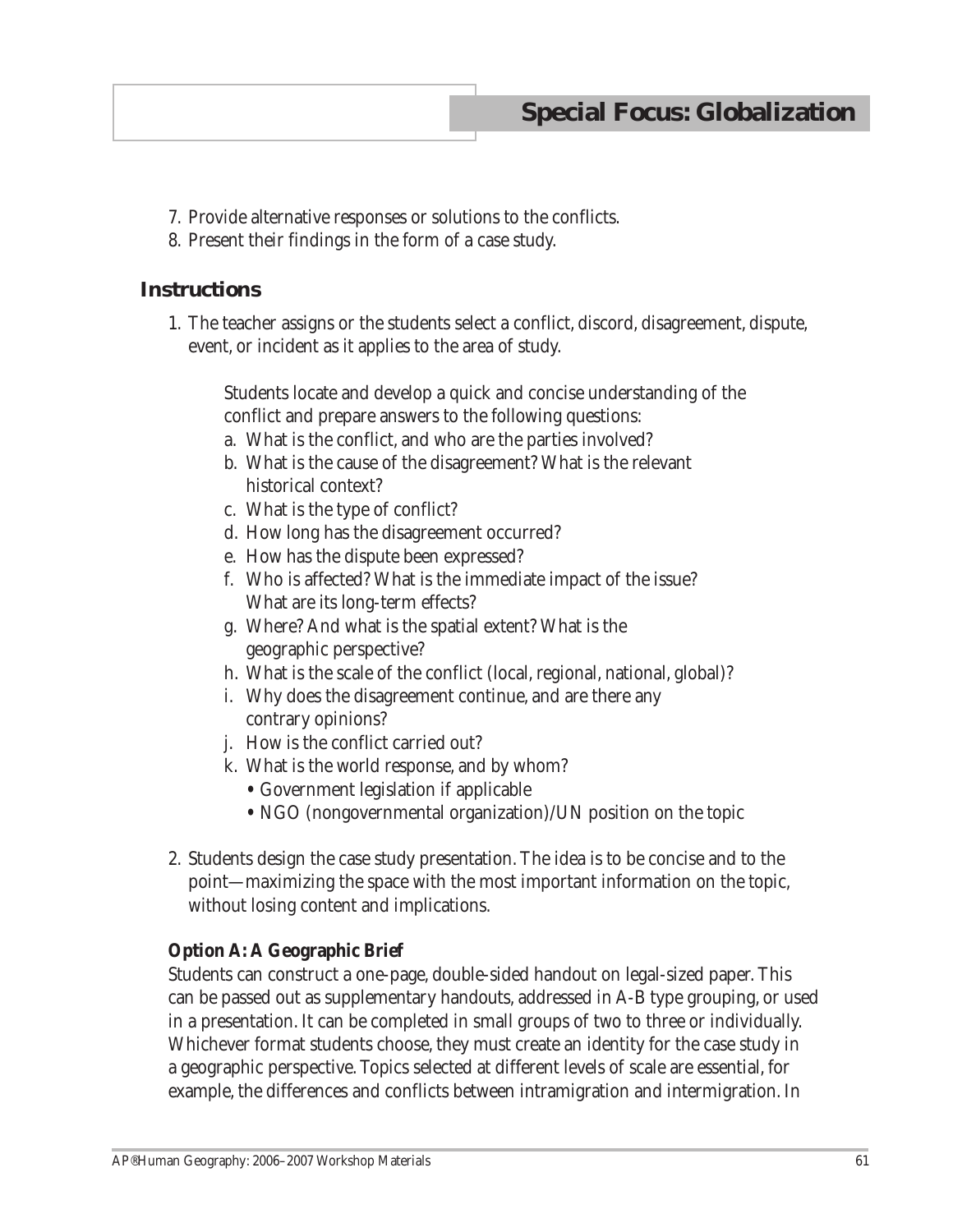7. Provide alternative responses or solutions to the conflicts.
8. Present their findings in the form of a case study.

## Instructions

1. The teacher assigns or the students select a conflict, discord, disagreement, dispute, event, or incident as it applies to the area of study.

   Students locate and develop a quick and concise understanding of the conflict and prepare answers to the following questions:

   a. What is the conflict, and who are the parties involved?
   b. What is the cause of the disagreement? What is the relevant historical context?
   c. What is the type of conflict?
   d. How long has the disagreement occurred?
   e. How has the dispute been expressed?
   f. Who is affected? What is the immediate impact of the issue? What are its long-term effects?
   g. Where? And what is the spatial extent? What is the geographic perspective?
   h. What is the scale of the conflict (local, regional, national, global)?
   i. Why does the disagreement continue, and are there any contrary opinions?
   j. How is the conflict carried out?
   k. What is the world response, and by whom?
      - Government legislation if applicable
      - NGO (nongovernmental organization)/UN position on the topic

2. Students design the case study presentation. The idea is to be concise and to the point—maximizing the space with the most important information on the topic, without losing content and implications.

**Option A: A Geographic Brief**

Students can construct a one-page, double-sided handout on legal-sized paper. This can be passed out as supplementary handouts, addressed in A-B type grouping, or used in a presentation. It can be completed in small groups of two to three or individually. Whichever format students choose, they must create an identity for the case study in a geographic perspective. Topics selected at different levels of scale are essential, for example, the differences and conflicts between intramigration and intermigration. In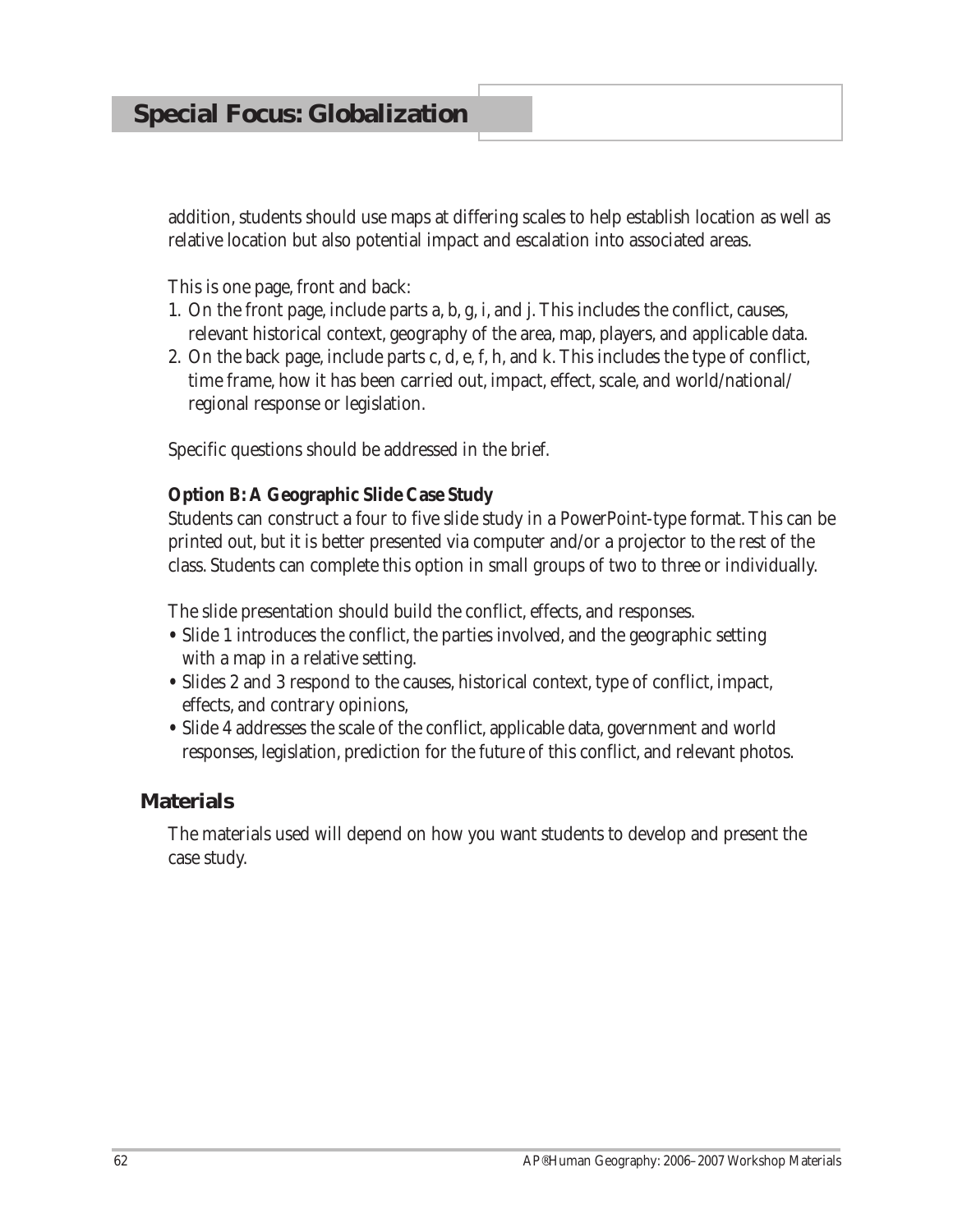addition, students should use maps at differing scales to help establish location as well as relative location but also potential impact and escalation into associated areas.

This is one page, front and back:

1. On the front page, include parts a, b, g, i, and j. This includes the conflict, causes, relevant historical context, geography of the area, map, players, and applicable data.
2. On the back page, include parts c, d, e, f, h, and k. This includes the type of conflict, time frame, how it has been carried out, impact, effect, scale, and world/national/regional response or legislation.

Specific questions should be addressed in the brief.

**Option B: A Geographic Slide Case Study**

Students can construct a four to five slide study in a PowerPoint-type format. This can be printed out, but it is better presented via computer and/or a projector to the rest of the class. Students can complete this option in small groups of two to three or individually.

The slide presentation should build the conflict, effects, and responses.

- Slide 1 introduces the conflict, the parties involved, and the geographic setting with a map in a relative setting.
- Slides 2 and 3 respond to the causes, historical context, type of conflict, impact, effects, and contrary opinions,
- Slide 4 addresses the scale of the conflict, applicable data, government and world responses, legislation, prediction for the future of this conflict, and relevant photos.

## Materials

The materials used will depend on how you want students to develop and present the case study.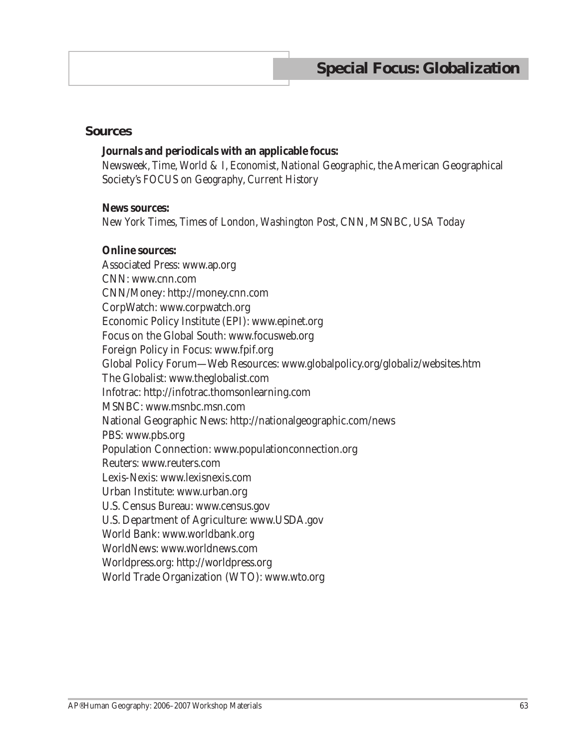# Special Focus: Globalization

## Sources

**Journals and periodicals with an applicable focus:**
*Newsweek*, *Time*, *World & I*, *Economist*, *National Geographic*, the American Geographical Society's *FOCUS on Geography*, *Current History*

**News sources:**
*New York Times*, *Times of London*, *Washington Post*, *CNN*, *MSNBC*, *USA Today*

**Online sources:**
Associated Press: www.ap.org
CNN: www.cnn.com
CNN/Money: http://money.cnn.com
CorpWatch: www.corpwatch.org
Economic Policy Institute (EPI): www.epinet.org
Focus on the Global South: www.focusweb.org
Foreign Policy in Focus: www.fpif.org
Global Policy Forum—Web Resources: www.globalpolicy.org/globaliz/websites.htm
The Globalist: www.theglobalist.com
Infotrac: http://infotrac.thomsonlearning.com
MSNBC: www.msnbc.msn.com
National Geographic News: http://nationalgeographic.com/news
PBS: www.pbs.org
Population Connection: www.populationconnection.org
Reuters: www.reuters.com
Lexis-Nexis: www.lexisnexis.com
Urban Institute: www.urban.org
U.S. Census Bureau: www.census.gov
U.S. Department of Agriculture: www.USDA.gov
World Bank: www.worldbank.org
WorldNews: www.worldnews.com
Worldpress.org: http://worldpress.org
World Trade Organization (WTO): www.wto.org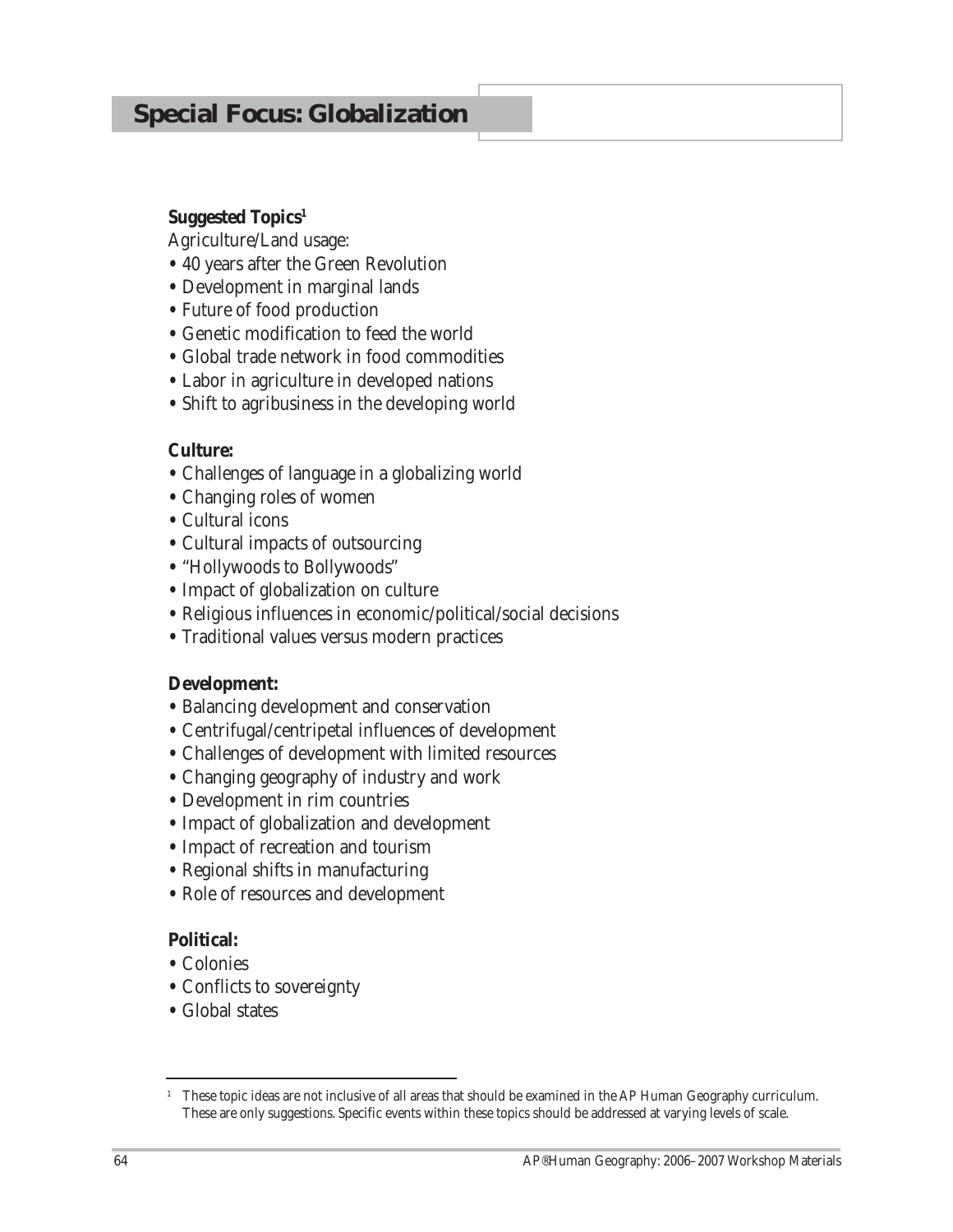# Special Focus: Globalization

**Suggested Topics**[1]

Agriculture/Land usage:

- 40 years after the Green Revolution
- Development in marginal lands
- Future of food production
- Genetic modification to feed the world
- Global trade network in food commodities
- Labor in agriculture in developed nations
- Shift to agribusiness in the developing world

**Culture:**

- Challenges of language in a globalizing world
- Changing roles of women
- Cultural icons
- Cultural impacts of outsourcing
- "Hollywoods to Bollywoods"
- Impact of globalization on culture
- Religious influences in economic/political/social decisions
- Traditional values versus modern practices

**Development:**

- Balancing development and conservation
- Centrifugal/centripetal influences of development
- Challenges of development with limited resources
- Changing geography of industry and work
- Development in rim countries
- Impact of globalization and development
- Impact of recreation and tourism
- Regional shifts in manufacturing
- Role of resources and development

**Political:**

- Colonies
- Conflicts to sovereignty
- Global states

---

[1] These topic ideas are not inclusive of all areas that should be examined in the AP Human Geography curriculum. These are only suggestions. Specific events within these topics should be addressed at varying levels of scale.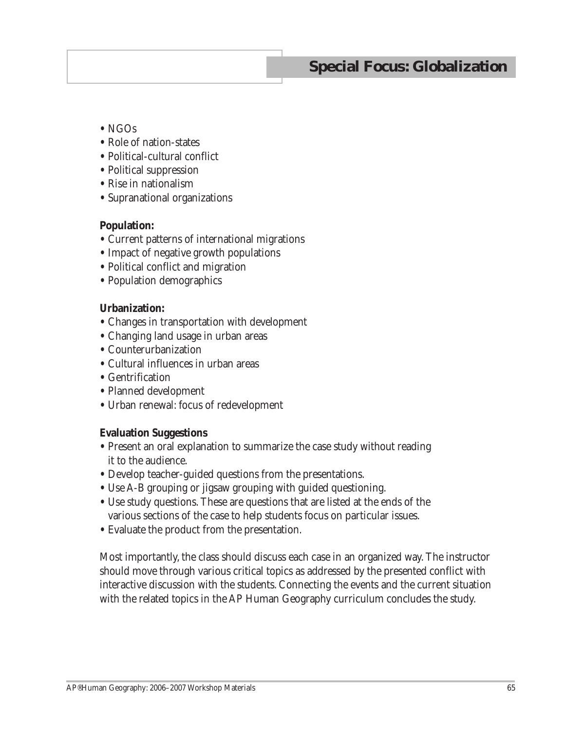- NGOs
- Role of nation-states
- Political-cultural conflict
- Political suppression
- Rise in nationalism
- Supranational organizations

**Population:**

- Current patterns of international migrations
- Impact of negative growth populations
- Political conflict and migration
- Population demographics

**Urbanization:**

- Changes in transportation with development
- Changing land usage in urban areas
- Counterurbanization
- Cultural influences in urban areas
- Gentrification
- Planned development
- Urban renewal: focus of redevelopment

**Evaluation Suggestions**

- Present an oral explanation to summarize the case study without reading it to the audience.
- Develop teacher-guided questions from the presentations.
- Use A-B grouping or jigsaw grouping with guided questioning.
- Use study questions. These are questions that are listed at the ends of the various sections of the case to help students focus on particular issues.
- Evaluate the product from the presentation.

Most importantly, the class should discuss each case in an organized way. The instructor should move through various critical topics as addressed by the presented conflict with interactive discussion with the students. Connecting the events and the current situation with the related topics in the AP Human Geography curriculum concludes the study.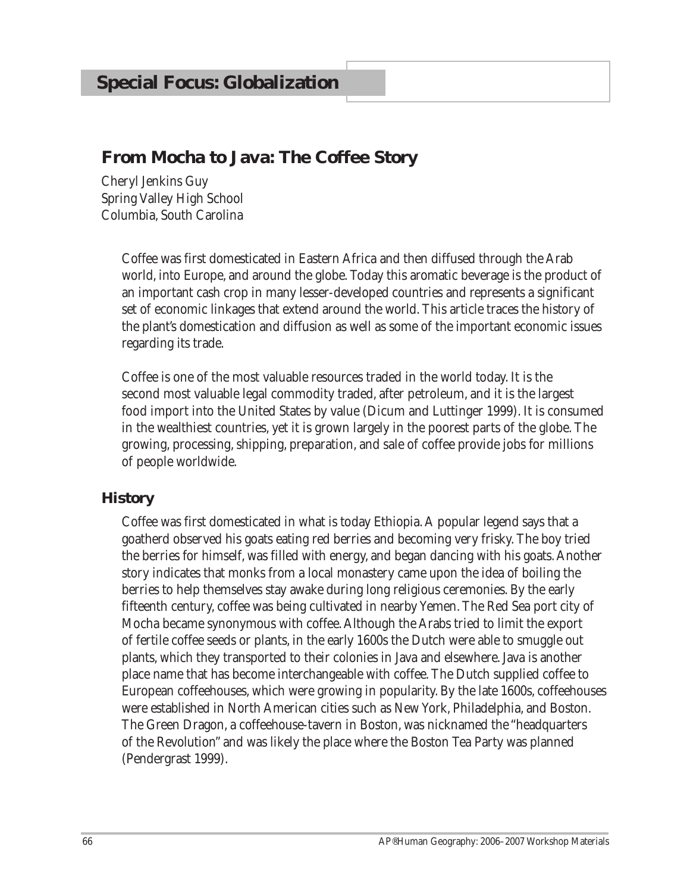## Special Focus: Globalization

# From Mocha to Java: The Coffee Story

Cheryl Jenkins Guy
Spring Valley High School
Columbia, South Carolina

Coffee was first domesticated in Eastern Africa and then diffused through the Arab world, into Europe, and around the globe. Today this aromatic beverage is the product of an important cash crop in many lesser-developed countries and represents a significant set of economic linkages that extend around the world. This article traces the history of the plant's domestication and diffusion as well as some of the important economic issues regarding its trade.

Coffee is one of the most valuable resources traded in the world today. It is the second most valuable legal commodity traded, after petroleum, and it is the largest food import into the United States by value (Dicum and Luttinger 1999). It is consumed in the wealthiest countries, yet it is grown largely in the poorest parts of the globe. The growing, processing, shipping, preparation, and sale of coffee provide jobs for millions of people worldwide.

## History

Coffee was first domesticated in what is today Ethiopia. A popular legend says that a goatherd observed his goats eating red berries and becoming very frisky. The boy tried the berries for himself, was filled with energy, and began dancing with his goats. Another story indicates that monks from a local monastery came upon the idea of boiling the berries to help themselves stay awake during long religious ceremonies. By the early fifteenth century, coffee was being cultivated in nearby Yemen. The Red Sea port city of Mocha became synonymous with coffee. Although the Arabs tried to limit the export of fertile coffee seeds or plants, in the early 1600s the Dutch were able to smuggle out plants, which they transported to their colonies in Java and elsewhere. Java is another place name that has become interchangeable with coffee. The Dutch supplied coffee to European coffeehouses, which were growing in popularity. By the late 1600s, coffeehouses were established in North American cities such as New York, Philadelphia, and Boston. The Green Dragon, a coffeehouse-tavern in Boston, was nicknamed the "headquarters of the Revolution" and was likely the place where the Boston Tea Party was planned (Pendergrast 1999).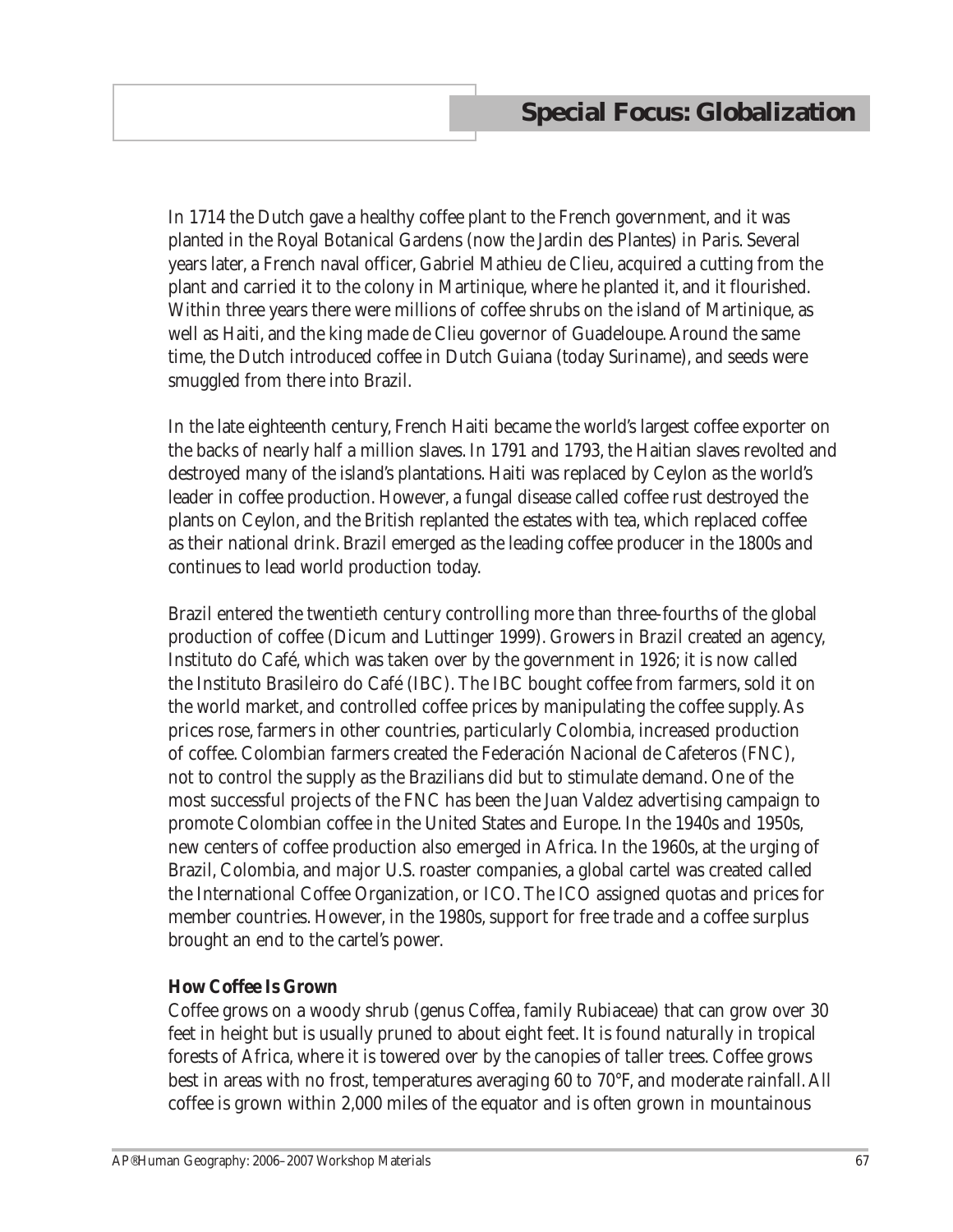In 1714 the Dutch gave a healthy coffee plant to the French government, and it was planted in the Royal Botanical Gardens (now the Jardin des Plantes) in Paris. Several years later, a French naval officer, Gabriel Mathieu de Clieu, acquired a cutting from the plant and carried it to the colony in Martinique, where he planted it, and it flourished. Within three years there were millions of coffee shrubs on the island of Martinique, as well as Haiti, and the king made de Clieu governor of Guadeloupe. Around the same time, the Dutch introduced coffee in Dutch Guiana (today Suriname), and seeds were smuggled from there into Brazil.

In the late eighteenth century, French Haiti became the world's largest coffee exporter on the backs of nearly half a million slaves. In 1791 and 1793, the Haitian slaves revolted and destroyed many of the island's plantations. Haiti was replaced by Ceylon as the world's leader in coffee production. However, a fungal disease called coffee rust destroyed the plants on Ceylon, and the British replanted the estates with tea, which replaced coffee as their national drink. Brazil emerged as the leading coffee producer in the 1800s and continues to lead world production today.

Brazil entered the twentieth century controlling more than three-fourths of the global production of coffee (Dicum and Luttinger 1999). Growers in Brazil created an agency, Instituto do Café, which was taken over by the government in 1926; it is now called the Instituto Brasileiro do Café (IBC). The IBC bought coffee from farmers, sold it on the world market, and controlled coffee prices by manipulating the coffee supply. As prices rose, farmers in other countries, particularly Colombia, increased production of coffee. Colombian farmers created the Federación Nacional de Cafeteros (FNC), not to control the supply as the Brazilians did but to stimulate demand. One of the most successful projects of the FNC has been the Juan Valdez advertising campaign to promote Colombian coffee in the United States and Europe. In the 1940s and 1950s, new centers of coffee production also emerged in Africa. In the 1960s, at the urging of Brazil, Colombia, and major U.S. roaster companies, a global cartel was created called the International Coffee Organization, or ICO. The ICO assigned quotas and prices for member countries. However, in the 1980s, support for free trade and a coffee surplus brought an end to the cartel's power.

**How Coffee Is Grown**

Coffee grows on a woody shrub (genus *Coffea*, family Rubiaceae) that can grow over 30 feet in height but is usually pruned to about eight feet. It is found naturally in tropical forests of Africa, where it is towered over by the canopies of taller trees. Coffee grows best in areas with no frost, temperatures averaging 60 to 70°F, and moderate rainfall. All coffee is grown within 2,000 miles of the equator and is often grown in mountainous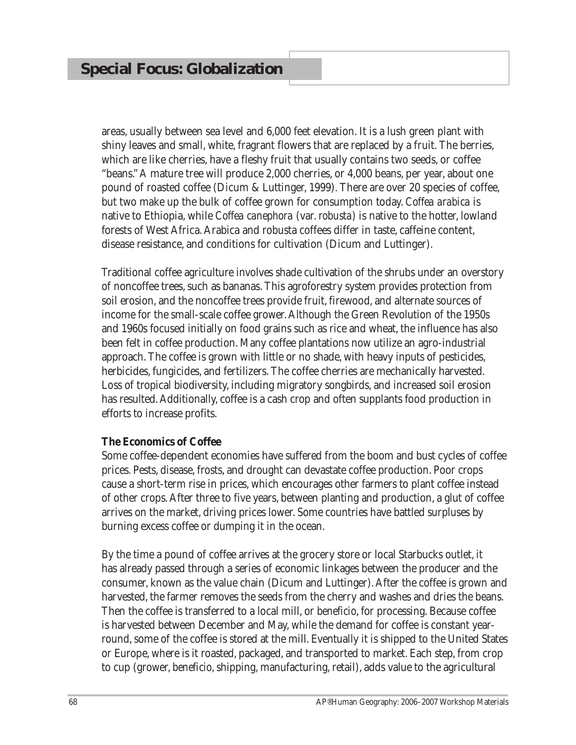areas, usually between sea level and 6,000 feet elevation. It is a lush green plant with shiny leaves and small, white, fragrant flowers that are replaced by a fruit. The berries, which are like cherries, have a fleshy fruit that usually contains two seeds, or coffee "beans." A mature tree will produce 2,000 cherries, or 4,000 beans, per year, about one pound of roasted coffee (Dicum & Luttinger, 1999). There are over 20 species of coffee, but two make up the bulk of coffee grown for consumption today. *Coffea arabica* is native to Ethiopia, while *Coffea canephora* (var. *robusta*) is native to the hotter, lowland forests of West Africa. Arabica and robusta coffees differ in taste, caffeine content, disease resistance, and conditions for cultivation (Dicum and Luttinger).

Traditional coffee agriculture involves shade cultivation of the shrubs under an overstory of noncoffee trees, such as bananas. This agroforestry system provides protection from soil erosion, and the noncoffee trees provide fruit, firewood, and alternate sources of income for the small-scale coffee grower. Although the Green Revolution of the 1950s and 1960s focused initially on food grains such as rice and wheat, the influence has also been felt in coffee production. Many coffee plantations now utilize an agro-industrial approach. The coffee is grown with little or no shade, with heavy inputs of pesticides, herbicides, fungicides, and fertilizers. The coffee cherries are mechanically harvested. Loss of tropical biodiversity, including migratory songbirds, and increased soil erosion has resulted. Additionally, coffee is a cash crop and often supplants food production in efforts to increase profits.

**The Economics of Coffee**

Some coffee-dependent economies have suffered from the boom and bust cycles of coffee prices. Pests, disease, frosts, and drought can devastate coffee production. Poor crops cause a short-term rise in prices, which encourages other farmers to plant coffee instead of other crops. After three to five years, between planting and production, a glut of coffee arrives on the market, driving prices lower. Some countries have battled surpluses by burning excess coffee or dumping it in the ocean.

By the time a pound of coffee arrives at the grocery store or local Starbucks outlet, it has already passed through a series of economic linkages between the producer and the consumer, known as the value chain (Dicum and Luttinger). After the coffee is grown and harvested, the farmer removes the seeds from the cherry and washes and dries the beans. Then the coffee is transferred to a local mill, or *beneficio*, for processing. Because coffee is harvested between December and May, while the demand for coffee is constant year-round, some of the coffee is stored at the mill. Eventually it is shipped to the United States or Europe, where is it roasted, packaged, and transported to market. Each step, from crop to cup (grower, *beneficio*, shipping, manufacturing, retail), adds value to the agricultural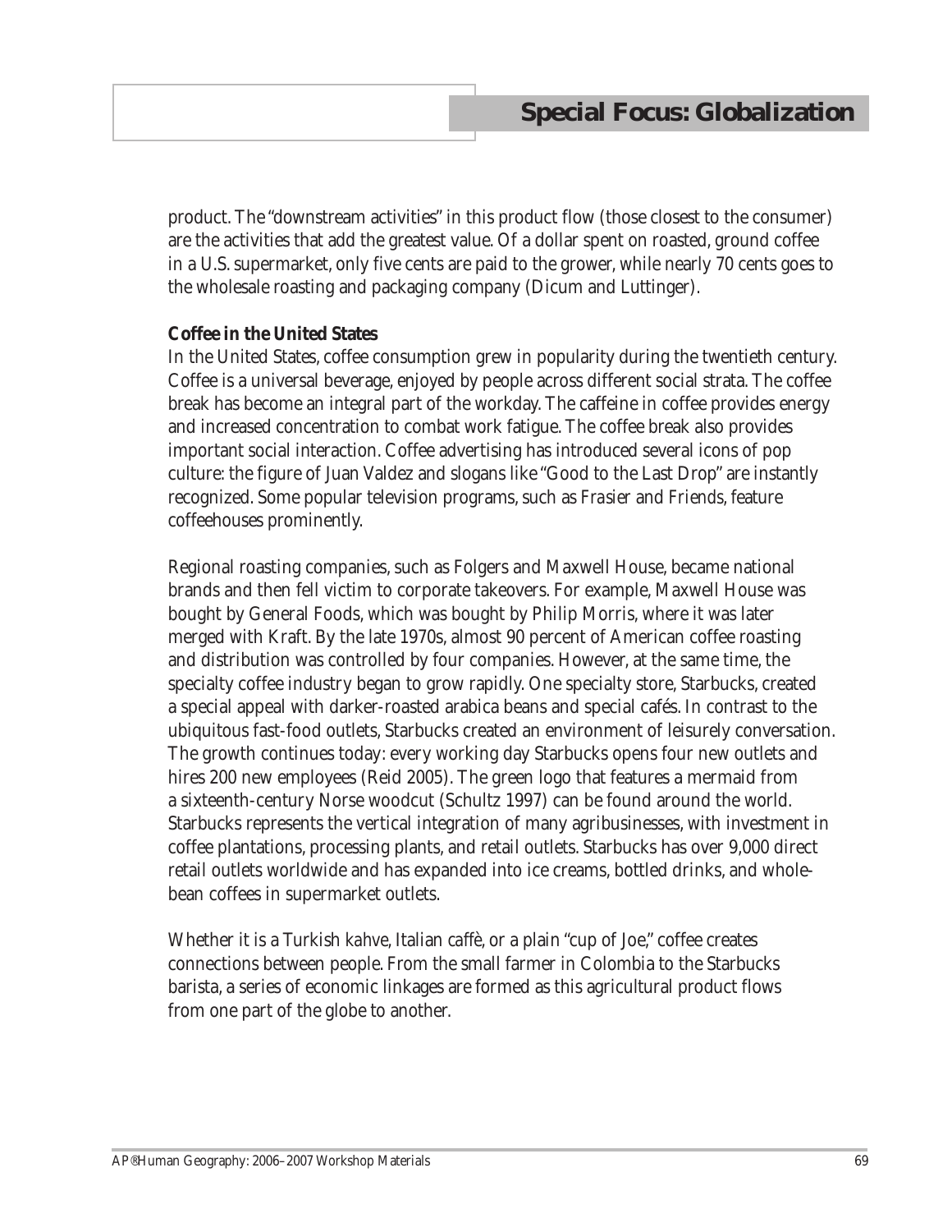product. The "downstream activities" in this product flow (those closest to the consumer) are the activities that add the greatest value. Of a dollar spent on roasted, ground coffee in a U.S. supermarket, only five cents are paid to the grower, while nearly 70 cents goes to the wholesale roasting and packaging company (Dicum and Luttinger).

**Coffee in the United States**

In the United States, coffee consumption grew in popularity during the twentieth century. Coffee is a universal beverage, enjoyed by people across different social strata. The coffee break has become an integral part of the workday. The caffeine in coffee provides energy and increased concentration to combat work fatigue. The coffee break also provides important social interaction. Coffee advertising has introduced several icons of pop culture: the figure of Juan Valdez and slogans like "Good to the Last Drop" are instantly recognized. Some popular television programs, such as *Frasier* and *Friends*, feature coffeehouses prominently.

Regional roasting companies, such as Folgers and Maxwell House, became national brands and then fell victim to corporate takeovers. For example, Maxwell House was bought by General Foods, which was bought by Philip Morris, where it was later merged with Kraft. By the late 1970s, almost 90 percent of American coffee roasting and distribution was controlled by four companies. However, at the same time, the specialty coffee industry began to grow rapidly. One specialty store, Starbucks, created a special appeal with darker-roasted arabica beans and special cafés. In contrast to the ubiquitous fast-food outlets, Starbucks created an environment of leisurely conversation. The growth continues today: every working day Starbucks opens four new outlets and hires 200 new employees (Reid 2005). The green logo that features a mermaid from a sixteenth-century Norse woodcut (Schultz 1997) can be found around the world. Starbucks represents the vertical integration of many agribusinesses, with investment in coffee plantations, processing plants, and retail outlets. Starbucks has over 9,000 direct retail outlets worldwide and has expanded into ice creams, bottled drinks, and whole-bean coffees in supermarket outlets.

Whether it is a Turkish *kahve*, Italian *caffè*, or a plain "cup of Joe," coffee creates connections between people. From the small farmer in Colombia to the Starbucks barista, a series of economic linkages are formed as this agricultural product flows from one part of the globe to another.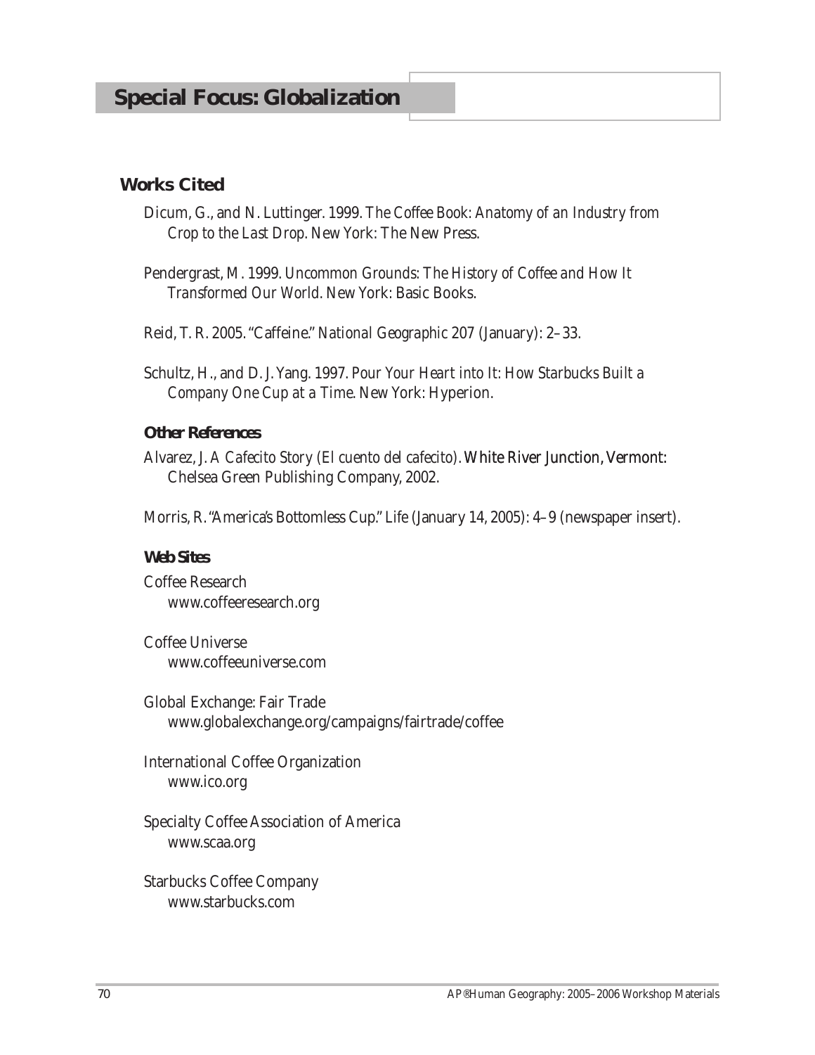# Special Focus: Globalization

## Works Cited

Dicum, G., and N. Luttinger. 1999. *The Coffee Book: Anatomy of an Industry from Crop to the Last Drop.* New York: The New Press.

Pendergrast, M. 1999. *Uncommon Grounds: The History of Coffee and How It Transformed Our World.* New York: Basic Books.

Reid, T. R. 2005. "Caffeine." *National Geographic* 207 (January): 2–33.

Schultz, H., and D. J. Yang. 1997. *Pour Your Heart into It: How Starbucks Built a Company One Cup at a Time.* New York: Hyperion.

### Other References

Alvarez, J. *A Cafecito Story (El cuento del cafecito).* White River Junction, Vermont: Chelsea Green Publishing Company, 2002.

Morris, R. "America's Bottomless Cup." Life (January 14, 2005): 4–9 (newspaper insert).

### Web Sites

Coffee Research
www.coffeeresearch.org

Coffee Universe
www.coffeeuniverse.com

Global Exchange: Fair Trade
www.globalexchange.org/campaigns/fairtrade/coffee

International Coffee Organization
www.ico.org

Specialty Coffee Association of America
www.scaa.org

Starbucks Coffee Company
www.starbucks.com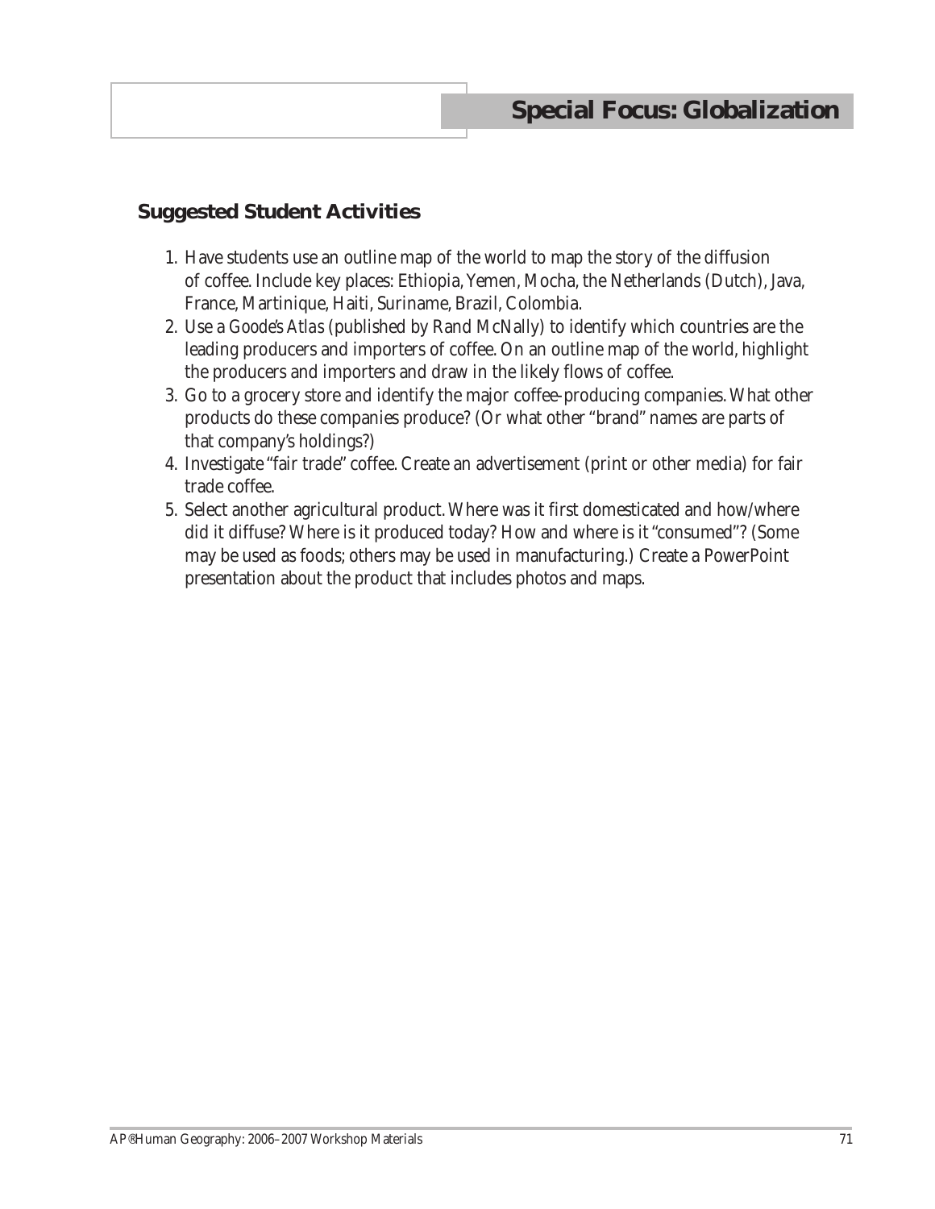# Special Focus: Globalization

## Suggested Student Activities

1. Have students use an outline map of the world to map the story of the diffusion of coffee. Include key places: Ethiopia, Yemen, Mocha, the Netherlands (Dutch), Java, France, Martinique, Haiti, Suriname, Brazil, Colombia.
2. Use a *Goode's Atlas* (published by Rand McNally) to identify which countries are the leading producers and importers of coffee. On an outline map of the world, highlight the producers and importers and draw in the likely flows of coffee.
3. Go to a grocery store and identify the major coffee-producing companies. What other products do these companies produce? (Or what other "brand" names are parts of that company's holdings?)
4. Investigate "fair trade" coffee. Create an advertisement (print or other media) for fair trade coffee.
5. Select another agricultural product. Where was it first domesticated and how/where did it diffuse? Where is it produced today? How and where is it "consumed"? (Some may be used as foods; others may be used in manufacturing.) Create a PowerPoint presentation about the product that includes photos and maps.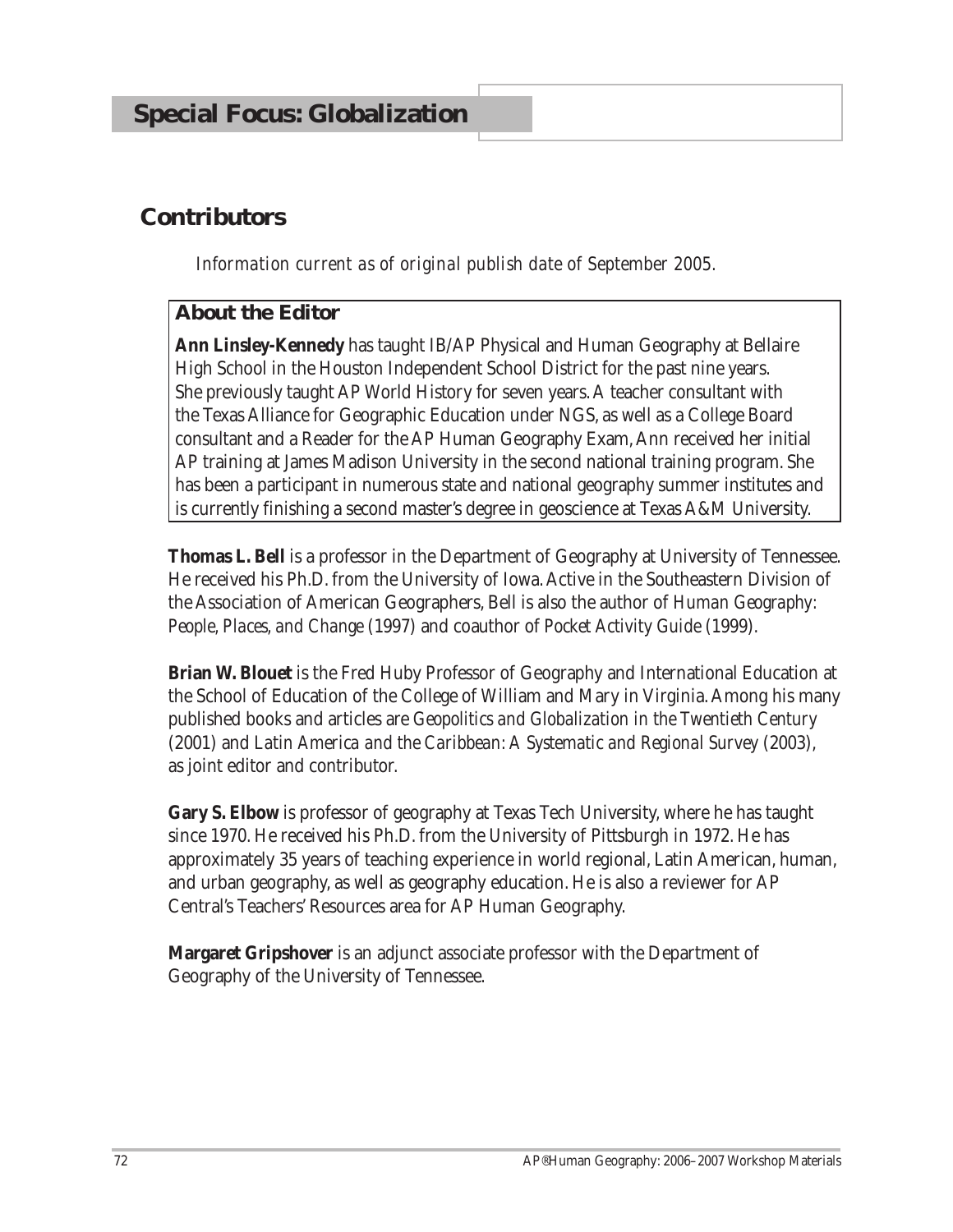# Special Focus: Globalization

## Contributors

*Information current as of original publish date of September 2005.*

### About the Editor

**Ann Linsley-Kennedy** has taught IB/AP Physical and Human Geography at Bellaire High School in the Houston Independent School District for the past nine years. She previously taught AP World History for seven years. A teacher consultant with the Texas Alliance for Geographic Education under NGS, as well as a College Board consultant and a Reader for the AP Human Geography Exam, Ann received her initial AP training at James Madison University in the second national training program. She has been a participant in numerous state and national geography summer institutes and is currently finishing a second master's degree in geoscience at Texas A&M University.

**Thomas L. Bell** is a professor in the Department of Geography at University of Tennessee. He received his Ph.D. from the University of Iowa. Active in the Southeastern Division of the Association of American Geographers, Bell is also the author of *Human Geography: People, Places, and Change* (1997) and coauthor of *Pocket Activity Guide* (1999).

**Brian W. Blouet** is the Fred Huby Professor of Geography and International Education at the School of Education of the College of William and Mary in Virginia. Among his many published books and articles are *Geopolitics and Globalization in the Twentieth Century* (2001) and *Latin America and the Caribbean: A Systematic and Regional Survey* (2003), as joint editor and contributor.

**Gary S. Elbow** is professor of geography at Texas Tech University, where he has taught since 1970. He received his Ph.D. from the University of Pittsburgh in 1972. He has approximately 35 years of teaching experience in world regional, Latin American, human, and urban geography, as well as geography education. He is also a reviewer for AP Central's Teachers' Resources area for AP Human Geography.

**Margaret Gripshover** is an adjunct associate professor with the Department of Geography of the University of Tennessee.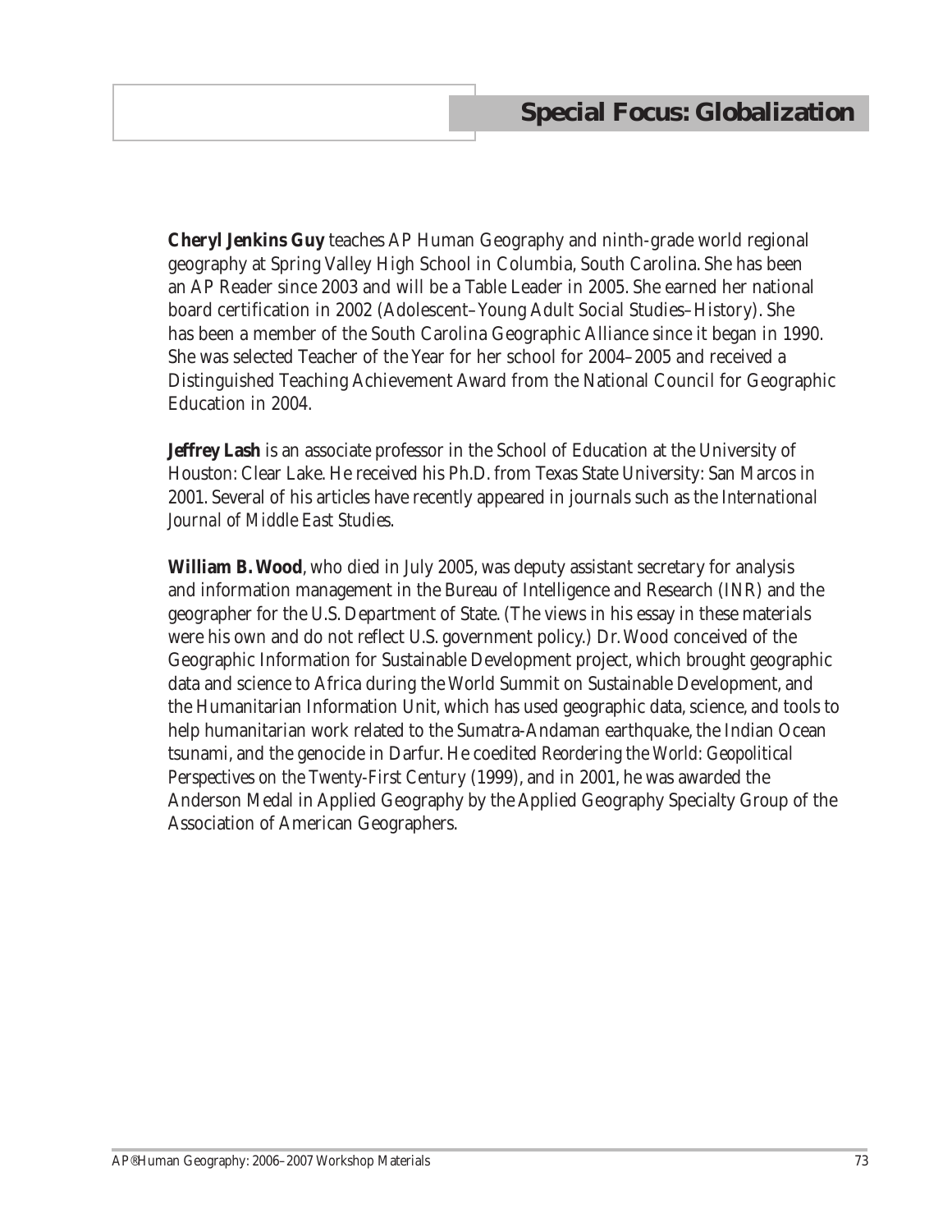# Special Focus: Globalization

**Cheryl Jenkins Guy** teaches AP Human Geography and ninth-grade world regional geography at Spring Valley High School in Columbia, South Carolina. She has been an AP Reader since 2003 and will be a Table Leader in 2005. She earned her national board certification in 2002 (Adolescent–Young Adult Social Studies–History). She has been a member of the South Carolina Geographic Alliance since it began in 1990. She was selected Teacher of the Year for her school for 2004–2005 and received a Distinguished Teaching Achievement Award from the National Council for Geographic Education in 2004.

**Jeffrey Lash** is an associate professor in the School of Education at the University of Houston: Clear Lake. He received his Ph.D. from Texas State University: San Marcos in 2001. Several of his articles have recently appeared in journals such as the *International Journal of Middle East Studies*.

**William B. Wood**, who died in July 2005, was deputy assistant secretary for analysis and information management in the Bureau of Intelligence and Research (INR) and the geographer for the U.S. Department of State. (The views in his essay in these materials were his own and do not reflect U.S. government policy.) Dr. Wood conceived of the Geographic Information for Sustainable Development project, which brought geographic data and science to Africa during the World Summit on Sustainable Development, and the Humanitarian Information Unit, which has used geographic data, science, and tools to help humanitarian work related to the Sumatra-Andaman earthquake, the Indian Ocean tsunami, and the genocide in Darfur. He coedited *Reordering the World: Geopolitical Perspectives on the Twenty-First Century* (1999), and in 2001, he was awarded the Anderson Medal in Applied Geography by the Applied Geography Specialty Group of the Association of American Geographers.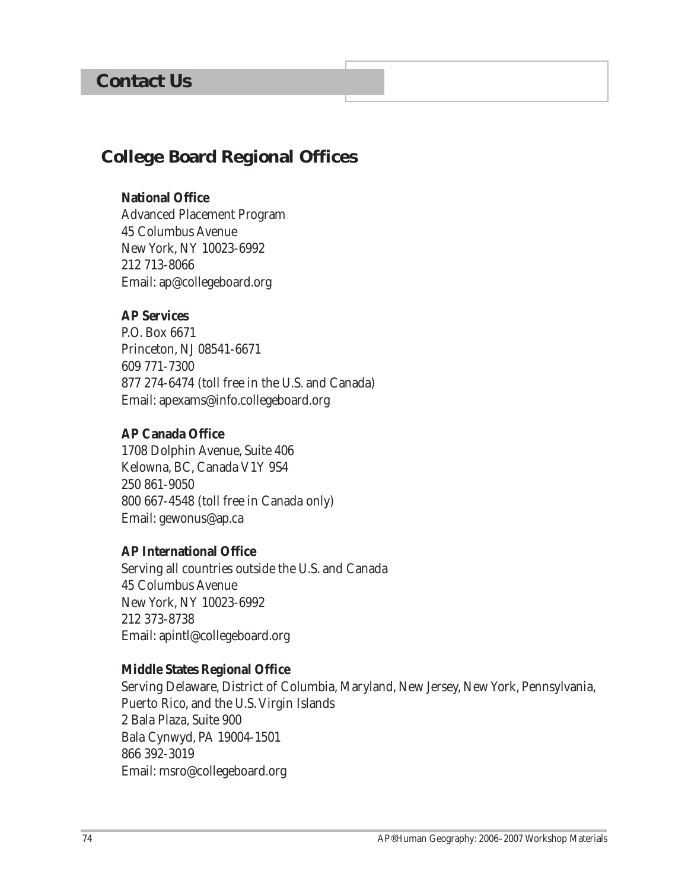# Contact Us

## College Board Regional Offices

**National Office**
Advanced Placement Program
45 Columbus Avenue
New York, NY 10023-6992
212 713-8066
Email: ap@collegeboard.org

**AP Services**
P.O. Box 6671
Princeton, NJ 08541-6671
609 771-7300
877 274-6474 (toll free in the U.S. and Canada)
Email: apexams@info.collegeboard.org

**AP Canada Office**
1708 Dolphin Avenue, Suite 406
Kelowna, BC, Canada V1Y 9S4
250 861-9050
800 667-4548 (toll free in Canada only)
Email: gewonus@ap.ca

**AP International Office**
Serving all countries outside the U.S. and Canada
45 Columbus Avenue
New York, NY 10023-6992
212 373-8738
Email: apintl@collegeboard.org

**Middle States Regional Office**
Serving Delaware, District of Columbia, Maryland, New Jersey, New York, Pennsylvania, Puerto Rico, and the U.S. Virgin Islands
2 Bala Plaza, Suite 900
Bala Cynwyd, PA 19004-1501
866 392-3019
Email: msro@collegeboard.org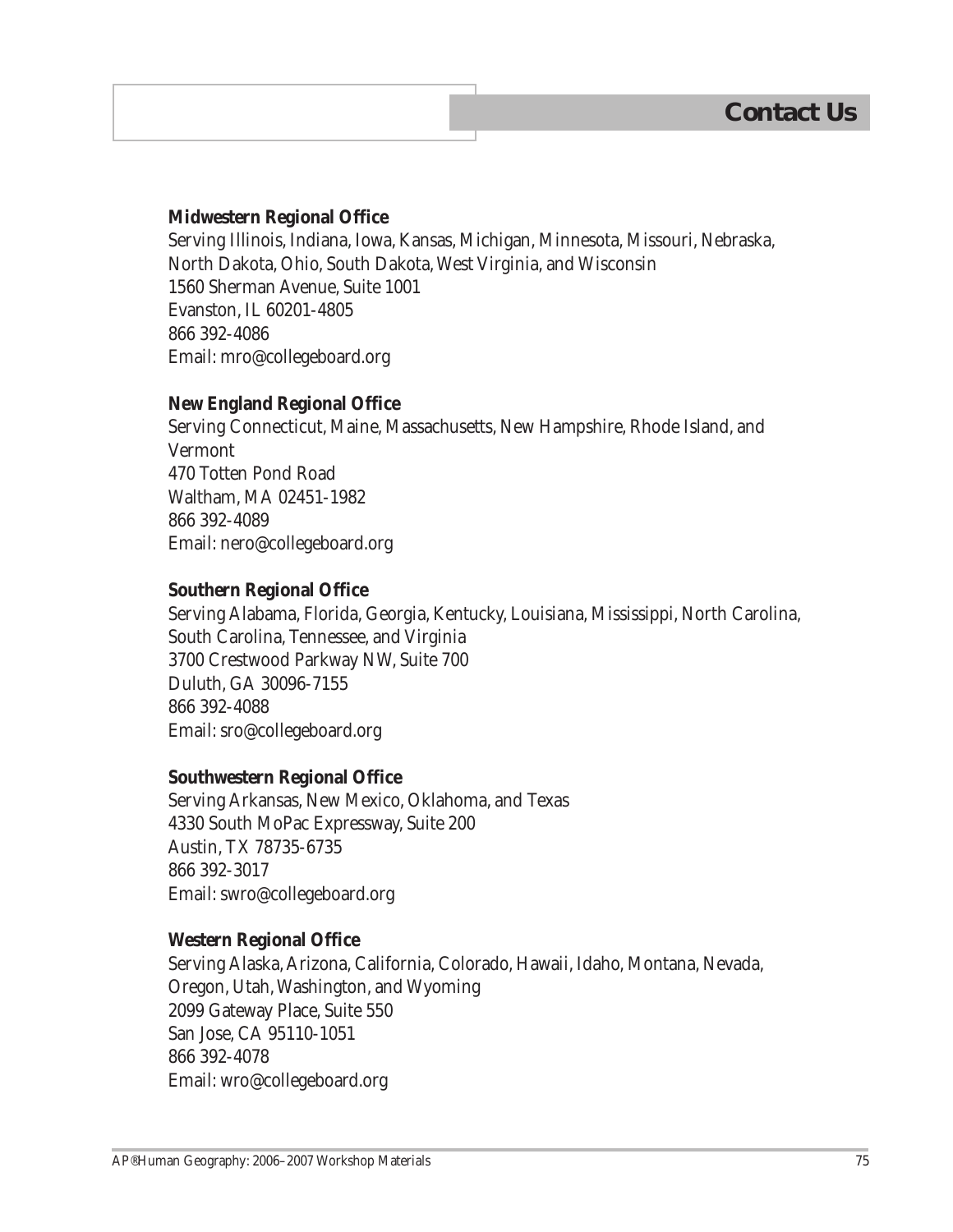# Contact Us

**Midwestern Regional Office**
Serving Illinois, Indiana, Iowa, Kansas, Michigan, Minnesota, Missouri, Nebraska, North Dakota, Ohio, South Dakota, West Virginia, and Wisconsin
1560 Sherman Avenue, Suite 1001
Evanston, IL 60201-4805
866 392-4086
Email: mro@collegeboard.org

**New England Regional Office**
Serving Connecticut, Maine, Massachusetts, New Hampshire, Rhode Island, and Vermont
470 Totten Pond Road
Waltham, MA 02451-1982
866 392-4089
Email: nero@collegeboard.org

**Southern Regional Office**
Serving Alabama, Florida, Georgia, Kentucky, Louisiana, Mississippi, North Carolina, South Carolina, Tennessee, and Virginia
3700 Crestwood Parkway NW, Suite 700
Duluth, GA 30096-7155
866 392-4088
Email: sro@collegeboard.org

**Southwestern Regional Office**
Serving Arkansas, New Mexico, Oklahoma, and Texas
4330 South MoPac Expressway, Suite 200
Austin, TX 78735-6735
866 392-3017
Email: swro@collegeboard.org

**Western Regional Office**
Serving Alaska, Arizona, California, Colorado, Hawaii, Idaho, Montana, Nevada, Oregon, Utah, Washington, and Wyoming
2099 Gateway Place, Suite 550
San Jose, CA 95110-1051
866 392-4078
Email: wro@collegeboard.org